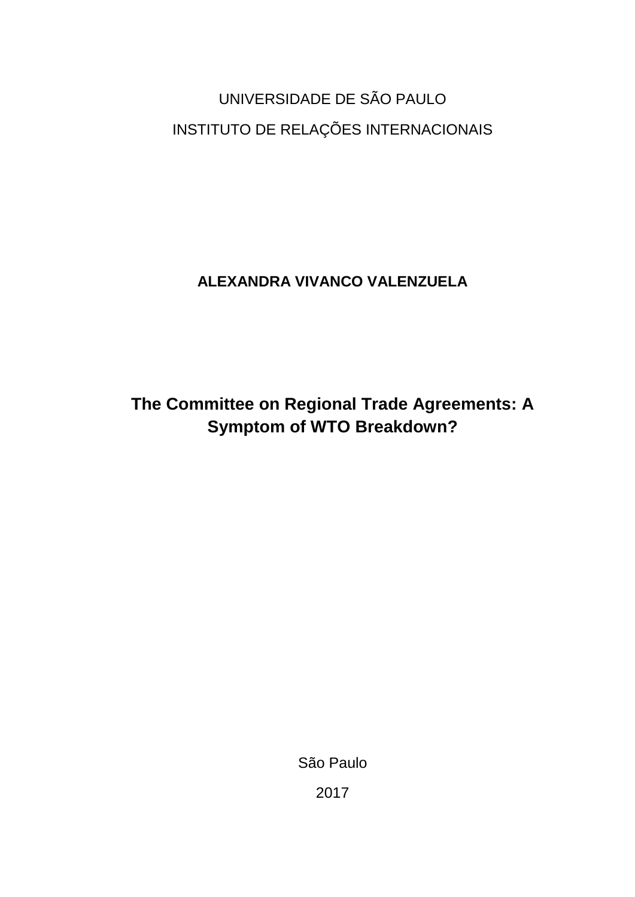UNIVERSIDADE DE SÃO PAULO

INSTITUTO DE RELAÇÕES INTERNACIONAIS

**ALEXANDRA VIVANCO VALENZUELA**

# The Committee on Regional Trade Agreements: A Symptom of WTO Breakdown?

São Paulo

2017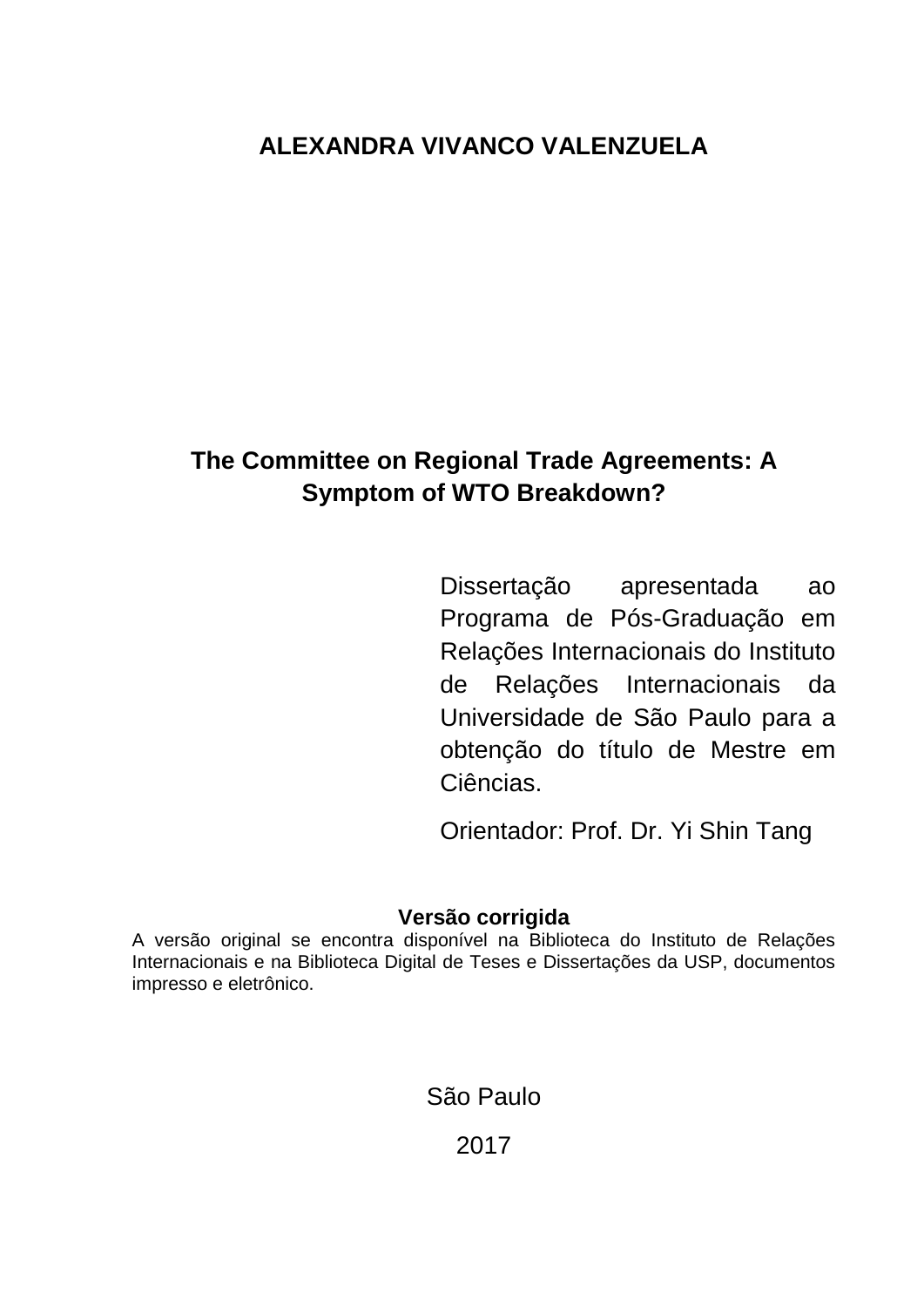**ALEXANDRA VIVANCO VALENZUELA**

# The Committee on Regional Trade Agreements: A Symptom of WTO Breakdown?

Dissertação apresentada ao Programa de Pós-Graduação em Relações Internacionais do Instituto de Relações Internacionais da Universidade de São Paulo para a obtenção do título de Mestre em Ciências.

Orientador: Prof. Dr. Yi Shin Tang

**Versão corrigida**

A versão original se encontra disponível na Biblioteca do Instituto de Relações Internacionais e na Biblioteca Digital de Teses e Dissertações da USP, documentos impresso e eletrônico.

São Paulo

2017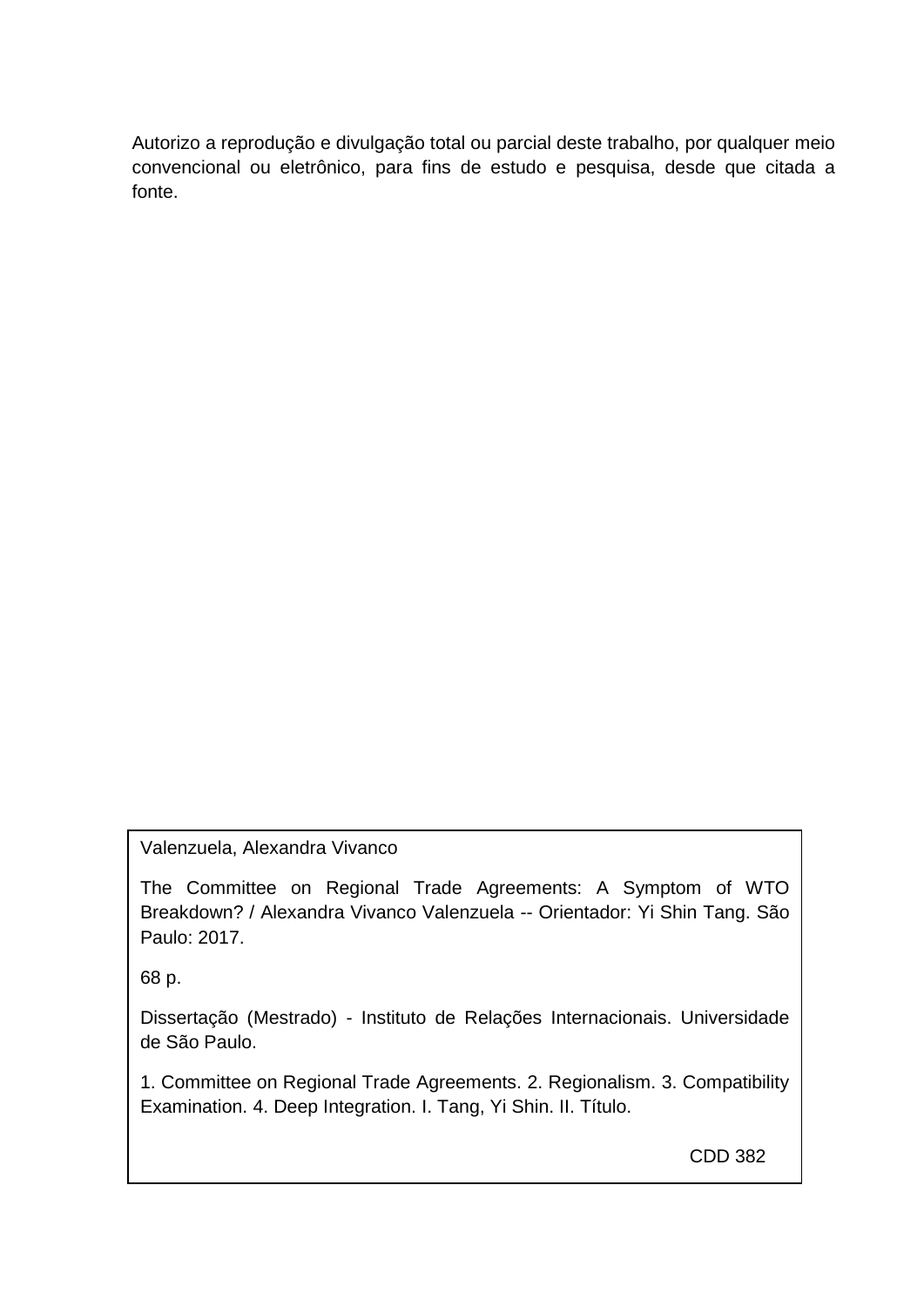Autorizo a reprodução e divulgação total ou parcial deste trabalho, por qualquer meio convencional ou eletrônico, para fins de estudo e pesquisa, desde que citada a fonte.

Valenzuela, Alexandra Vivanco

The Committee on Regional Trade Agreements: A Symptom of WTO Breakdown? / Alexandra Vivanco Valenzuela -- Orientador: Yi Shin Tang. São Paulo: 2017.

68 p.

Dissertação (Mestrado) - Instituto de Relações Internacionais. Universidade de São Paulo.

1. Committee on Regional Trade Agreements. 2. Regionalism. 3. Compatibility Examination. 4. Deep Integration. I. Tang, Yi Shin. II. Título.

CDD 382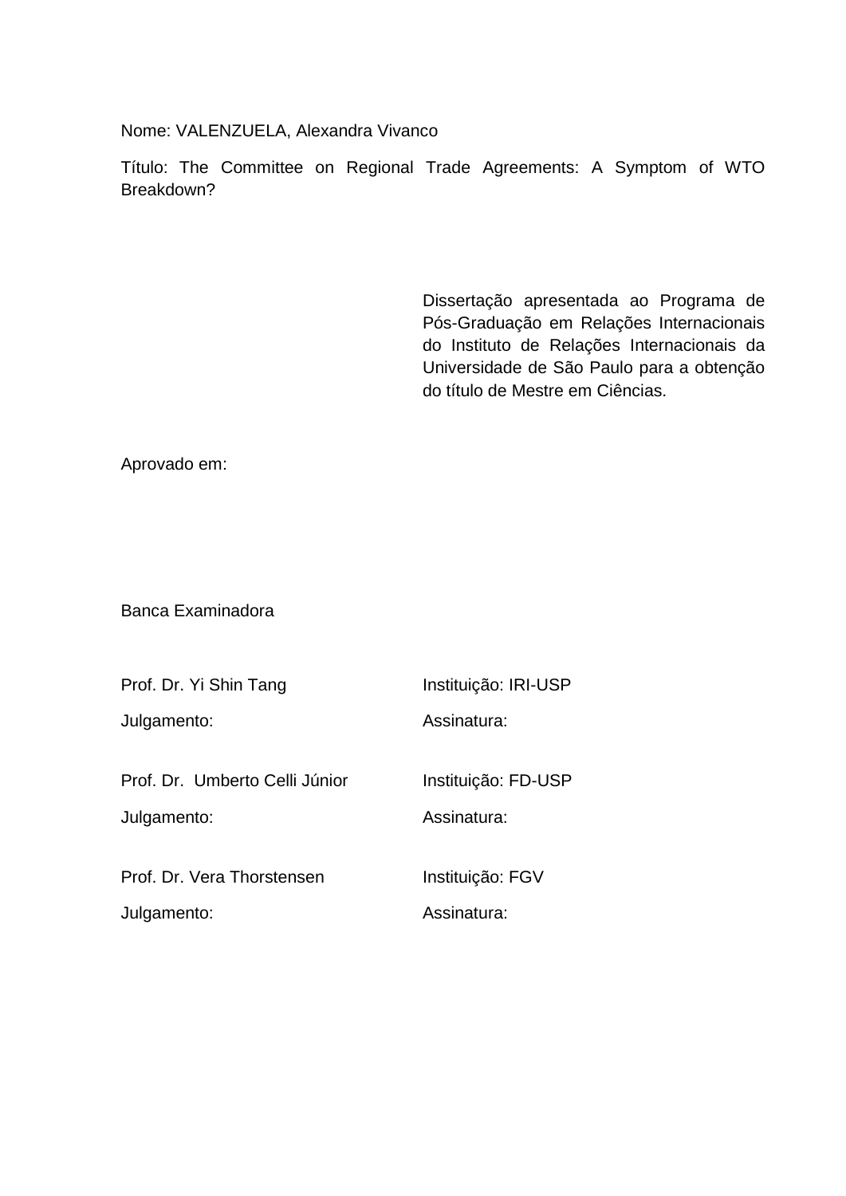Nome: VALENZUELA, Alexandra Vivanco

Título: The Committee on Regional Trade Agreements: A Symptom of WTO Breakdown?

Dissertação apresentada ao Programa de Pós-Graduação em Relações Internacionais do Instituto de Relações Internacionais da Universidade de São Paulo para a obtenção do título de Mestre em Ciências.

Aprovado em:

Banca Examinadora

| | |
|---|---|
| Prof. Dr. Yi Shin Tang | Instituição: IRI-USP |
| Julgamento: | Assinatura: |
| Prof. Dr. Umberto Celli Júnior | Instituição: FD-USP |
| Julgamento: | Assinatura: |
| Prof. Dr. Vera Thorstensen | Instituição: FGV |
| Julgamento: | Assinatura: |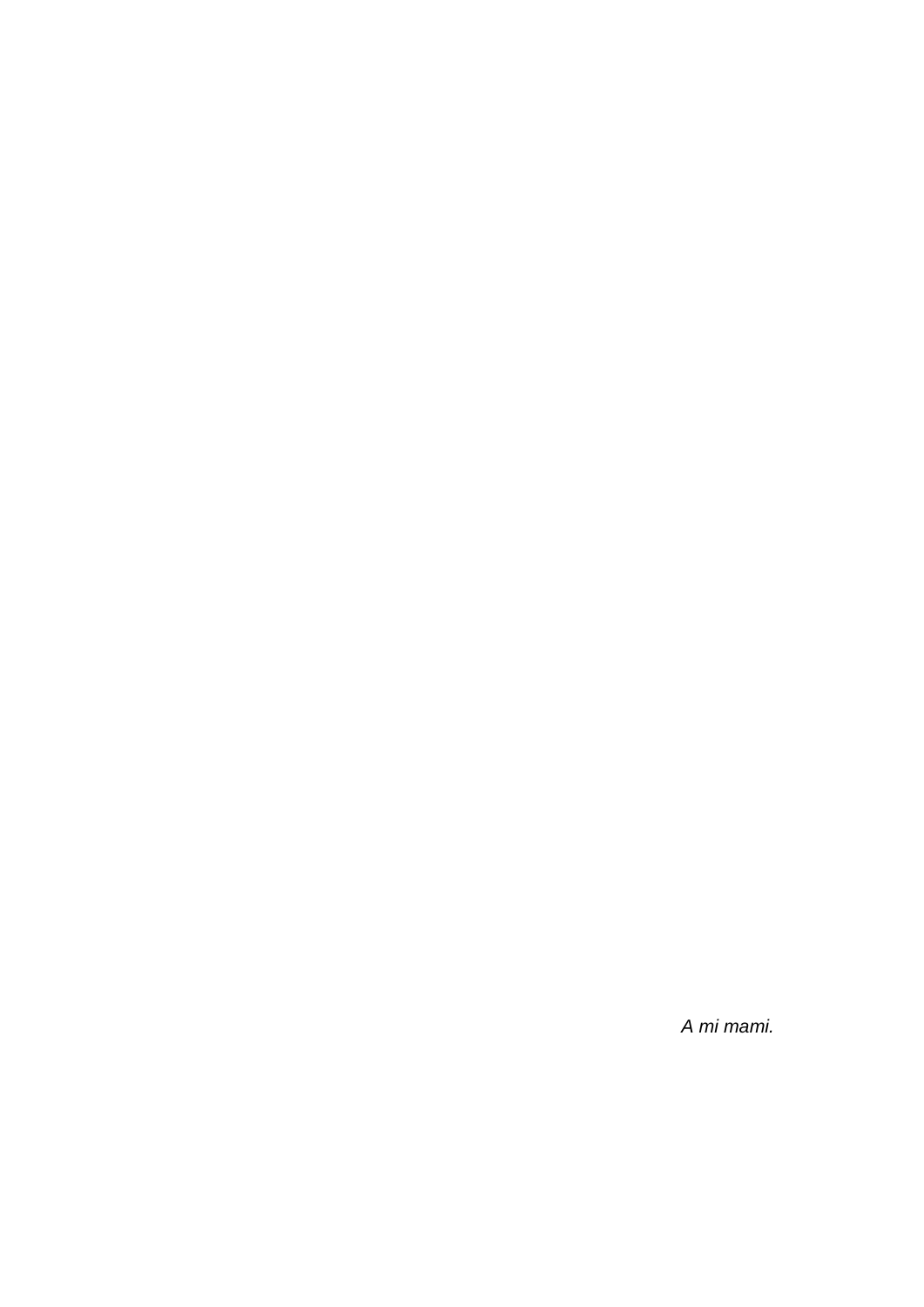*A mi mami.*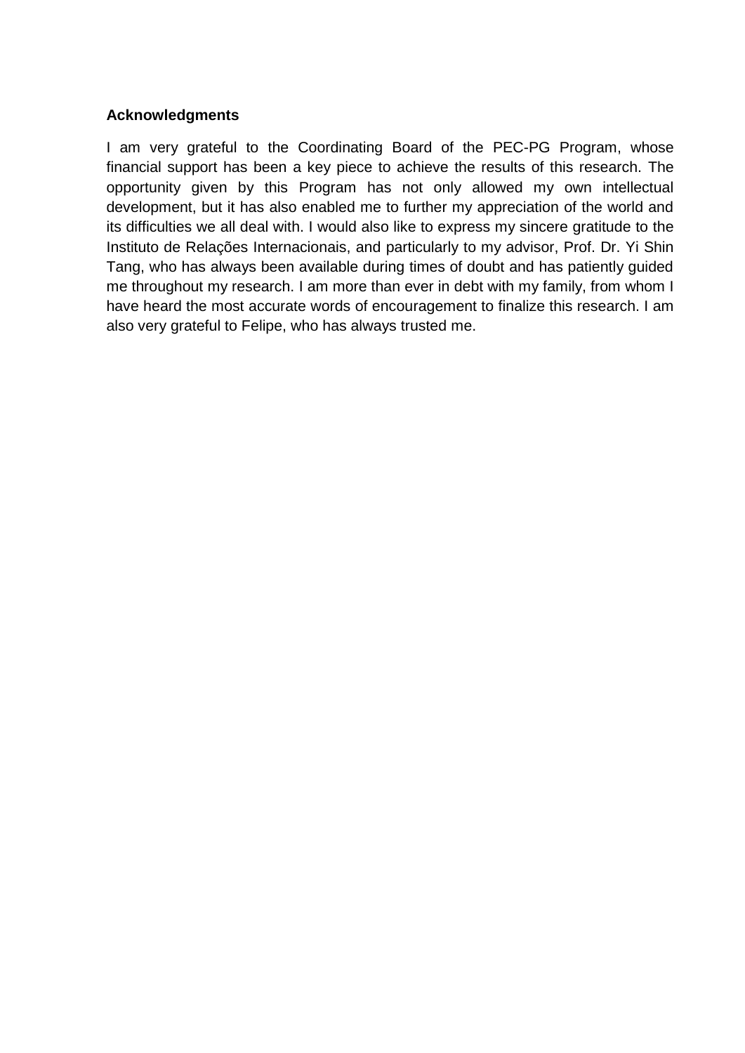**Acknowledgments**

I am very grateful to the Coordinating Board of the PEC-PG Program, whose financial support has been a key piece to achieve the results of this research. The opportunity given by this Program has not only allowed my own intellectual development, but it has also enabled me to further my appreciation of the world and its difficulties we all deal with. I would also like to express my sincere gratitude to the Instituto de Relações Internacionais, and particularly to my advisor, Prof. Dr. Yi Shin Tang, who has always been available during times of doubt and has patiently guided me throughout my research. I am more than ever in debt with my family, from whom I have heard the most accurate words of encouragement to finalize this research. I am also very grateful to Felipe, who has always trusted me.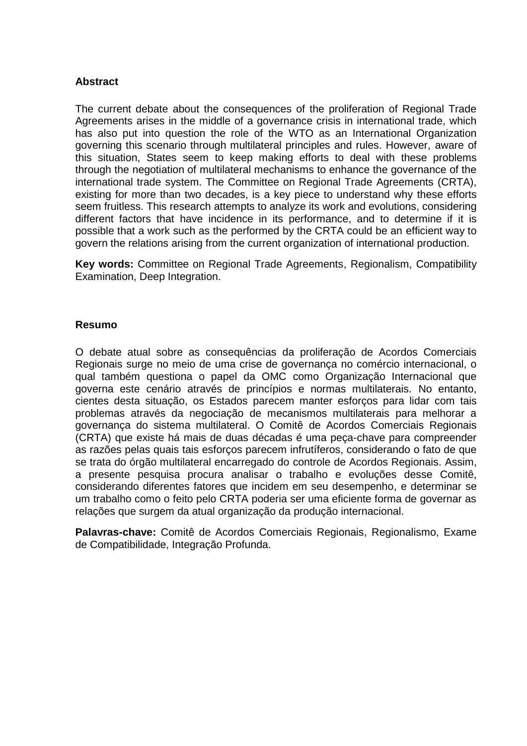## Abstract

The current debate about the consequences of the proliferation of Regional Trade Agreements arises in the middle of a governance crisis in international trade, which has also put into question the role of the WTO as an International Organization governing this scenario through multilateral principles and rules. However, aware of this situation, States seem to keep making efforts to deal with these problems through the negotiation of multilateral mechanisms to enhance the governance of the international trade system. The Committee on Regional Trade Agreements (CRTA), existing for more than two decades, is a key piece to understand why these efforts seem fruitless. This research attempts to analyze its work and evolutions, considering different factors that have incidence in its performance, and to determine if it is possible that a work such as the performed by the CRTA could be an efficient way to govern the relations arising from the current organization of international production.

**Key words:** Committee on Regional Trade Agreements, Regionalism, Compatibility Examination, Deep Integration.

## Resumo

O debate atual sobre as consequências da proliferação de Acordos Comerciais Regionais surge no meio de uma crise de governança no comércio internacional, o qual também questiona o papel da OMC como Organização Internacional que governa este cenário através de princípios e normas multilaterais. No entanto, cientes desta situação, os Estados parecem manter esforços para lidar com tais problemas através da negociação de mecanismos multilaterais para melhorar a governança do sistema multilateral. O Comitê de Acordos Comerciais Regionais (CRTA) que existe há mais de duas décadas é uma peça-chave para compreender as razões pelas quais tais esforços parecem infrutíferos, considerando o fato de que se trata do órgão multilateral encarregado do controle de Acordos Regionais. Assim, a presente pesquisa procura analisar o trabalho e evoluções desse Comitê, considerando diferentes fatores que incidem em seu desempenho, e determinar se um trabalho como o feito pelo CRTA poderia ser uma eficiente forma de governar as relações que surgem da atual organização da produção internacional.

**Palavras-chave:** Comitê de Acordos Comerciais Regionais, Regionalismo, Exame de Compatibilidade, Integração Profunda.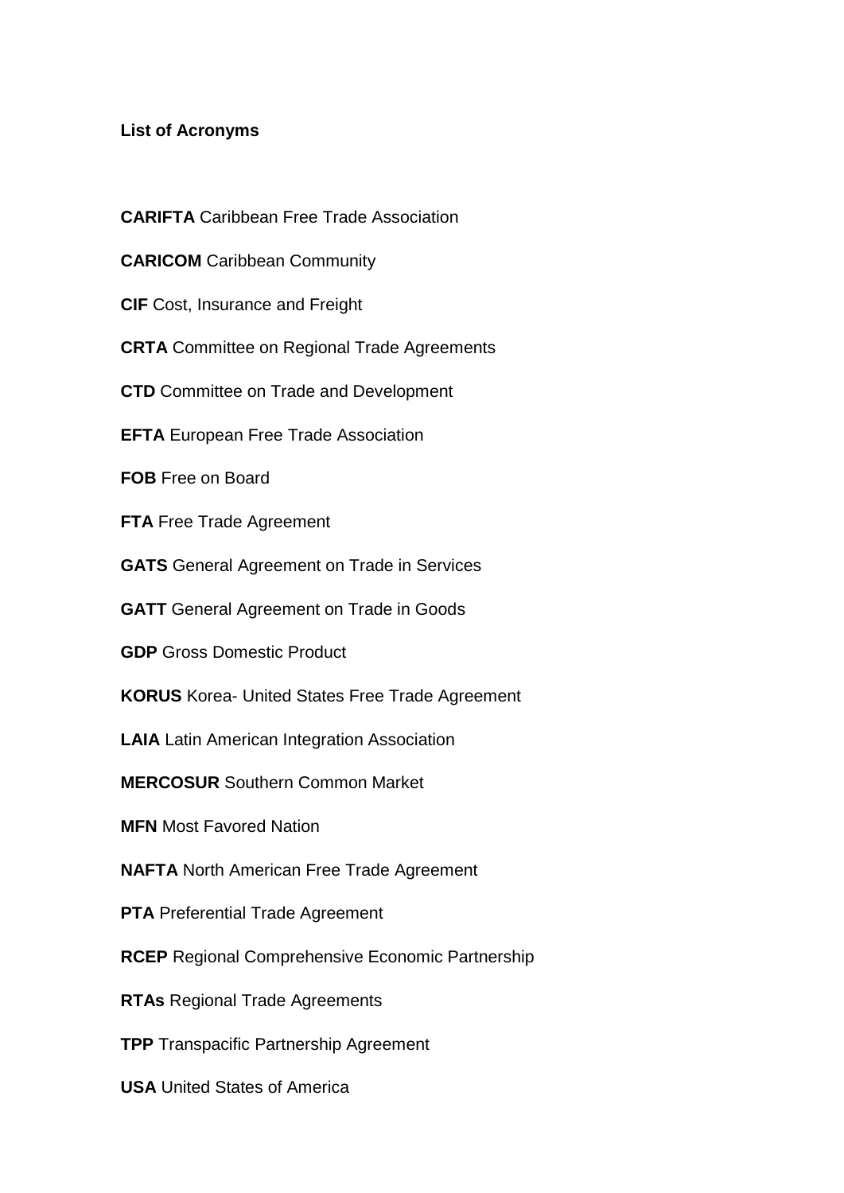**List of Acronyms**

**CARIFTA** Caribbean Free Trade Association

**CARICOM** Caribbean Community

**CIF** Cost, Insurance and Freight

**CRTA** Committee on Regional Trade Agreements

**CTD** Committee on Trade and Development

**EFTA** European Free Trade Association

**FOB** Free on Board

**FTA** Free Trade Agreement

**GATS** General Agreement on Trade in Services

**GATT** General Agreement on Trade in Goods

**GDP** Gross Domestic Product

**KORUS** Korea- United States Free Trade Agreement

**LAIA** Latin American Integration Association

**MERCOSUR** Southern Common Market

**MFN** Most Favored Nation

**NAFTA** North American Free Trade Agreement

**PTA** Preferential Trade Agreement

**RCEP** Regional Comprehensive Economic Partnership

**RTAs** Regional Trade Agreements

**TPP** Transpacific Partnership Agreement

**USA** United States of America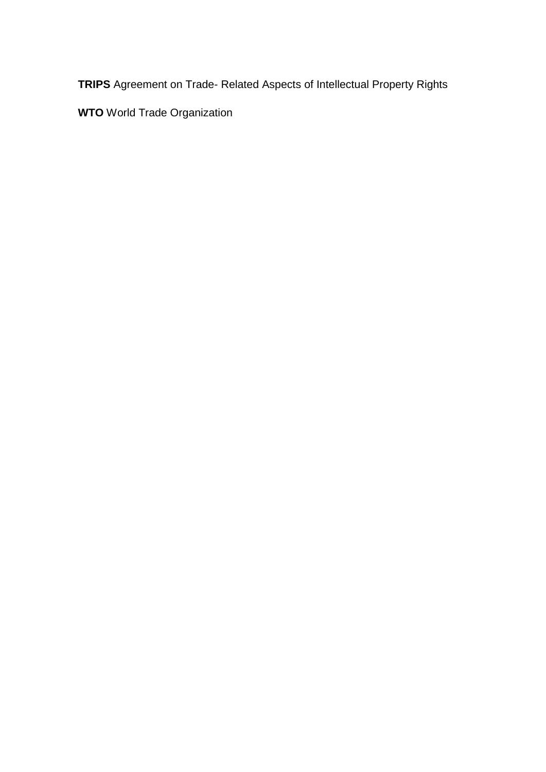**TRIPS** Agreement on Trade- Related Aspects of Intellectual Property Rights

**WTO** World Trade Organization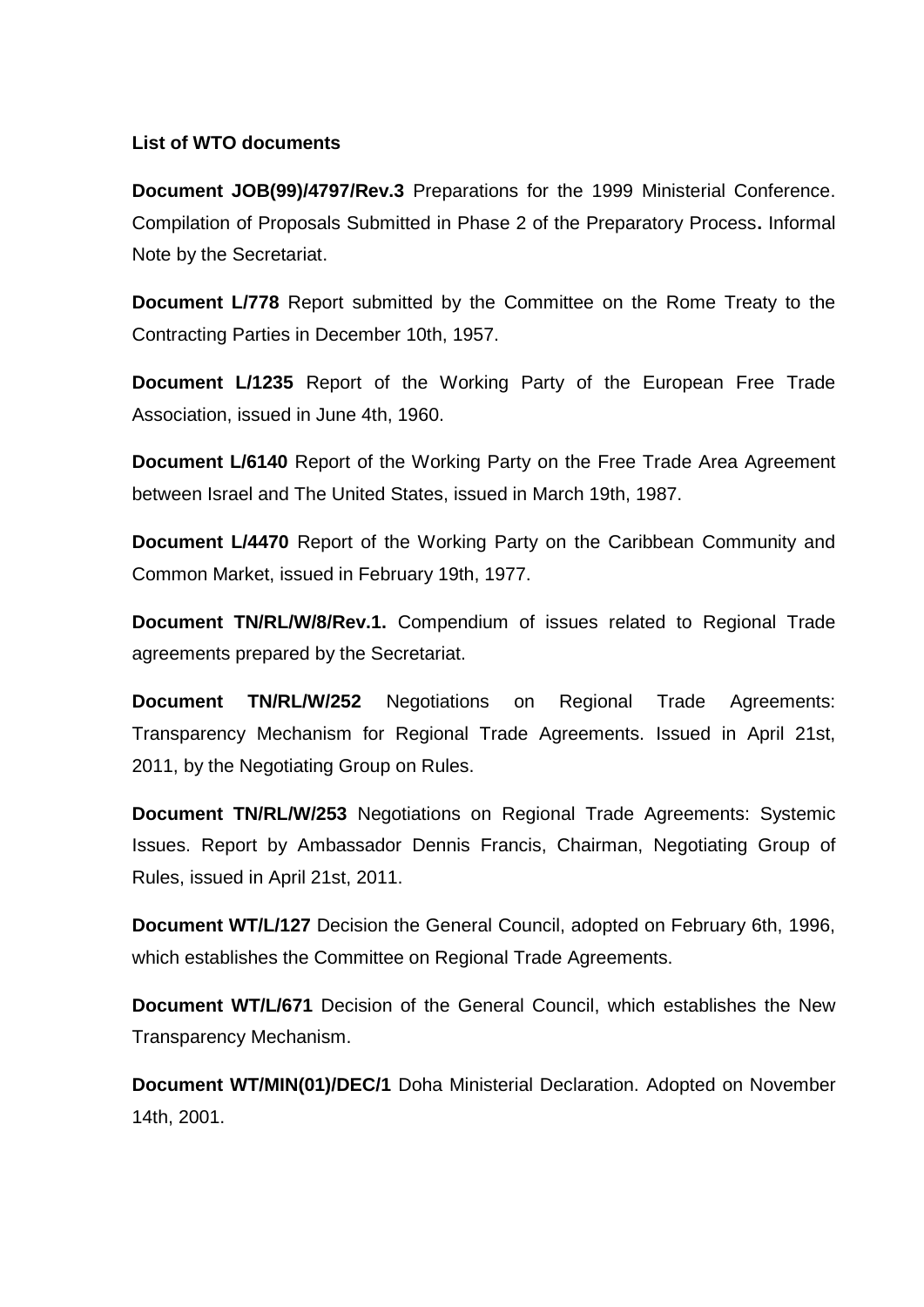**List of WTO documents**

**Document JOB(99)/4797/Rev.3** Preparations for the 1999 Ministerial Conference. Compilation of Proposals Submitted in Phase 2 of the Preparatory Process**.** Informal Note by the Secretariat.

**Document L/778** Report submitted by the Committee on the Rome Treaty to the Contracting Parties in December 10th, 1957.

**Document L/1235** Report of the Working Party of the European Free Trade Association, issued in June 4th, 1960.

**Document L/6140** Report of the Working Party on the Free Trade Area Agreement between Israel and The United States, issued in March 19th, 1987.

**Document L/4470** Report of the Working Party on the Caribbean Community and Common Market, issued in February 19th, 1977.

**Document TN/RL/W/8/Rev.1.** Compendium of issues related to Regional Trade agreements prepared by the Secretariat.

**Document TN/RL/W/252** Negotiations on Regional Trade Agreements: Transparency Mechanism for Regional Trade Agreements. Issued in April 21st, 2011, by the Negotiating Group on Rules.

**Document TN/RL/W/253** Negotiations on Regional Trade Agreements: Systemic Issues. Report by Ambassador Dennis Francis, Chairman, Negotiating Group of Rules, issued in April 21st, 2011.

**Document WT/L/127** Decision the General Council, adopted on February 6th, 1996, which establishes the Committee on Regional Trade Agreements.

**Document WT/L/671** Decision of the General Council, which establishes the New Transparency Mechanism.

**Document WT/MIN(01)/DEC/1** Doha Ministerial Declaration. Adopted on November 14th, 2001.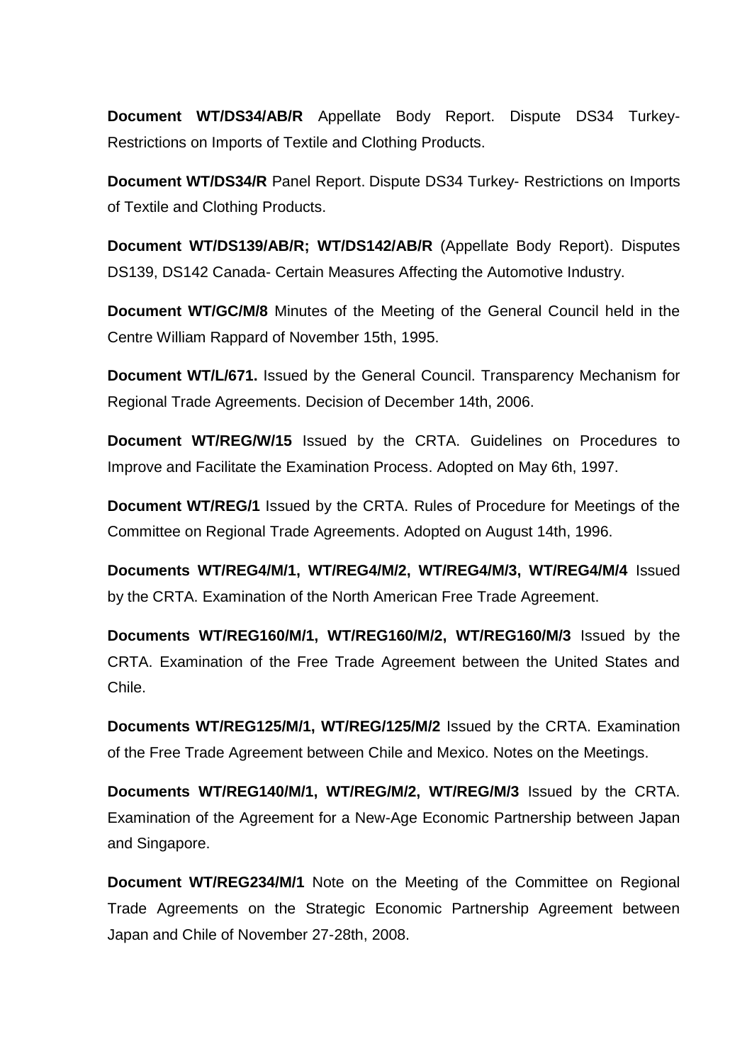**Document WT/DS34/AB/R** Appellate Body Report. Dispute DS34 Turkey- Restrictions on Imports of Textile and Clothing Products.

**Document WT/DS34/R** Panel Report. Dispute DS34 Turkey- Restrictions on Imports of Textile and Clothing Products.

**Document WT/DS139/AB/R; WT/DS142/AB/R** (Appellate Body Report). Disputes DS139, DS142 Canada- Certain Measures Affecting the Automotive Industry.

**Document WT/GC/M/8** Minutes of the Meeting of the General Council held in the Centre William Rappard of November 15th, 1995.

**Document WT/L/671.** Issued by the General Council. Transparency Mechanism for Regional Trade Agreements. Decision of December 14th, 2006.

**Document WT/REG/W/15** Issued by the CRTA. Guidelines on Procedures to Improve and Facilitate the Examination Process. Adopted on May 6th, 1997.

**Document WT/REG/1** Issued by the CRTA. Rules of Procedure for Meetings of the Committee on Regional Trade Agreements. Adopted on August 14th, 1996.

**Documents WT/REG4/M/1, WT/REG4/M/2, WT/REG4/M/3, WT/REG4/M/4** Issued by the CRTA. Examination of the North American Free Trade Agreement.

**Documents WT/REG160/M/1, WT/REG160/M/2, WT/REG160/M/3** Issued by the CRTA. Examination of the Free Trade Agreement between the United States and Chile.

**Documents WT/REG125/M/1, WT/REG/125/M/2** Issued by the CRTA. Examination of the Free Trade Agreement between Chile and Mexico. Notes on the Meetings.

**Documents WT/REG140/M/1, WT/REG/M/2, WT/REG/M/3** Issued by the CRTA. Examination of the Agreement for a New-Age Economic Partnership between Japan and Singapore.

**Document WT/REG234/M/1** Note on the Meeting of the Committee on Regional Trade Agreements on the Strategic Economic Partnership Agreement between Japan and Chile of November 27-28th, 2008.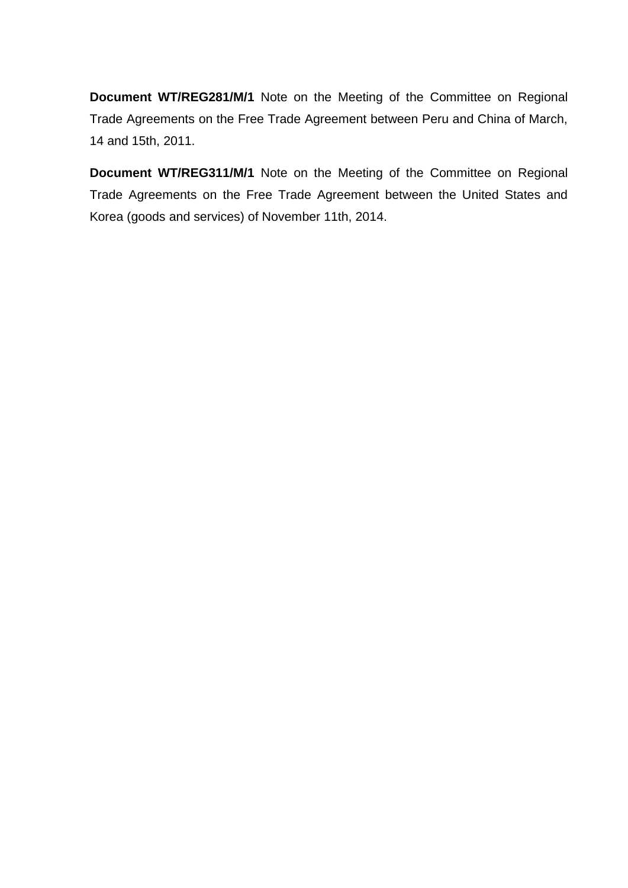**Document WT/REG281/M/1** Note on the Meeting of the Committee on Regional Trade Agreements on the Free Trade Agreement between Peru and China of March, 14 and 15th, 2011.

**Document WT/REG311/M/1** Note on the Meeting of the Committee on Regional Trade Agreements on the Free Trade Agreement between the United States and Korea (goods and services) of November 11th, 2014.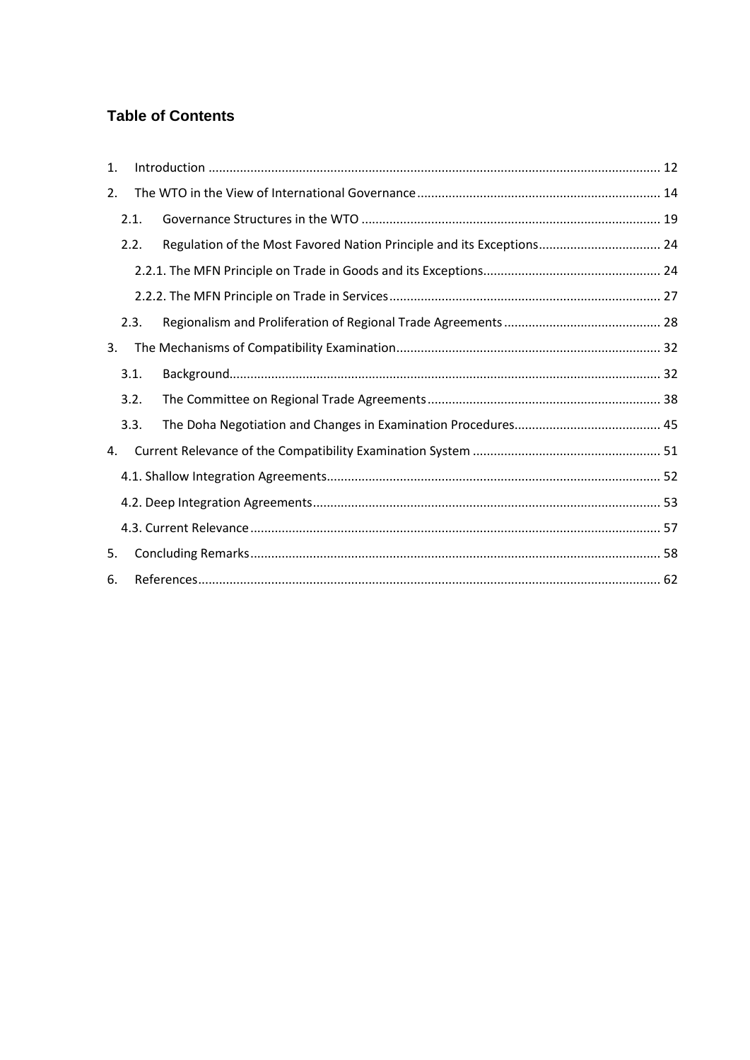## Table of Contents

1. Introduction ........................................................................................................................ 12
2. The WTO in the View of International Governance ..................................................................... 14
   - 2.1. Governance Structures in the WTO ..................................................................................... 19
   - 2.2. Regulation of the Most Favored Nation Principle and its Exceptions .................................. 24
     - 2.2.1. The MFN Principle on Trade in Goods and its Exceptions .................................................. 24
     - 2.2.2. The MFN Principle on Trade in Services ............................................................................. 27
   - 2.3. Regionalism and Proliferation of Regional Trade Agreements ............................................ 28
3. The Mechanisms of Compatibility Examination ........................................................................... 32
   - 3.1. Background ......................................................................................................................... 32
   - 3.2. The Committee on Regional Trade Agreements .................................................................. 38
   - 3.3. The Doha Negotiation and Changes in Examination Procedures ......................................... 45
4. Current Relevance of the Compatibility Examination System ...................................................... 51
   - 4.1. Shallow Integration Agreements .............................................................................................. 52
   - 4.2. Deep Integration Agreements .................................................................................................. 53
   - 4.3. Current Relevance .................................................................................................................... 57
5. Concluding Remarks ..................................................................................................................... 58
6. References ................................................................................................................................... 62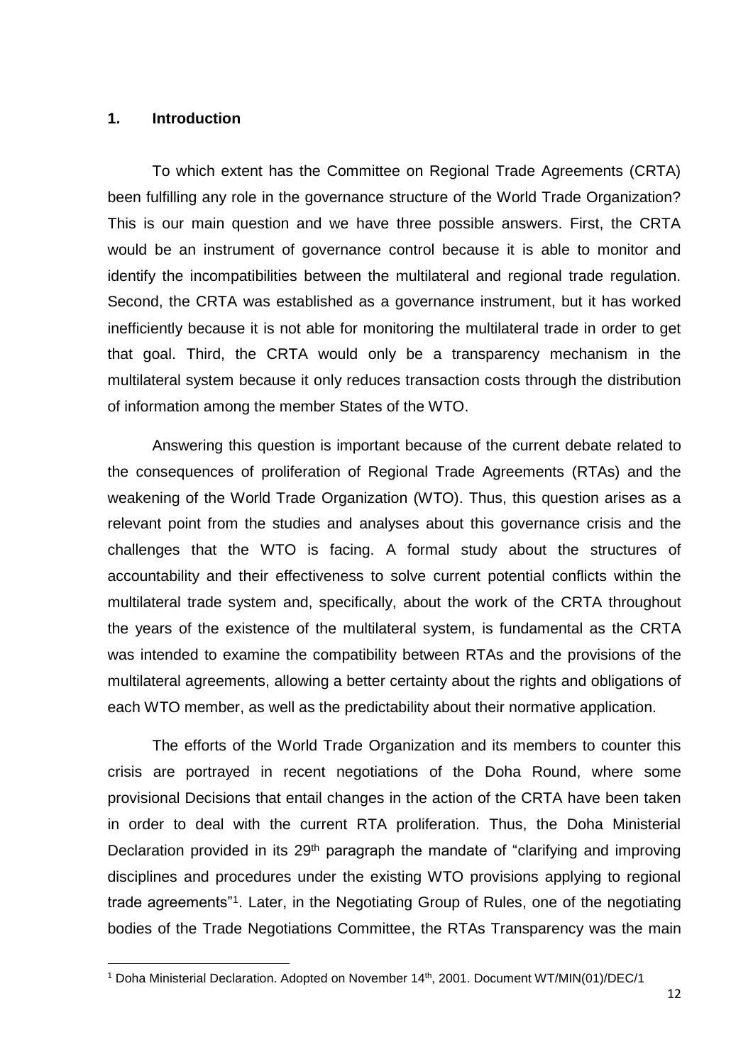## 1. Introduction

To which extent has the Committee on Regional Trade Agreements (CRTA) been fulfilling any role in the governance structure of the World Trade Organization? This is our main question and we have three possible answers. First, the CRTA would be an instrument of governance control because it is able to monitor and identify the incompatibilities between the multilateral and regional trade regulation. Second, the CRTA was established as a governance instrument, but it has worked inefficiently because it is not able for monitoring the multilateral trade in order to get that goal. Third, the CRTA would only be a transparency mechanism in the multilateral system because it only reduces transaction costs through the distribution of information among the member States of the WTO.

Answering this question is important because of the current debate related to the consequences of proliferation of Regional Trade Agreements (RTAs) and the weakening of the World Trade Organization (WTO). Thus, this question arises as a relevant point from the studies and analyses about this governance crisis and the challenges that the WTO is facing. A formal study about the structures of accountability and their effectiveness to solve current potential conflicts within the multilateral trade system and, specifically, about the work of the CRTA throughout the years of the existence of the multilateral system, is fundamental as the CRTA was intended to examine the compatibility between RTAs and the provisions of the multilateral agreements, allowing a better certainty about the rights and obligations of each WTO member, as well as the predictability about their normative application.

The efforts of the World Trade Organization and its members to counter this crisis are portrayed in recent negotiations of the Doha Round, where some provisional Decisions that entail changes in the action of the CRTA have been taken in order to deal with the current RTA proliferation. Thus, the Doha Ministerial Declaration provided in its 29th paragraph the mandate of "clarifying and improving disciplines and procedures under the existing WTO provisions applying to regional trade agreements"[1]. Later, in the Negotiating Group of Rules, one of the negotiating bodies of the Trade Negotiations Committee, the RTAs Transparency was the main

[1] Doha Ministerial Declaration. Adopted on November 14th, 2001. Document WT/MIN(01)/DEC/1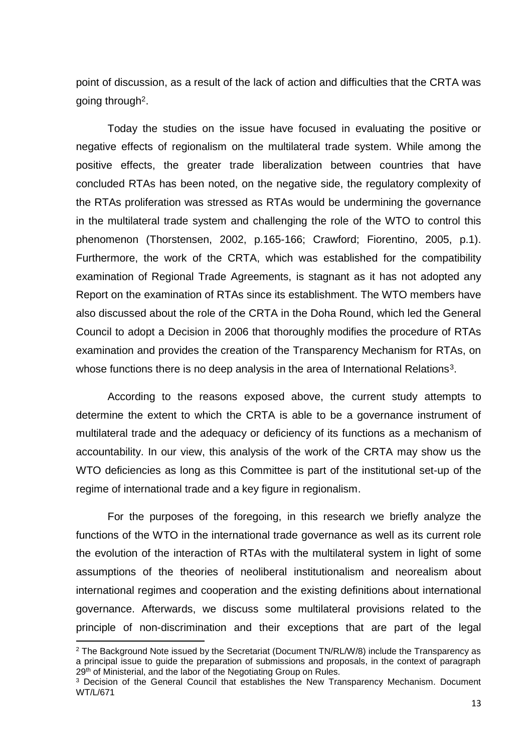point of discussion, as a result of the lack of action and difficulties that the CRTA was going through[2].

Today the studies on the issue have focused in evaluating the positive or negative effects of regionalism on the multilateral trade system. While among the positive effects, the greater trade liberalization between countries that have concluded RTAs has been noted, on the negative side, the regulatory complexity of the RTAs proliferation was stressed as RTAs would be undermining the governance in the multilateral trade system and challenging the role of the WTO to control this phenomenon (Thorstensen, 2002, p.165-166; Crawford; Fiorentino, 2005, p.1). Furthermore, the work of the CRTA, which was established for the compatibility examination of Regional Trade Agreements, is stagnant as it has not adopted any Report on the examination of RTAs since its establishment. The WTO members have also discussed about the role of the CRTA in the Doha Round, which led the General Council to adopt a Decision in 2006 that thoroughly modifies the procedure of RTAs examination and provides the creation of the Transparency Mechanism for RTAs, on whose functions there is no deep analysis in the area of International Relations[3].

According to the reasons exposed above, the current study attempts to determine the extent to which the CRTA is able to be a governance instrument of multilateral trade and the adequacy or deficiency of its functions as a mechanism of accountability. In our view, this analysis of the work of the CRTA may show us the WTO deficiencies as long as this Committee is part of the institutional set-up of the regime of international trade and a key figure in regionalism.

For the purposes of the foregoing, in this research we briefly analyze the functions of the WTO in the international trade governance as well as its current role the evolution of the interaction of RTAs with the multilateral system in light of some assumptions of the theories of neoliberal institutionalism and neorealism about international regimes and cooperation and the existing definitions about international governance. Afterwards, we discuss some multilateral provisions related to the principle of non-discrimination and their exceptions that are part of the legal

---

[2] The Background Note issued by the Secretariat (Document TN/RL/W/8) include the Transparency as a principal issue to guide the preparation of submissions and proposals, in the context of paragraph 29th of Ministerial, and the labor of the Negotiating Group on Rules.

[3] Decision of the General Council that establishes the New Transparency Mechanism. Document WT/L/671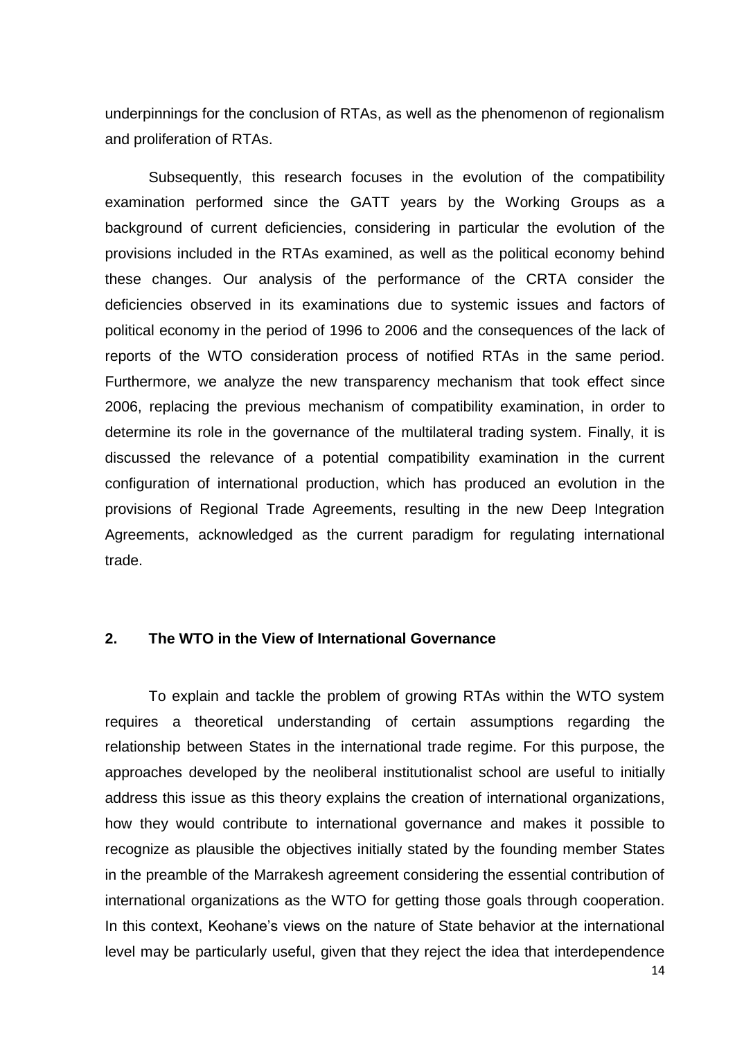underpinnings for the conclusion of RTAs, as well as the phenomenon of regionalism and proliferation of RTAs.

Subsequently, this research focuses in the evolution of the compatibility examination performed since the GATT years by the Working Groups as a background of current deficiencies, considering in particular the evolution of the provisions included in the RTAs examined, as well as the political economy behind these changes. Our analysis of the performance of the CRTA consider the deficiencies observed in its examinations due to systemic issues and factors of political economy in the period of 1996 to 2006 and the consequences of the lack of reports of the WTO consideration process of notified RTAs in the same period. Furthermore, we analyze the new transparency mechanism that took effect since 2006, replacing the previous mechanism of compatibility examination, in order to determine its role in the governance of the multilateral trading system. Finally, it is discussed the relevance of a potential compatibility examination in the current configuration of international production, which has produced an evolution in the provisions of Regional Trade Agreements, resulting in the new Deep Integration Agreements, acknowledged as the current paradigm for regulating international trade.

## 2. The WTO in the View of International Governance

To explain and tackle the problem of growing RTAs within the WTO system requires a theoretical understanding of certain assumptions regarding the relationship between States in the international trade regime. For this purpose, the approaches developed by the neoliberal institutionalist school are useful to initially address this issue as this theory explains the creation of international organizations, how they would contribute to international governance and makes it possible to recognize as plausible the objectives initially stated by the founding member States in the preamble of the Marrakesh agreement considering the essential contribution of international organizations as the WTO for getting those goals through cooperation. In this context, Keohane's views on the nature of State behavior at the international level may be particularly useful, given that they reject the idea that interdependence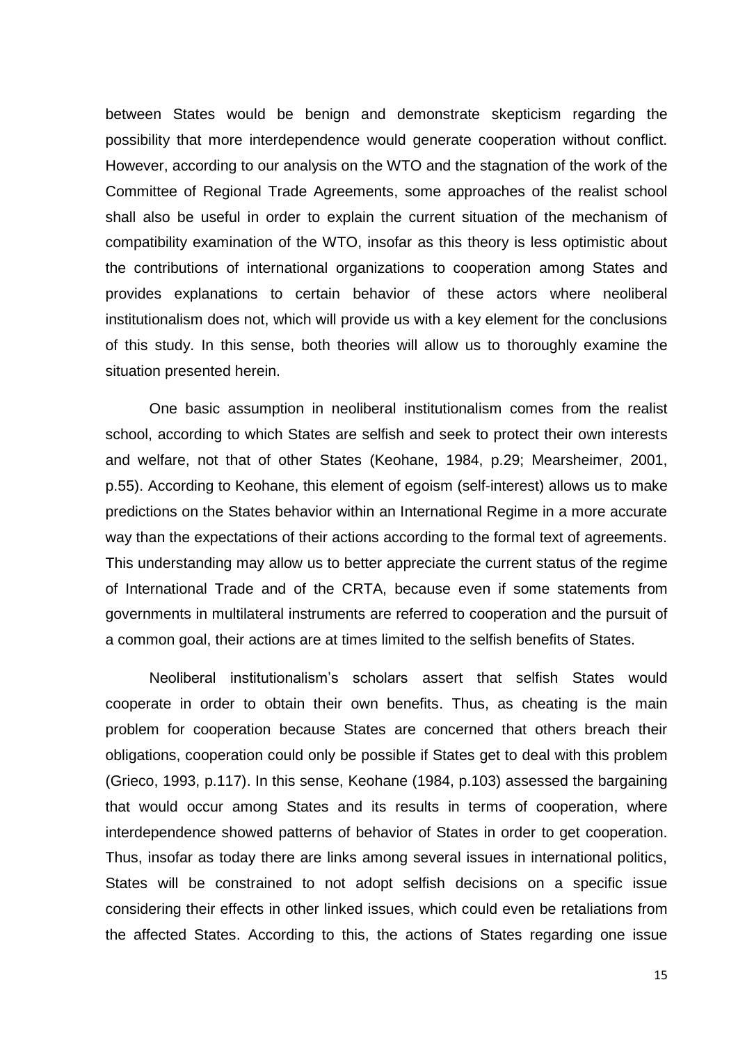between States would be benign and demonstrate skepticism regarding the possibility that more interdependence would generate cooperation without conflict. However, according to our analysis on the WTO and the stagnation of the work of the Committee of Regional Trade Agreements, some approaches of the realist school shall also be useful in order to explain the current situation of the mechanism of compatibility examination of the WTO, insofar as this theory is less optimistic about the contributions of international organizations to cooperation among States and provides explanations to certain behavior of these actors where neoliberal institutionalism does not, which will provide us with a key element for the conclusions of this study. In this sense, both theories will allow us to thoroughly examine the situation presented herein.

One basic assumption in neoliberal institutionalism comes from the realist school, according to which States are selfish and seek to protect their own interests and welfare, not that of other States (Keohane, 1984, p.29; Mearsheimer, 2001, p.55). According to Keohane, this element of egoism (self-interest) allows us to make predictions on the States behavior within an International Regime in a more accurate way than the expectations of their actions according to the formal text of agreements. This understanding may allow us to better appreciate the current status of the regime of International Trade and of the CRTA, because even if some statements from governments in multilateral instruments are referred to cooperation and the pursuit of a common goal, their actions are at times limited to the selfish benefits of States.

Neoliberal institutionalism's scholars assert that selfish States would cooperate in order to obtain their own benefits. Thus, as cheating is the main problem for cooperation because States are concerned that others breach their obligations, cooperation could only be possible if States get to deal with this problem (Grieco, 1993, p.117). In this sense, Keohane (1984, p.103) assessed the bargaining that would occur among States and its results in terms of cooperation, where interdependence showed patterns of behavior of States in order to get cooperation. Thus, insofar as today there are links among several issues in international politics, States will be constrained to not adopt selfish decisions on a specific issue considering their effects in other linked issues, which could even be retaliations from the affected States. According to this, the actions of States regarding one issue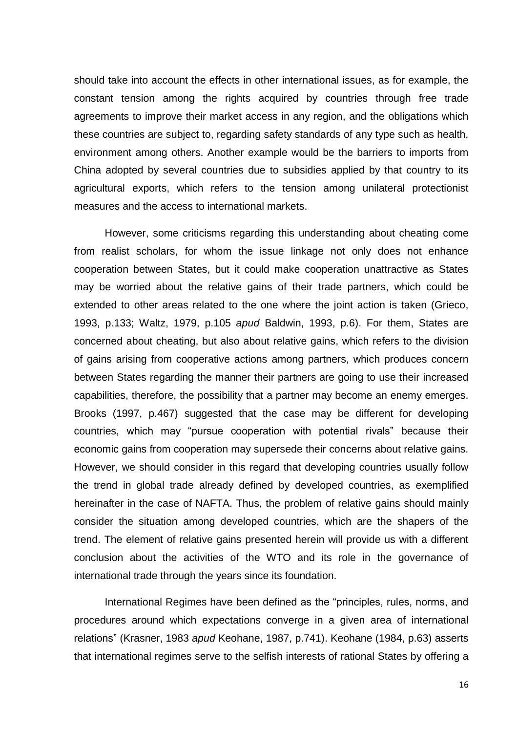should take into account the effects in other international issues, as for example, the constant tension among the rights acquired by countries through free trade agreements to improve their market access in any region, and the obligations which these countries are subject to, regarding safety standards of any type such as health, environment among others. Another example would be the barriers to imports from China adopted by several countries due to subsidies applied by that country to its agricultural exports, which refers to the tension among unilateral protectionist measures and the access to international markets.

However, some criticisms regarding this understanding about cheating come from realist scholars, for whom the issue linkage not only does not enhance cooperation between States, but it could make cooperation unattractive as States may be worried about the relative gains of their trade partners, which could be extended to other areas related to the one where the joint action is taken (Grieco, 1993, p.133; Waltz, 1979, p.105 *apud* Baldwin, 1993, p.6). For them, States are concerned about cheating, but also about relative gains, which refers to the division of gains arising from cooperative actions among partners, which produces concern between States regarding the manner their partners are going to use their increased capabilities, therefore, the possibility that a partner may become an enemy emerges. Brooks (1997, p.467) suggested that the case may be different for developing countries, which may "pursue cooperation with potential rivals" because their economic gains from cooperation may supersede their concerns about relative gains. However, we should consider in this regard that developing countries usually follow the trend in global trade already defined by developed countries, as exemplified hereinafter in the case of NAFTA. Thus, the problem of relative gains should mainly consider the situation among developed countries, which are the shapers of the trend. The element of relative gains presented herein will provide us with a different conclusion about the activities of the WTO and its role in the governance of international trade through the years since its foundation.

International Regimes have been defined as the "principles, rules, norms, and procedures around which expectations converge in a given area of international relations" (Krasner, 1983 *apud* Keohane, 1987, p.741). Keohane (1984, p.63) asserts that international regimes serve to the selfish interests of rational States by offering a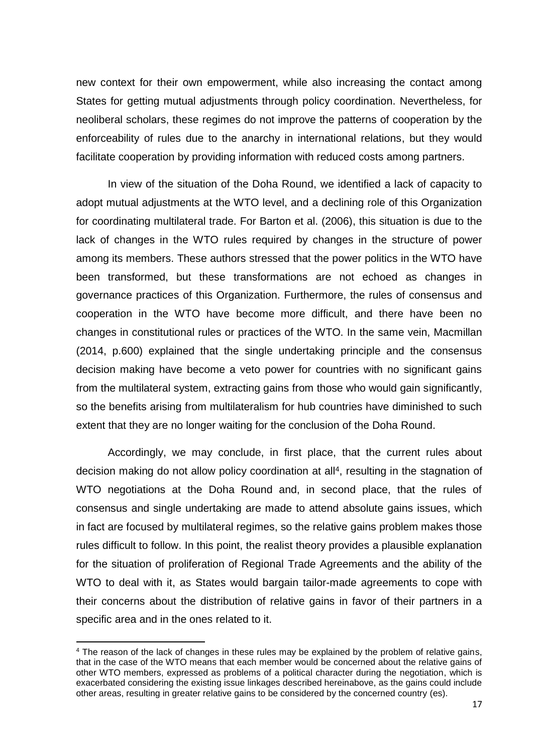new context for their own empowerment, while also increasing the contact among States for getting mutual adjustments through policy coordination. Nevertheless, for neoliberal scholars, these regimes do not improve the patterns of cooperation by the enforceability of rules due to the anarchy in international relations, but they would facilitate cooperation by providing information with reduced costs among partners.

In view of the situation of the Doha Round, we identified a lack of capacity to adopt mutual adjustments at the WTO level, and a declining role of this Organization for coordinating multilateral trade. For Barton et al. (2006), this situation is due to the lack of changes in the WTO rules required by changes in the structure of power among its members. These authors stressed that the power politics in the WTO have been transformed, but these transformations are not echoed as changes in governance practices of this Organization. Furthermore, the rules of consensus and cooperation in the WTO have become more difficult, and there have been no changes in constitutional rules or practices of the WTO. In the same vein, Macmillan (2014, p.600) explained that the single undertaking principle and the consensus decision making have become a veto power for countries with no significant gains from the multilateral system, extracting gains from those who would gain significantly, so the benefits arising from multilateralism for hub countries have diminished to such extent that they are no longer waiting for the conclusion of the Doha Round.

Accordingly, we may conclude, in first place, that the current rules about decision making do not allow policy coordination at all[4], resulting in the stagnation of WTO negotiations at the Doha Round and, in second place, that the rules of consensus and single undertaking are made to attend absolute gains issues, which in fact are focused by multilateral regimes, so the relative gains problem makes those rules difficult to follow. In this point, the realist theory provides a plausible explanation for the situation of proliferation of Regional Trade Agreements and the ability of the WTO to deal with it, as States would bargain tailor-made agreements to cope with their concerns about the distribution of relative gains in favor of their partners in a specific area and in the ones related to it.

[4] The reason of the lack of changes in these rules may be explained by the problem of relative gains, that in the case of the WTO means that each member would be concerned about the relative gains of other WTO members, expressed as problems of a political character during the negotiation, which is exacerbated considering the existing issue linkages described hereinabove, as the gains could include other areas, resulting in greater relative gains to be considered by the concerned country (es).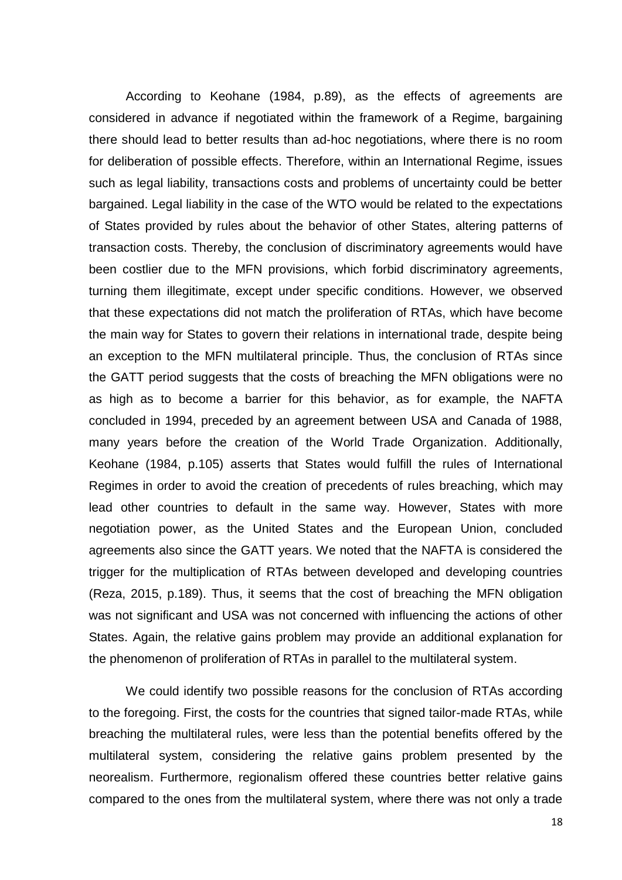According to Keohane (1984, p.89), as the effects of agreements are considered in advance if negotiated within the framework of a Regime, bargaining there should lead to better results than ad-hoc negotiations, where there is no room for deliberation of possible effects. Therefore, within an International Regime, issues such as legal liability, transactions costs and problems of uncertainty could be better bargained. Legal liability in the case of the WTO would be related to the expectations of States provided by rules about the behavior of other States, altering patterns of transaction costs. Thereby, the conclusion of discriminatory agreements would have been costlier due to the MFN provisions, which forbid discriminatory agreements, turning them illegitimate, except under specific conditions. However, we observed that these expectations did not match the proliferation of RTAs, which have become the main way for States to govern their relations in international trade, despite being an exception to the MFN multilateral principle. Thus, the conclusion of RTAs since the GATT period suggests that the costs of breaching the MFN obligations were no as high as to become a barrier for this behavior, as for example, the NAFTA concluded in 1994, preceded by an agreement between USA and Canada of 1988, many years before the creation of the World Trade Organization. Additionally, Keohane (1984, p.105) asserts that States would fulfill the rules of International Regimes in order to avoid the creation of precedents of rules breaching, which may lead other countries to default in the same way. However, States with more negotiation power, as the United States and the European Union, concluded agreements also since the GATT years. We noted that the NAFTA is considered the trigger for the multiplication of RTAs between developed and developing countries (Reza, 2015, p.189). Thus, it seems that the cost of breaching the MFN obligation was not significant and USA was not concerned with influencing the actions of other States. Again, the relative gains problem may provide an additional explanation for the phenomenon of proliferation of RTAs in parallel to the multilateral system.

We could identify two possible reasons for the conclusion of RTAs according to the foregoing. First, the costs for the countries that signed tailor-made RTAs, while breaching the multilateral rules, were less than the potential benefits offered by the multilateral system, considering the relative gains problem presented by the neorealism. Furthermore, regionalism offered these countries better relative gains compared to the ones from the multilateral system, where there was not only a trade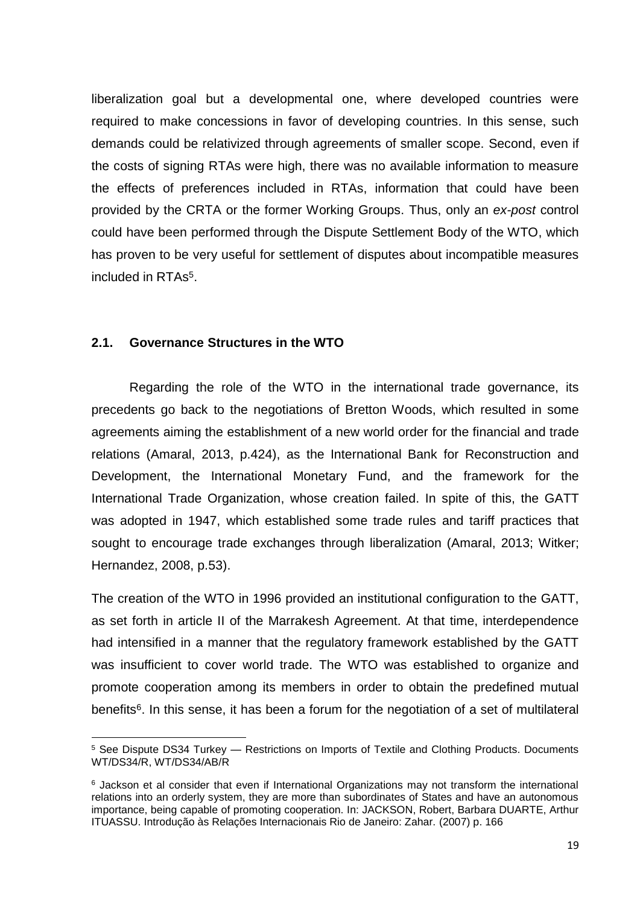liberalization goal but a developmental one, where developed countries were required to make concessions in favor of developing countries. In this sense, such demands could be relativized through agreements of smaller scope. Second, even if the costs of signing RTAs were high, there was no available information to measure the effects of preferences included in RTAs, information that could have been provided by the CRTA or the former Working Groups. Thus, only an *ex-post* control could have been performed through the Dispute Settlement Body of the WTO, which has proven to be very useful for settlement of disputes about incompatible measures included in RTAs[5].

### 2.1. Governance Structures in the WTO

Regarding the role of the WTO in the international trade governance, its precedents go back to the negotiations of Bretton Woods, which resulted in some agreements aiming the establishment of a new world order for the financial and trade relations (Amaral, 2013, p.424), as the International Bank for Reconstruction and Development, the International Monetary Fund, and the framework for the International Trade Organization, whose creation failed. In spite of this, the GATT was adopted in 1947, which established some trade rules and tariff practices that sought to encourage trade exchanges through liberalization (Amaral, 2013; Witker; Hernandez, 2008, p.53).

The creation of the WTO in 1996 provided an institutional configuration to the GATT, as set forth in article II of the Marrakesh Agreement. At that time, interdependence had intensified in a manner that the regulatory framework established by the GATT was insufficient to cover world trade. The WTO was established to organize and promote cooperation among its members in order to obtain the predefined mutual benefits[6]. In this sense, it has been a forum for the negotiation of a set of multilateral

[5] See Dispute DS34 Turkey — Restrictions on Imports of Textile and Clothing Products. Documents WT/DS34/R, WT/DS34/AB/R

[6] Jackson et al consider that even if International Organizations may not transform the international relations into an orderly system, they are more than subordinates of States and have an autonomous importance, being capable of promoting cooperation. In: JACKSON, Robert, Barbara DUARTE, Arthur ITUASSU. Introdução às Relações Internacionais Rio de Janeiro: Zahar. (2007) p. 166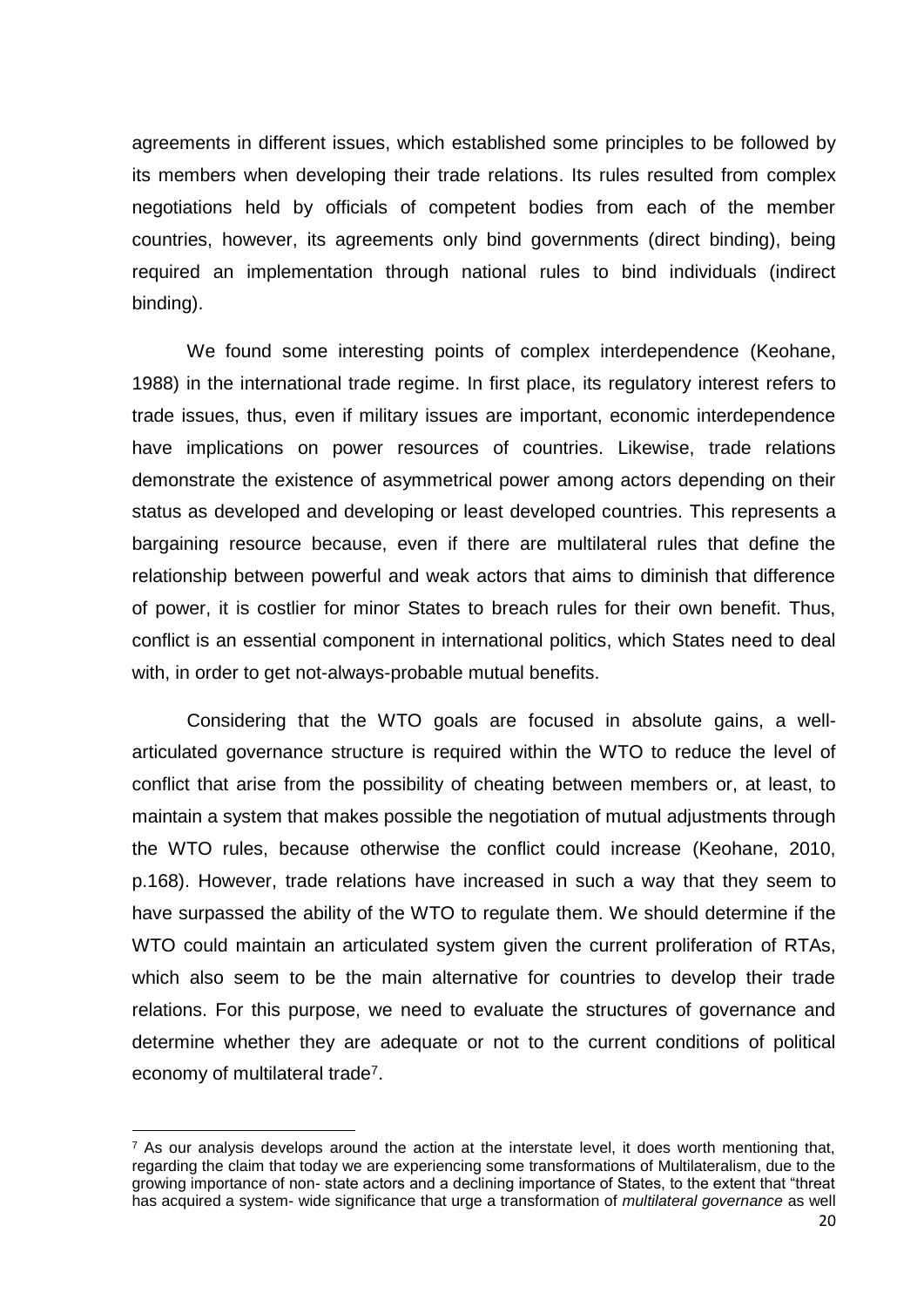agreements in different issues, which established some principles to be followed by its members when developing their trade relations. Its rules resulted from complex negotiations held by officials of competent bodies from each of the member countries, however, its agreements only bind governments (direct binding), being required an implementation through national rules to bind individuals (indirect binding).

We found some interesting points of complex interdependence (Keohane, 1988) in the international trade regime. In first place, its regulatory interest refers to trade issues, thus, even if military issues are important, economic interdependence have implications on power resources of countries. Likewise, trade relations demonstrate the existence of asymmetrical power among actors depending on their status as developed and developing or least developed countries. This represents a bargaining resource because, even if there are multilateral rules that define the relationship between powerful and weak actors that aims to diminish that difference of power, it is costlier for minor States to breach rules for their own benefit. Thus, conflict is an essential component in international politics, which States need to deal with, in order to get not-always-probable mutual benefits.

Considering that the WTO goals are focused in absolute gains, a well-articulated governance structure is required within the WTO to reduce the level of conflict that arise from the possibility of cheating between members or, at least, to maintain a system that makes possible the negotiation of mutual adjustments through the WTO rules, because otherwise the conflict could increase (Keohane, 2010, p.168). However, trade relations have increased in such a way that they seem to have surpassed the ability of the WTO to regulate them. We should determine if the WTO could maintain an articulated system given the current proliferation of RTAs, which also seem to be the main alternative for countries to develop their trade relations. For this purpose, we need to evaluate the structures of governance and determine whether they are adequate or not to the current conditions of political economy of multilateral trade[7].

---

[7] As our analysis develops around the action at the interstate level, it does worth mentioning that, regarding the claim that today we are experiencing some transformations of Multilateralism, due to the growing importance of non- state actors and a declining importance of States, to the extent that "threat has acquired a system- wide significance that urge a transformation of *multilateral governance* as well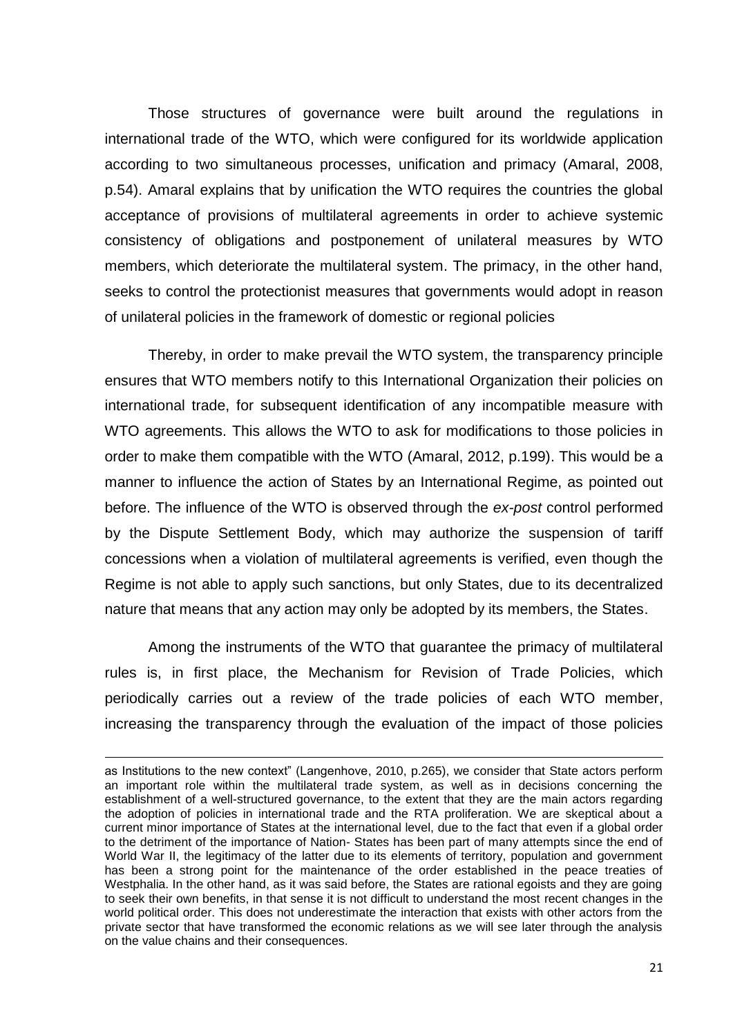Those structures of governance were built around the regulations in international trade of the WTO, which were configured for its worldwide application according to two simultaneous processes, unification and primacy (Amaral, 2008, p.54). Amaral explains that by unification the WTO requires the countries the global acceptance of provisions of multilateral agreements in order to achieve systemic consistency of obligations and postponement of unilateral measures by WTO members, which deteriorate the multilateral system. The primacy, in the other hand, seeks to control the protectionist measures that governments would adopt in reason of unilateral policies in the framework of domestic or regional policies

Thereby, in order to make prevail the WTO system, the transparency principle ensures that WTO members notify to this International Organization their policies on international trade, for subsequent identification of any incompatible measure with WTO agreements. This allows the WTO to ask for modifications to those policies in order to make them compatible with the WTO (Amaral, 2012, p.199). This would be a manner to influence the action of States by an International Regime, as pointed out before. The influence of the WTO is observed through the *ex-post* control performed by the Dispute Settlement Body, which may authorize the suspension of tariff concessions when a violation of multilateral agreements is verified, even though the Regime is not able to apply such sanctions, but only States, due to its decentralized nature that means that any action may only be adopted by its members, the States.

Among the instruments of the WTO that guarantee the primacy of multilateral rules is, in first place, the Mechanism for Revision of Trade Policies, which periodically carries out a review of the trade policies of each WTO member, increasing the transparency through the evaluation of the impact of those policies

---

as Institutions to the new context" (Langenhove, 2010, p.265), we consider that State actors perform an important role within the multilateral trade system, as well as in decisions concerning the establishment of a well-structured governance, to the extent that they are the main actors regarding the adoption of policies in international trade and the RTA proliferation. We are skeptical about a current minor importance of States at the international level, due to the fact that even if a global order to the detriment of the importance of Nation- States has been part of many attempts since the end of World War II, the legitimacy of the latter due to its elements of territory, population and government has been a strong point for the maintenance of the order established in the peace treaties of Westphalia. In the other hand, as it was said before, the States are rational egoists and they are going to seek their own benefits, in that sense it is not difficult to understand the most recent changes in the world political order. This does not underestimate the interaction that exists with other actors from the private sector that have transformed the economic relations as we will see later through the analysis on the value chains and their consequences.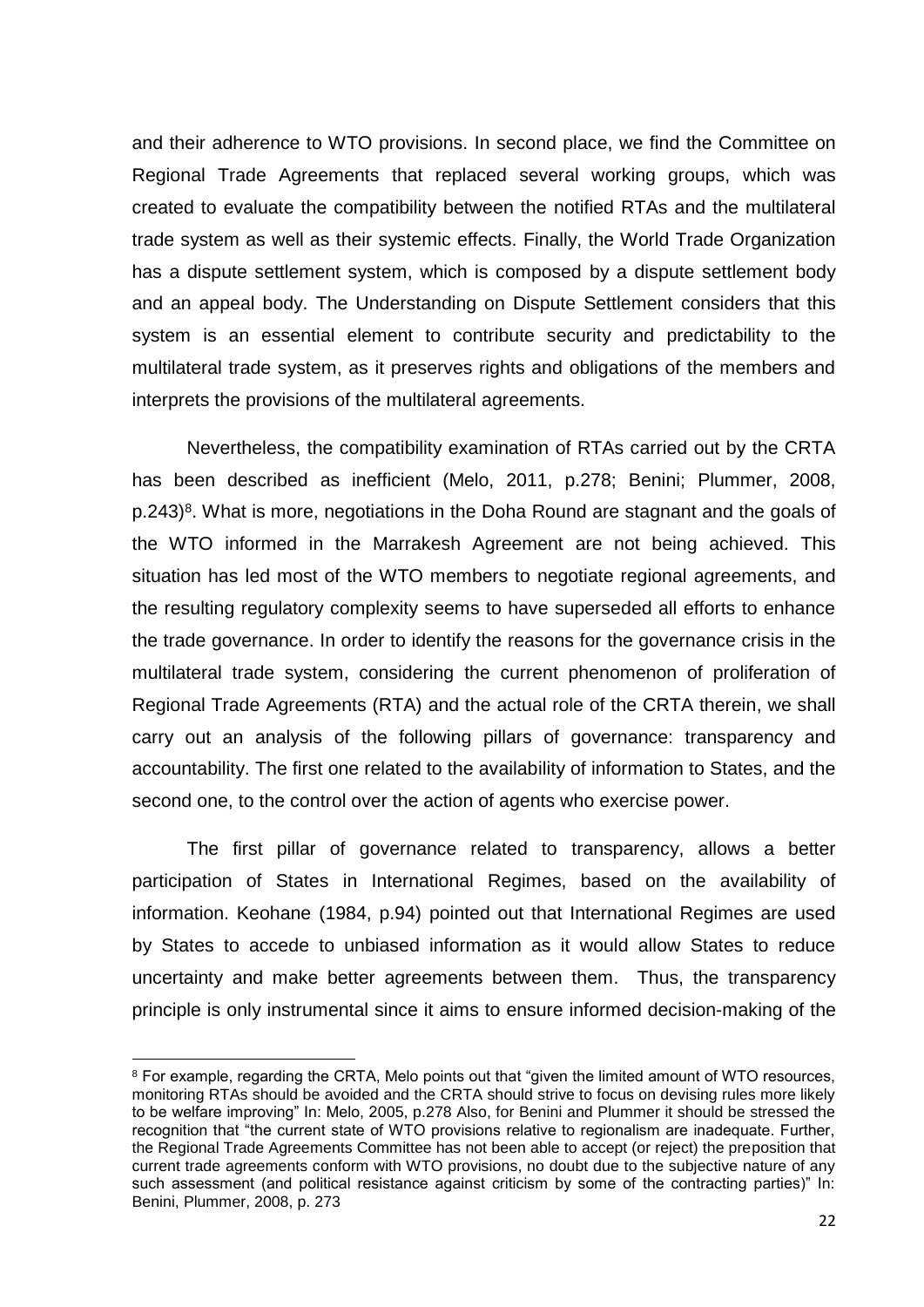and their adherence to WTO provisions. In second place, we find the Committee on Regional Trade Agreements that replaced several working groups, which was created to evaluate the compatibility between the notified RTAs and the multilateral trade system as well as their systemic effects. Finally, the World Trade Organization has a dispute settlement system, which is composed by a dispute settlement body and an appeal body. The Understanding on Dispute Settlement considers that this system is an essential element to contribute security and predictability to the multilateral trade system, as it preserves rights and obligations of the members and interprets the provisions of the multilateral agreements.

Nevertheless, the compatibility examination of RTAs carried out by the CRTA has been described as inefficient (Melo, 2011, p.278; Benini; Plummer, 2008, p.243)[8]. What is more, negotiations in the Doha Round are stagnant and the goals of the WTO informed in the Marrakesh Agreement are not being achieved. This situation has led most of the WTO members to negotiate regional agreements, and the resulting regulatory complexity seems to have superseded all efforts to enhance the trade governance. In order to identify the reasons for the governance crisis in the multilateral trade system, considering the current phenomenon of proliferation of Regional Trade Agreements (RTA) and the actual role of the CRTA therein, we shall carry out an analysis of the following pillars of governance: transparency and accountability. The first one related to the availability of information to States, and the second one, to the control over the action of agents who exercise power.

The first pillar of governance related to transparency, allows a better participation of States in International Regimes, based on the availability of information. Keohane (1984, p.94) pointed out that International Regimes are used by States to accede to unbiased information as it would allow States to reduce uncertainty and make better agreements between them. Thus, the transparency principle is only instrumental since it aims to ensure informed decision-making of the

---

[8] For example, regarding the CRTA, Melo points out that "given the limited amount of WTO resources, monitoring RTAs should be avoided and the CRTA should strive to focus on devising rules more likely to be welfare improving" In: Melo, 2005, p.278 Also, for Benini and Plummer it should be stressed the recognition that "the current state of WTO provisions relative to regionalism are inadequate. Further, the Regional Trade Agreements Committee has not been able to accept (or reject) the preposition that current trade agreements conform with WTO provisions, no doubt due to the subjective nature of any such assessment (and political resistance against criticism by some of the contracting parties)" In: Benini, Plummer, 2008, p. 273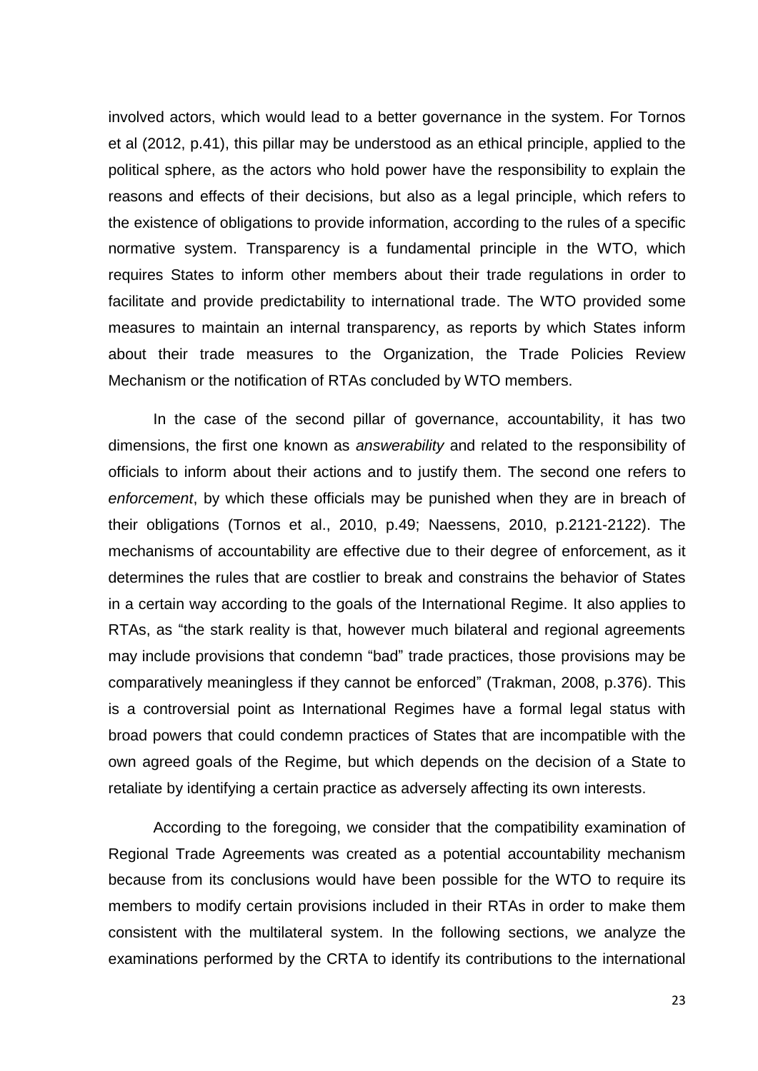involved actors, which would lead to a better governance in the system. For Tornos et al (2012, p.41), this pillar may be understood as an ethical principle, applied to the political sphere, as the actors who hold power have the responsibility to explain the reasons and effects of their decisions, but also as a legal principle, which refers to the existence of obligations to provide information, according to the rules of a specific normative system. Transparency is a fundamental principle in the WTO, which requires States to inform other members about their trade regulations in order to facilitate and provide predictability to international trade. The WTO provided some measures to maintain an internal transparency, as reports by which States inform about their trade measures to the Organization, the Trade Policies Review Mechanism or the notification of RTAs concluded by WTO members.

In the case of the second pillar of governance, accountability, it has two dimensions, the first one known as *answerability* and related to the responsibility of officials to inform about their actions and to justify them. The second one refers to *enforcement*, by which these officials may be punished when they are in breach of their obligations (Tornos et al., 2010, p.49; Naessens, 2010, p.2121-2122). The mechanisms of accountability are effective due to their degree of enforcement, as it determines the rules that are costlier to break and constrains the behavior of States in a certain way according to the goals of the International Regime. It also applies to RTAs, as "the stark reality is that, however much bilateral and regional agreements may include provisions that condemn "bad" trade practices, those provisions may be comparatively meaningless if they cannot be enforced" (Trakman, 2008, p.376). This is a controversial point as International Regimes have a formal legal status with broad powers that could condemn practices of States that are incompatible with the own agreed goals of the Regime, but which depends on the decision of a State to retaliate by identifying a certain practice as adversely affecting its own interests.

According to the foregoing, we consider that the compatibility examination of Regional Trade Agreements was created as a potential accountability mechanism because from its conclusions would have been possible for the WTO to require its members to modify certain provisions included in their RTAs in order to make them consistent with the multilateral system. In the following sections, we analyze the examinations performed by the CRTA to identify its contributions to the international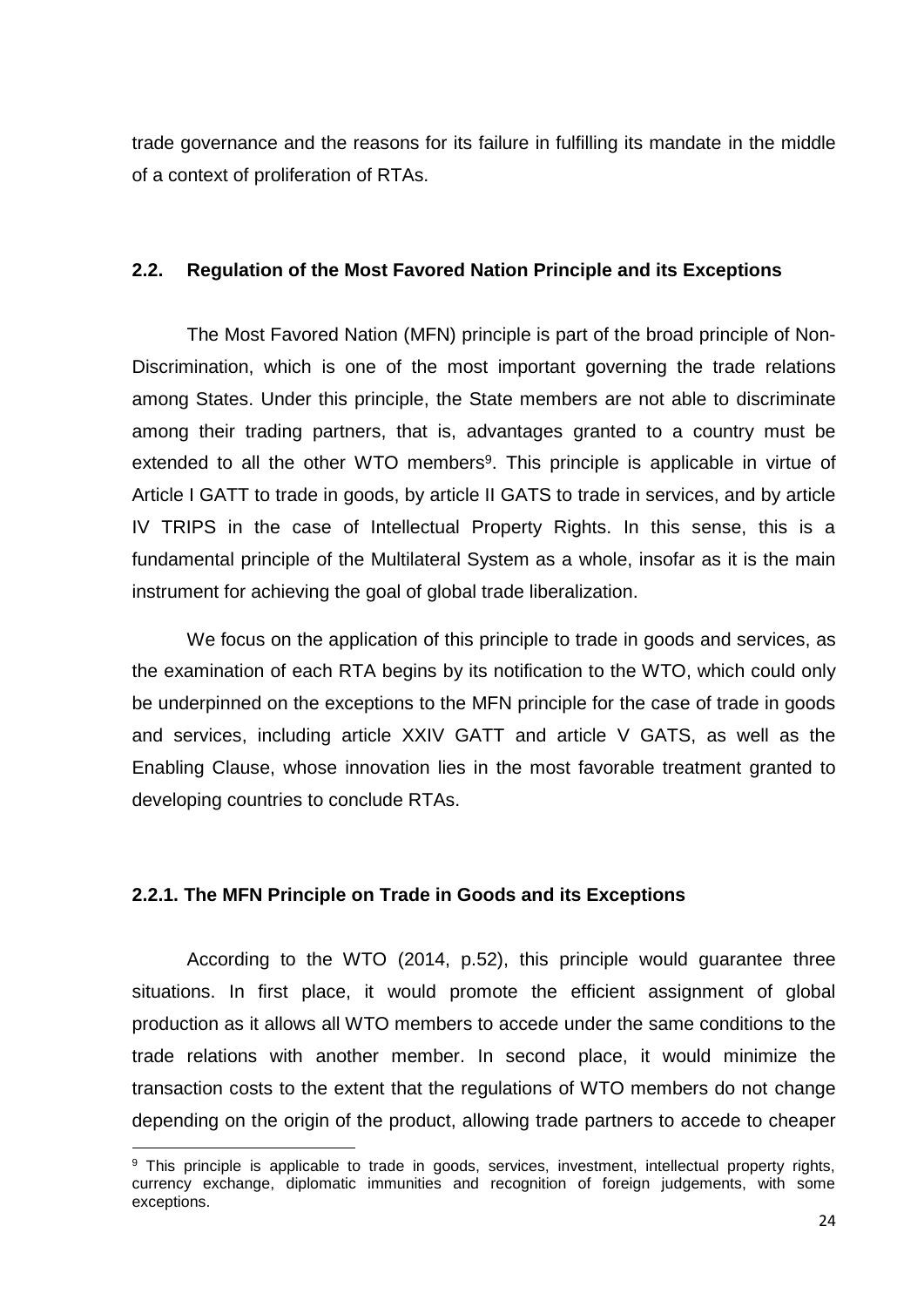trade governance and the reasons for its failure in fulfilling its mandate in the middle of a context of proliferation of RTAs.

## 2.2. Regulation of the Most Favored Nation Principle and its Exceptions

The Most Favored Nation (MFN) principle is part of the broad principle of Non-Discrimination, which is one of the most important governing the trade relations among States. Under this principle, the State members are not able to discriminate among their trading partners, that is, advantages granted to a country must be extended to all the other WTO members[9]. This principle is applicable in virtue of Article I GATT to trade in goods, by article II GATS to trade in services, and by article IV TRIPS in the case of Intellectual Property Rights. In this sense, this is a fundamental principle of the Multilateral System as a whole, insofar as it is the main instrument for achieving the goal of global trade liberalization.

We focus on the application of this principle to trade in goods and services, as the examination of each RTA begins by its notification to the WTO, which could only be underpinned on the exceptions to the MFN principle for the case of trade in goods and services, including article XXIV GATT and article V GATS, as well as the Enabling Clause, whose innovation lies in the most favorable treatment granted to developing countries to conclude RTAs.

### 2.2.1. The MFN Principle on Trade in Goods and its Exceptions

According to the WTO (2014, p.52), this principle would guarantee three situations. In first place, it would promote the efficient assignment of global production as it allows all WTO members to accede under the same conditions to the trade relations with another member. In second place, it would minimize the transaction costs to the extent that the regulations of WTO members do not change depending on the origin of the product, allowing trade partners to accede to cheaper

[9] This principle is applicable to trade in goods, services, investment, intellectual property rights, currency exchange, diplomatic immunities and recognition of foreign judgements, with some exceptions.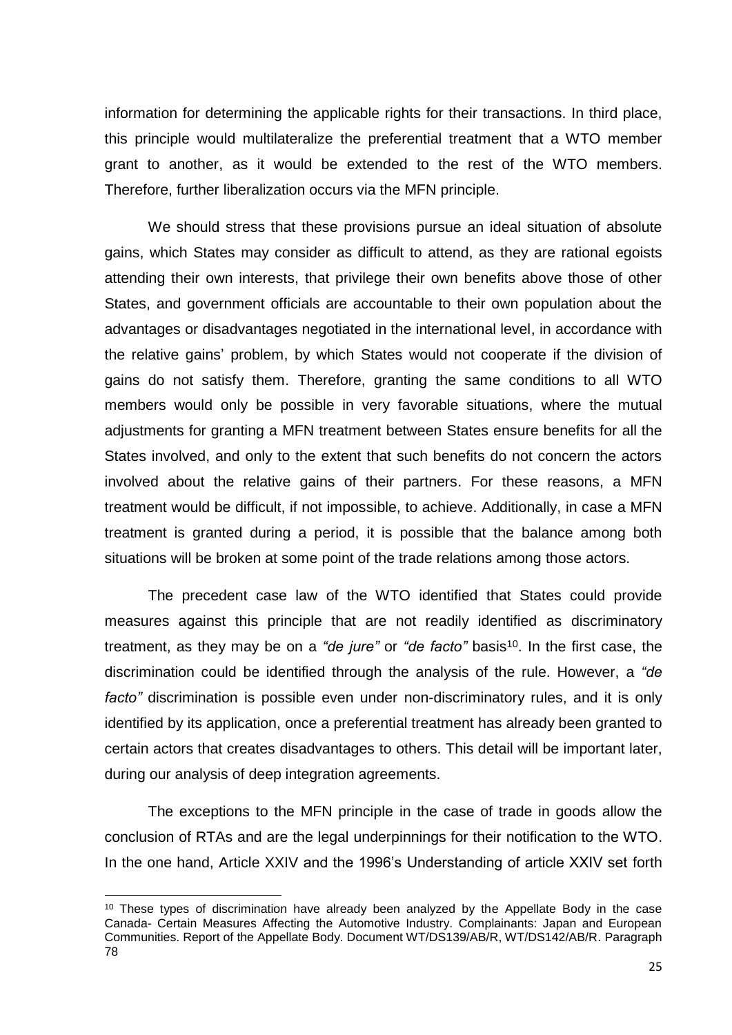information for determining the applicable rights for their transactions. In third place, this principle would multilateralize the preferential treatment that a WTO member grant to another, as it would be extended to the rest of the WTO members. Therefore, further liberalization occurs via the MFN principle.

We should stress that these provisions pursue an ideal situation of absolute gains, which States may consider as difficult to attend, as they are rational egoists attending their own interests, that privilege their own benefits above those of other States, and government officials are accountable to their own population about the advantages or disadvantages negotiated in the international level, in accordance with the relative gains' problem, by which States would not cooperate if the division of gains do not satisfy them. Therefore, granting the same conditions to all WTO members would only be possible in very favorable situations, where the mutual adjustments for granting a MFN treatment between States ensure benefits for all the States involved, and only to the extent that such benefits do not concern the actors involved about the relative gains of their partners. For these reasons, a MFN treatment would be difficult, if not impossible, to achieve. Additionally, in case a MFN treatment is granted during a period, it is possible that the balance among both situations will be broken at some point of the trade relations among those actors.

The precedent case law of the WTO identified that States could provide measures against this principle that are not readily identified as discriminatory treatment, as they may be on a *"de jure"* or *"de facto"* basis[10]. In the first case, the discrimination could be identified through the analysis of the rule. However, a *"de facto"* discrimination is possible even under non-discriminatory rules, and it is only identified by its application, once a preferential treatment has already been granted to certain actors that creates disadvantages to others. This detail will be important later, during our analysis of deep integration agreements.

The exceptions to the MFN principle in the case of trade in goods allow the conclusion of RTAs and are the legal underpinnings for their notification to the WTO. In the one hand, Article XXIV and the 1996's Understanding of article XXIV set forth

[10] These types of discrimination have already been analyzed by the Appellate Body in the case Canada- Certain Measures Affecting the Automotive Industry. Complainants: Japan and European Communities. Report of the Appellate Body. Document WT/DS139/AB/R, WT/DS142/AB/R. Paragraph 78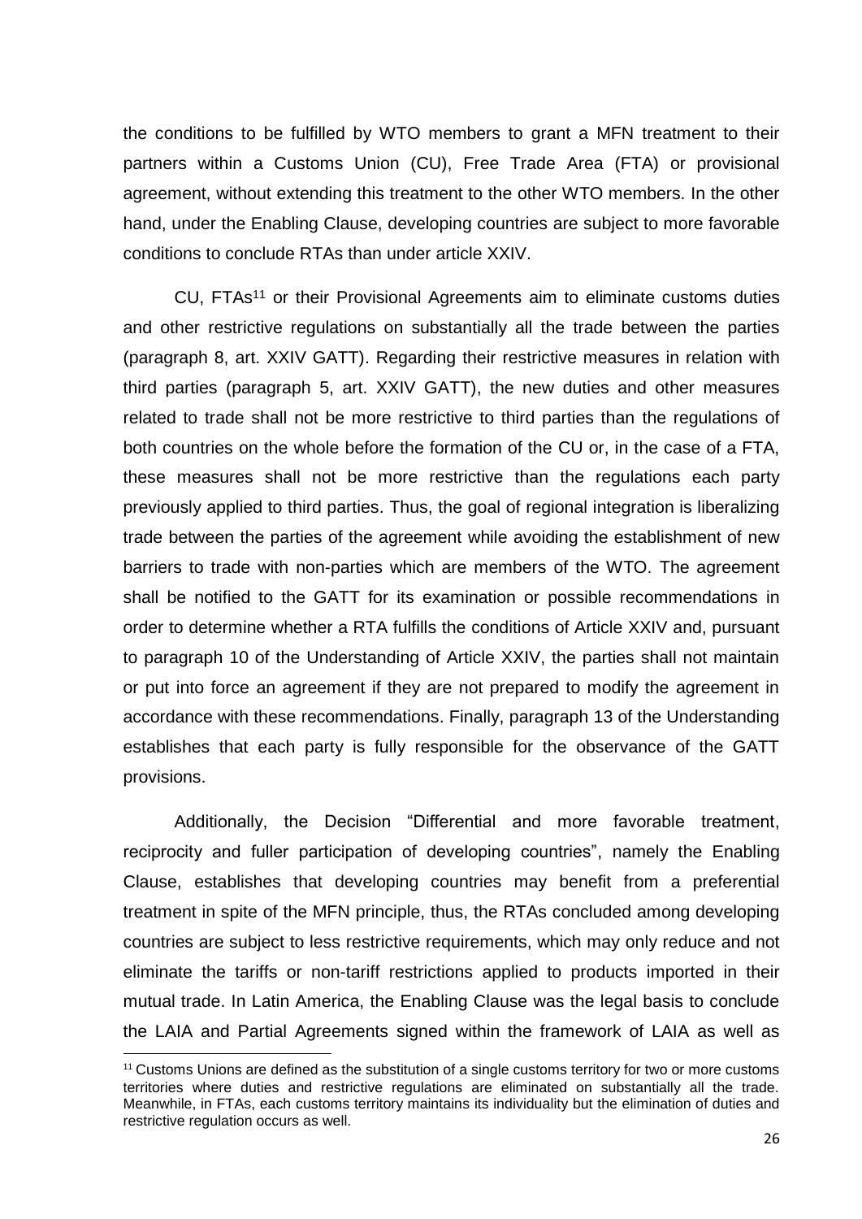the conditions to be fulfilled by WTO members to grant a MFN treatment to their partners within a Customs Union (CU), Free Trade Area (FTA) or provisional agreement, without extending this treatment to the other WTO members. In the other hand, under the Enabling Clause, developing countries are subject to more favorable conditions to conclude RTAs than under article XXIV.

CU, FTAs[11] or their Provisional Agreements aim to eliminate customs duties and other restrictive regulations on substantially all the trade between the parties (paragraph 8, art. XXIV GATT). Regarding their restrictive measures in relation with third parties (paragraph 5, art. XXIV GATT), the new duties and other measures related to trade shall not be more restrictive to third parties than the regulations of both countries on the whole before the formation of the CU or, in the case of a FTA, these measures shall not be more restrictive than the regulations each party previously applied to third parties. Thus, the goal of regional integration is liberalizing trade between the parties of the agreement while avoiding the establishment of new barriers to trade with non-parties which are members of the WTO. The agreement shall be notified to the GATT for its examination or possible recommendations in order to determine whether a RTA fulfills the conditions of Article XXIV and, pursuant to paragraph 10 of the Understanding of Article XXIV, the parties shall not maintain or put into force an agreement if they are not prepared to modify the agreement in accordance with these recommendations. Finally, paragraph 13 of the Understanding establishes that each party is fully responsible for the observance of the GATT provisions.

Additionally, the Decision "Differential and more favorable treatment, reciprocity and fuller participation of developing countries", namely the Enabling Clause, establishes that developing countries may benefit from a preferential treatment in spite of the MFN principle, thus, the RTAs concluded among developing countries are subject to less restrictive requirements, which may only reduce and not eliminate the tariffs or non-tariff restrictions applied to products imported in their mutual trade. In Latin America, the Enabling Clause was the legal basis to conclude the LAIA and Partial Agreements signed within the framework of LAIA as well as

[11] Customs Unions are defined as the substitution of a single customs territory for two or more customs territories where duties and restrictive regulations are eliminated on substantially all the trade. Meanwhile, in FTAs, each customs territory maintains its individuality but the elimination of duties and restrictive regulation occurs as well.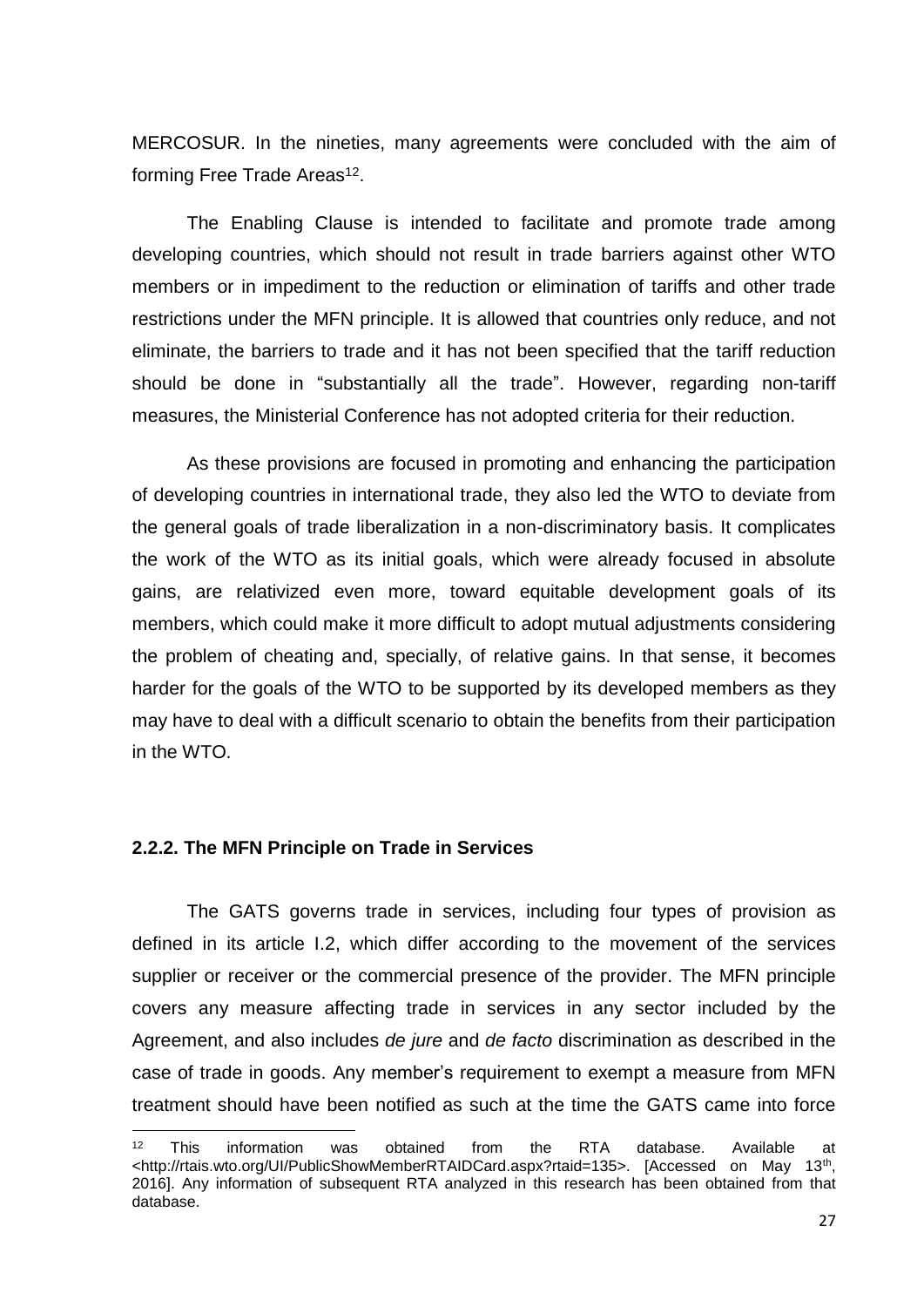MERCOSUR. In the nineties, many agreements were concluded with the aim of forming Free Trade Areas[12].

The Enabling Clause is intended to facilitate and promote trade among developing countries, which should not result in trade barriers against other WTO members or in impediment to the reduction or elimination of tariffs and other trade restrictions under the MFN principle. It is allowed that countries only reduce, and not eliminate, the barriers to trade and it has not been specified that the tariff reduction should be done in "substantially all the trade". However, regarding non-tariff measures, the Ministerial Conference has not adopted criteria for their reduction.

As these provisions are focused in promoting and enhancing the participation of developing countries in international trade, they also led the WTO to deviate from the general goals of trade liberalization in a non-discriminatory basis. It complicates the work of the WTO as its initial goals, which were already focused in absolute gains, are relativized even more, toward equitable development goals of its members, which could make it more difficult to adopt mutual adjustments considering the problem of cheating and, specially, of relative gains. In that sense, it becomes harder for the goals of the WTO to be supported by its developed members as they may have to deal with a difficult scenario to obtain the benefits from their participation in the WTO.

### 2.2.2. The MFN Principle on Trade in Services

The GATS governs trade in services, including four types of provision as defined in its article I.2, which differ according to the movement of the services supplier or receiver or the commercial presence of the provider. The MFN principle covers any measure affecting trade in services in any sector included by the Agreement, and also includes *de jure* and *de facto* discrimination as described in the case of trade in goods. Any member's requirement to exempt a measure from MFN treatment should have been notified as such at the time the GATS came into force

---

[12] This information was obtained from the RTA database. Available at <http://rtais.wto.org/UI/PublicShowMemberRTAIDCard.aspx?rtaid=135>. [Accessed on May 13th, 2016]. Any information of subsequent RTA analyzed in this research has been obtained from that database.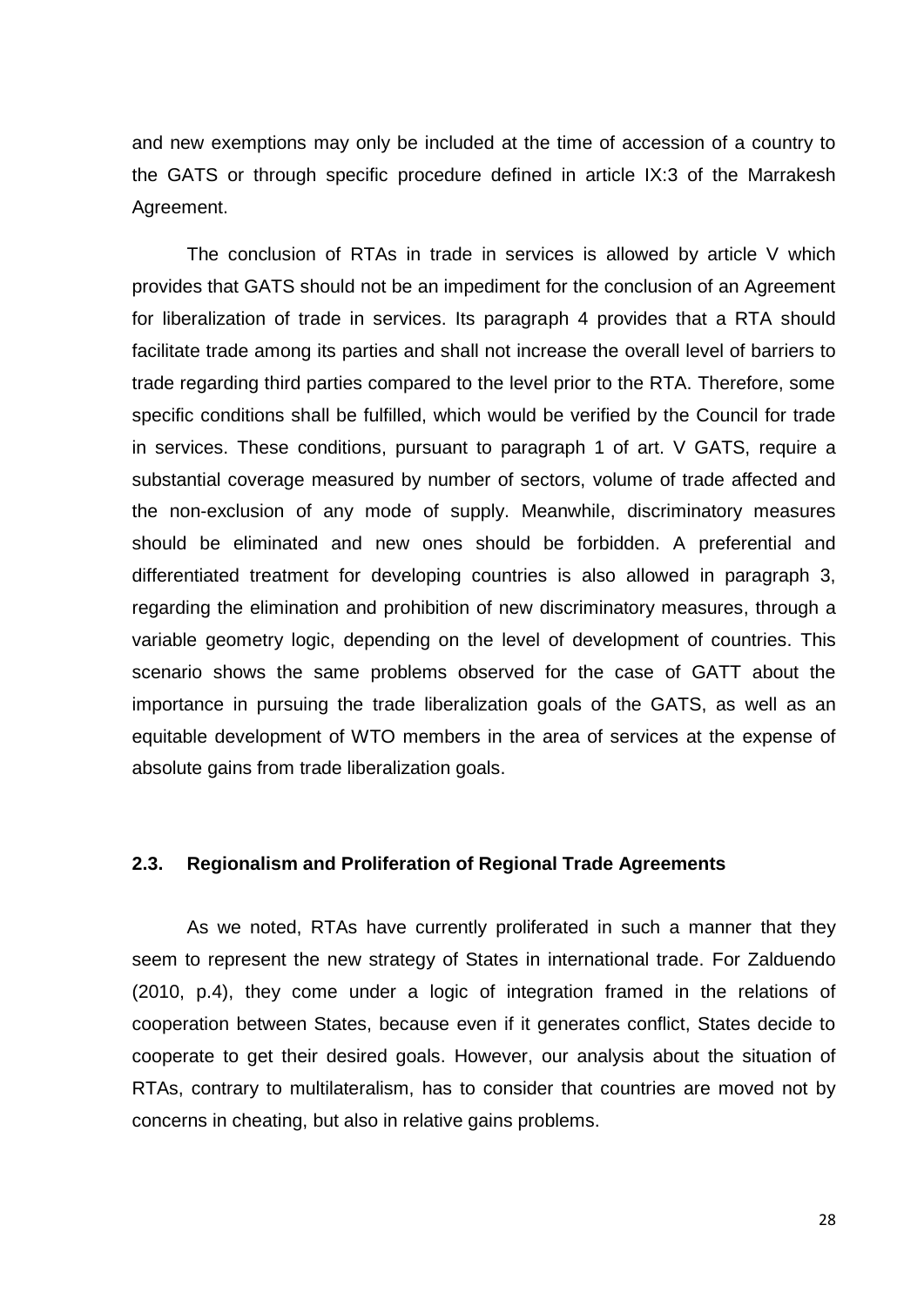and new exemptions may only be included at the time of accession of a country to the GATS or through specific procedure defined in article IX:3 of the Marrakesh Agreement.

The conclusion of RTAs in trade in services is allowed by article V which provides that GATS should not be an impediment for the conclusion of an Agreement for liberalization of trade in services. Its paragraph 4 provides that a RTA should facilitate trade among its parties and shall not increase the overall level of barriers to trade regarding third parties compared to the level prior to the RTA. Therefore, some specific conditions shall be fulfilled, which would be verified by the Council for trade in services. These conditions, pursuant to paragraph 1 of art. V GATS, require a substantial coverage measured by number of sectors, volume of trade affected and the non-exclusion of any mode of supply. Meanwhile, discriminatory measures should be eliminated and new ones should be forbidden. A preferential and differentiated treatment for developing countries is also allowed in paragraph 3, regarding the elimination and prohibition of new discriminatory measures, through a variable geometry logic, depending on the level of development of countries. This scenario shows the same problems observed for the case of GATT about the importance in pursuing the trade liberalization goals of the GATS, as well as an equitable development of WTO members in the area of services at the expense of absolute gains from trade liberalization goals.

### 2.3. Regionalism and Proliferation of Regional Trade Agreements

As we noted, RTAs have currently proliferated in such a manner that they seem to represent the new strategy of States in international trade. For Zalduendo (2010, p.4), they come under a logic of integration framed in the relations of cooperation between States, because even if it generates conflict, States decide to cooperate to get their desired goals. However, our analysis about the situation of RTAs, contrary to multilateralism, has to consider that countries are moved not by concerns in cheating, but also in relative gains problems.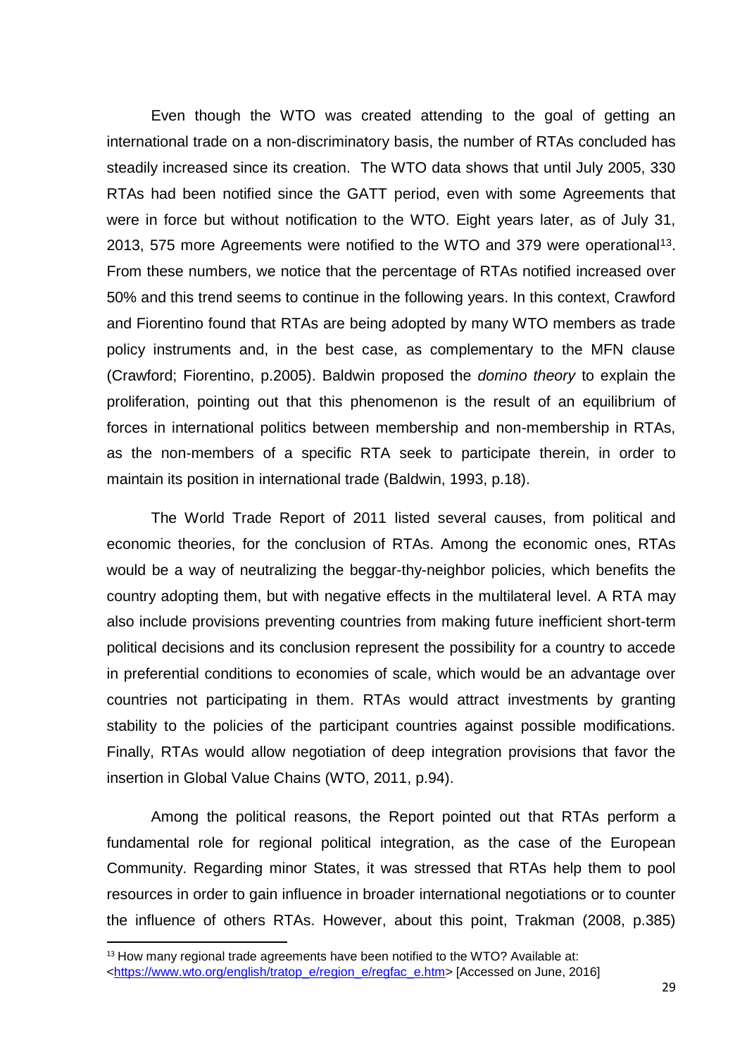Even though the WTO was created attending to the goal of getting an international trade on a non-discriminatory basis, the number of RTAs concluded has steadily increased since its creation. The WTO data shows that until July 2005, 330 RTAs had been notified since the GATT period, even with some Agreements that were in force but without notification to the WTO. Eight years later, as of July 31, 2013, 575 more Agreements were notified to the WTO and 379 were operational[13]. From these numbers, we notice that the percentage of RTAs notified increased over 50% and this trend seems to continue in the following years. In this context, Crawford and Fiorentino found that RTAs are being adopted by many WTO members as trade policy instruments and, in the best case, as complementary to the MFN clause (Crawford; Fiorentino, p.2005). Baldwin proposed the *domino theory* to explain the proliferation, pointing out that this phenomenon is the result of an equilibrium of forces in international politics between membership and non-membership in RTAs, as the non-members of a specific RTA seek to participate therein, in order to maintain its position in international trade (Baldwin, 1993, p.18).

The World Trade Report of 2011 listed several causes, from political and economic theories, for the conclusion of RTAs. Among the economic ones, RTAs would be a way of neutralizing the beggar-thy-neighbor policies, which benefits the country adopting them, but with negative effects in the multilateral level. A RTA may also include provisions preventing countries from making future inefficient short-term political decisions and its conclusion represent the possibility for a country to accede in preferential conditions to economies of scale, which would be an advantage over countries not participating in them. RTAs would attract investments by granting stability to the policies of the participant countries against possible modifications. Finally, RTAs would allow negotiation of deep integration provisions that favor the insertion in Global Value Chains (WTO, 2011, p.94).

Among the political reasons, the Report pointed out that RTAs perform a fundamental role for regional political integration, as the case of the European Community. Regarding minor States, it was stressed that RTAs help them to pool resources in order to gain influence in broader international negotiations or to counter the influence of others RTAs. However, about this point, Trakman (2008, p.385)

[13] How many regional trade agreements have been notified to the WTO? Available at: <https://www.wto.org/english/tratop_e/region_e/regfac_e.htm> [Accessed on June, 2016]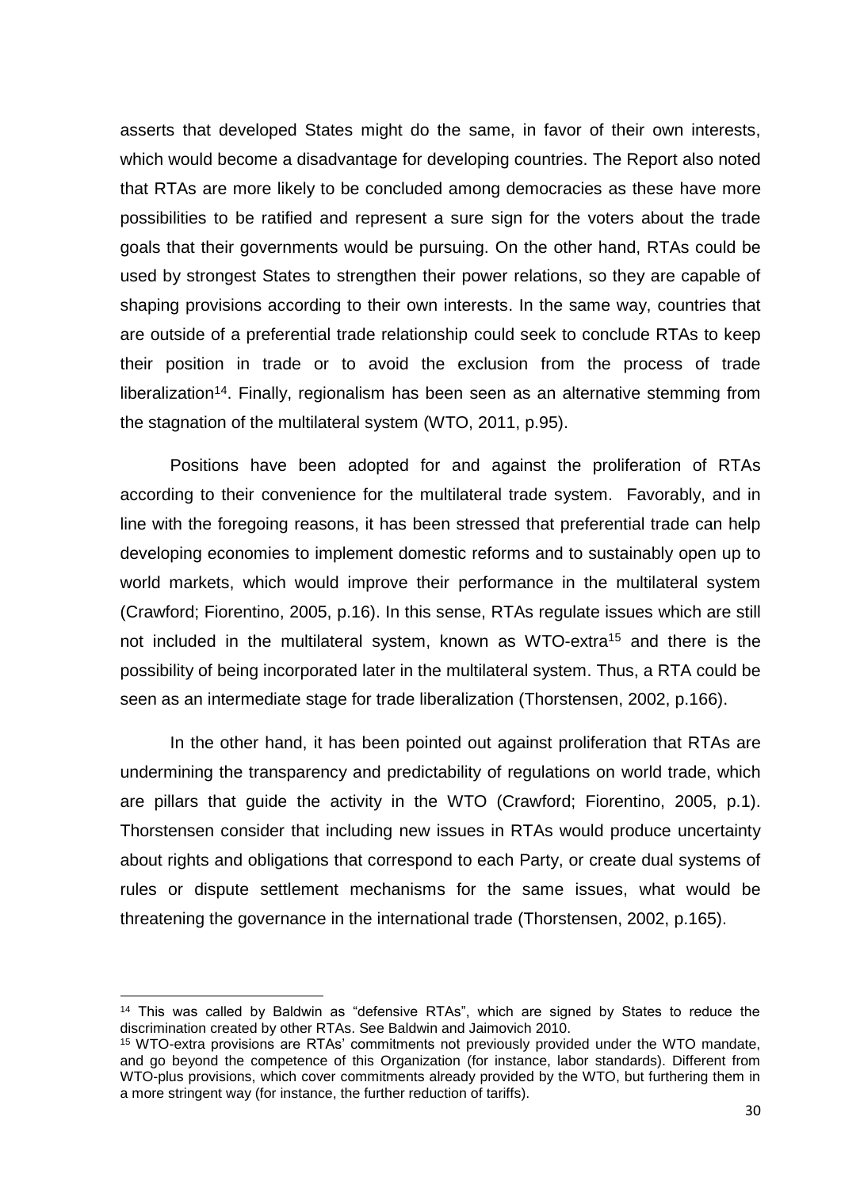asserts that developed States might do the same, in favor of their own interests, which would become a disadvantage for developing countries. The Report also noted that RTAs are more likely to be concluded among democracies as these have more possibilities to be ratified and represent a sure sign for the voters about the trade goals that their governments would be pursuing. On the other hand, RTAs could be used by strongest States to strengthen their power relations, so they are capable of shaping provisions according to their own interests. In the same way, countries that are outside of a preferential trade relationship could seek to conclude RTAs to keep their position in trade or to avoid the exclusion from the process of trade liberalization[14]. Finally, regionalism has been seen as an alternative stemming from the stagnation of the multilateral system (WTO, 2011, p.95).

Positions have been adopted for and against the proliferation of RTAs according to their convenience for the multilateral trade system. Favorably, and in line with the foregoing reasons, it has been stressed that preferential trade can help developing economies to implement domestic reforms and to sustainably open up to world markets, which would improve their performance in the multilateral system (Crawford; Fiorentino, 2005, p.16). In this sense, RTAs regulate issues which are still not included in the multilateral system, known as WTO-extra[15] and there is the possibility of being incorporated later in the multilateral system. Thus, a RTA could be seen as an intermediate stage for trade liberalization (Thorstensen, 2002, p.166).

In the other hand, it has been pointed out against proliferation that RTAs are undermining the transparency and predictability of regulations on world trade, which are pillars that guide the activity in the WTO (Crawford; Fiorentino, 2005, p.1). Thorstensen consider that including new issues in RTAs would produce uncertainty about rights and obligations that correspond to each Party, or create dual systems of rules or dispute settlement mechanisms for the same issues, what would be threatening the governance in the international trade (Thorstensen, 2002, p.165).

[14] This was called by Baldwin as "defensive RTAs", which are signed by States to reduce the discrimination created by other RTAs. See Baldwin and Jaimovich 2010.

[15] WTO-extra provisions are RTAs' commitments not previously provided under the WTO mandate, and go beyond the competence of this Organization (for instance, labor standards). Different from WTO-plus provisions, which cover commitments already provided by the WTO, but furthering them in a more stringent way (for instance, the further reduction of tariffs).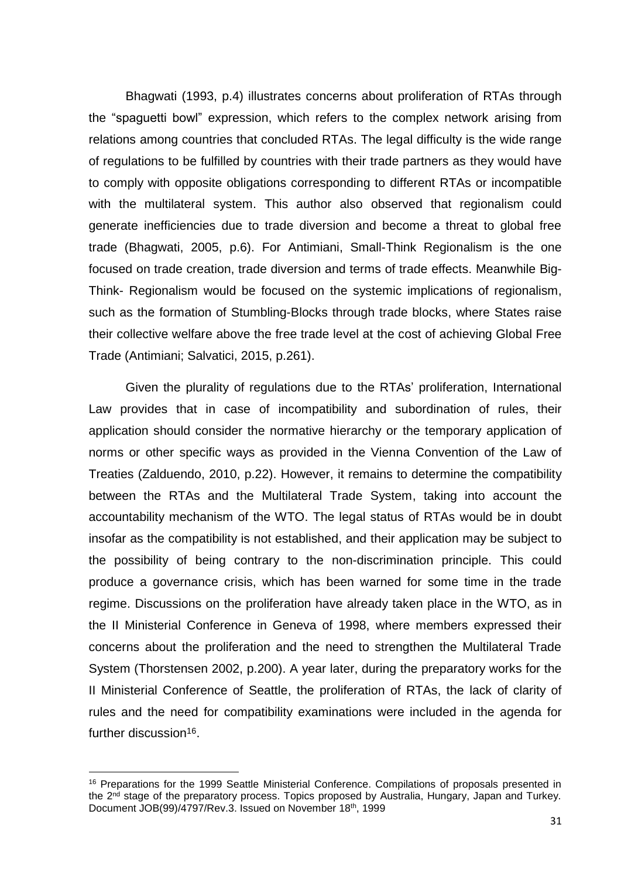Bhagwati (1993, p.4) illustrates concerns about proliferation of RTAs through the "spaguetti bowl" expression, which refers to the complex network arising from relations among countries that concluded RTAs. The legal difficulty is the wide range of regulations to be fulfilled by countries with their trade partners as they would have to comply with opposite obligations corresponding to different RTAs or incompatible with the multilateral system. This author also observed that regionalism could generate inefficiencies due to trade diversion and become a threat to global free trade (Bhagwati, 2005, p.6). For Antimiani, Small-Think Regionalism is the one focused on trade creation, trade diversion and terms of trade effects. Meanwhile Big-Think- Regionalism would be focused on the systemic implications of regionalism, such as the formation of Stumbling-Blocks through trade blocks, where States raise their collective welfare above the free trade level at the cost of achieving Global Free Trade (Antimiani; Salvatici, 2015, p.261).

Given the plurality of regulations due to the RTAs' proliferation, International Law provides that in case of incompatibility and subordination of rules, their application should consider the normative hierarchy or the temporary application of norms or other specific ways as provided in the Vienna Convention of the Law of Treaties (Zalduendo, 2010, p.22). However, it remains to determine the compatibility between the RTAs and the Multilateral Trade System, taking into account the accountability mechanism of the WTO. The legal status of RTAs would be in doubt insofar as the compatibility is not established, and their application may be subject to the possibility of being contrary to the non-discrimination principle. This could produce a governance crisis, which has been warned for some time in the trade regime. Discussions on the proliferation have already taken place in the WTO, as in the II Ministerial Conference in Geneva of 1998, where members expressed their concerns about the proliferation and the need to strengthen the Multilateral Trade System (Thorstensen 2002, p.200). A year later, during the preparatory works for the II Ministerial Conference of Seattle, the proliferation of RTAs, the lack of clarity of rules and the need for compatibility examinations were included in the agenda for further discussion[16].

---

[16] Preparations for the 1999 Seattle Ministerial Conference. Compilations of proposals presented in the 2nd stage of the preparatory process. Topics proposed by Australia, Hungary, Japan and Turkey. Document JOB(99)/4797/Rev.3. Issued on November 18th, 1999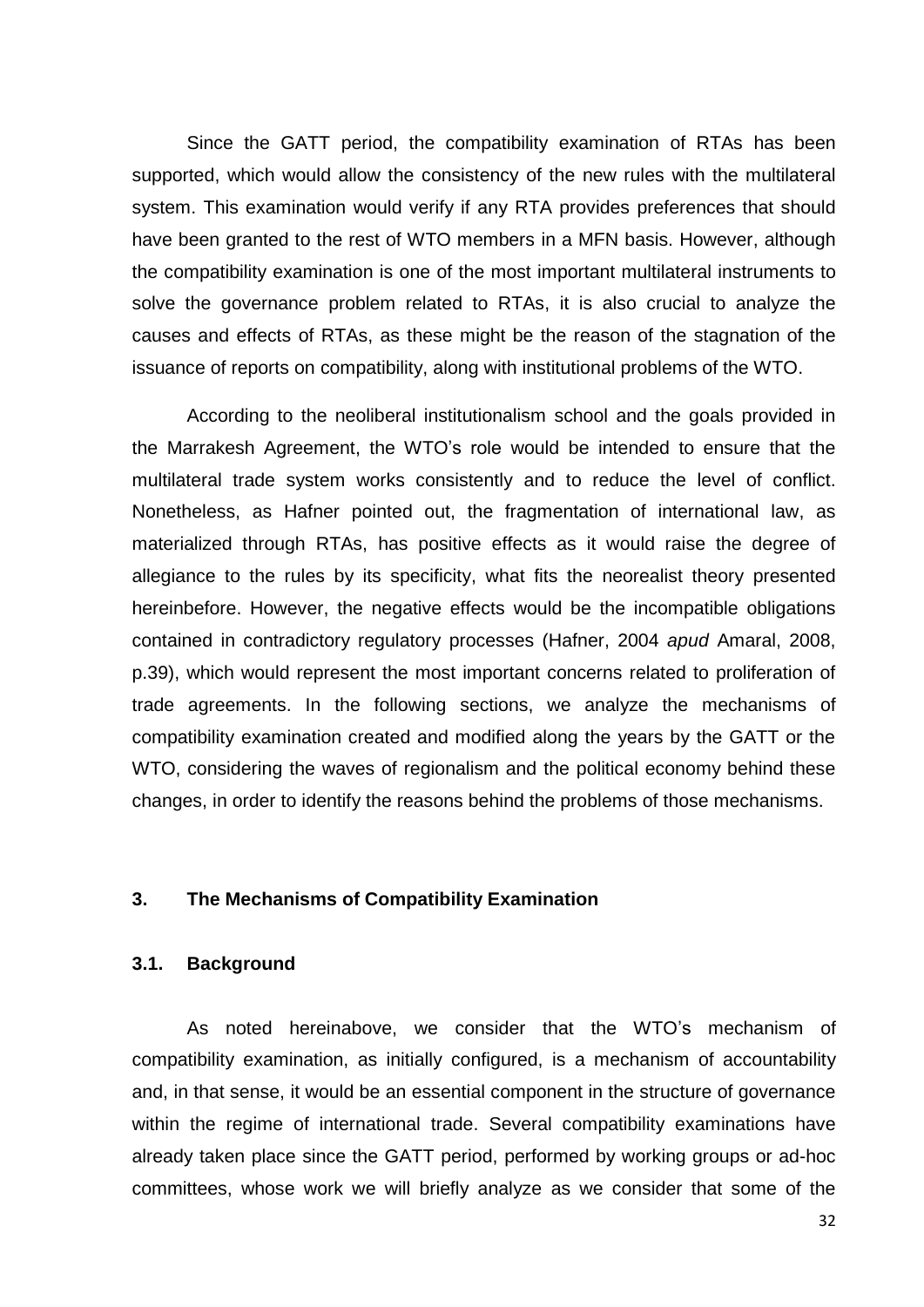Since the GATT period, the compatibility examination of RTAs has been supported, which would allow the consistency of the new rules with the multilateral system. This examination would verify if any RTA provides preferences that should have been granted to the rest of WTO members in a MFN basis. However, although the compatibility examination is one of the most important multilateral instruments to solve the governance problem related to RTAs, it is also crucial to analyze the causes and effects of RTAs, as these might be the reason of the stagnation of the issuance of reports on compatibility, along with institutional problems of the WTO.

According to the neoliberal institutionalism school and the goals provided in the Marrakesh Agreement, the WTO's role would be intended to ensure that the multilateral trade system works consistently and to reduce the level of conflict. Nonetheless, as Hafner pointed out, the fragmentation of international law, as materialized through RTAs, has positive effects as it would raise the degree of allegiance to the rules by its specificity, what fits the neorealist theory presented hereinbefore. However, the negative effects would be the incompatible obligations contained in contradictory regulatory processes (Hafner, 2004 *apud* Amaral, 2008, p.39), which would represent the most important concerns related to proliferation of trade agreements. In the following sections, we analyze the mechanisms of compatibility examination created and modified along the years by the GATT or the WTO, considering the waves of regionalism and the political economy behind these changes, in order to identify the reasons behind the problems of those mechanisms.

## 3. The Mechanisms of Compatibility Examination

### 3.1. Background

As noted hereinabove, we consider that the WTO's mechanism of compatibility examination, as initially configured, is a mechanism of accountability and, in that sense, it would be an essential component in the structure of governance within the regime of international trade. Several compatibility examinations have already taken place since the GATT period, performed by working groups or ad-hoc committees, whose work we will briefly analyze as we consider that some of the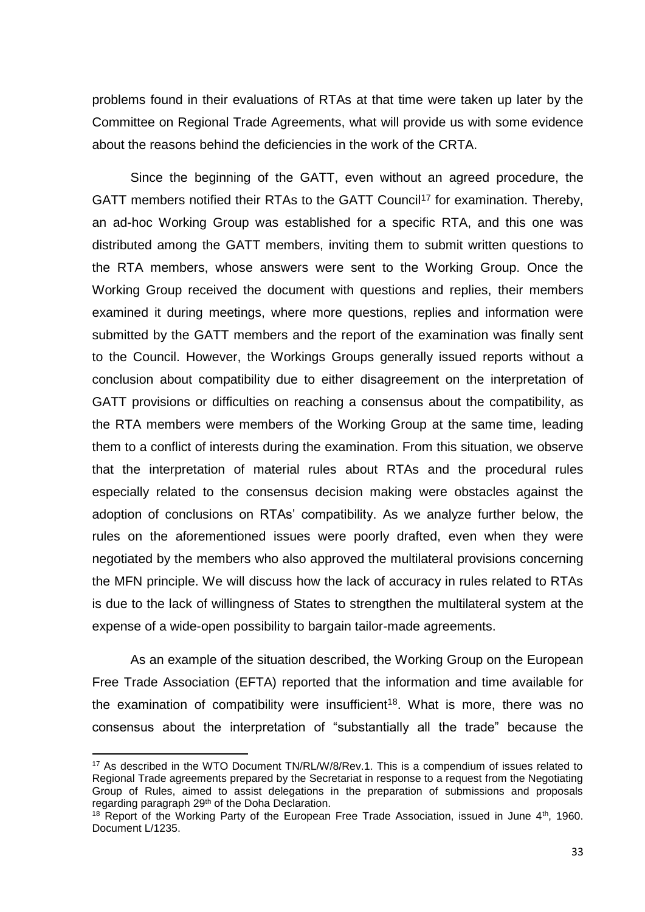problems found in their evaluations of RTAs at that time were taken up later by the Committee on Regional Trade Agreements, what will provide us with some evidence about the reasons behind the deficiencies in the work of the CRTA.

Since the beginning of the GATT, even without an agreed procedure, the GATT members notified their RTAs to the GATT Council[17] for examination. Thereby, an ad-hoc Working Group was established for a specific RTA, and this one was distributed among the GATT members, inviting them to submit written questions to the RTA members, whose answers were sent to the Working Group. Once the Working Group received the document with questions and replies, their members examined it during meetings, where more questions, replies and information were submitted by the GATT members and the report of the examination was finally sent to the Council. However, the Workings Groups generally issued reports without a conclusion about compatibility due to either disagreement on the interpretation of GATT provisions or difficulties on reaching a consensus about the compatibility, as the RTA members were members of the Working Group at the same time, leading them to a conflict of interests during the examination. From this situation, we observe that the interpretation of material rules about RTAs and the procedural rules especially related to the consensus decision making were obstacles against the adoption of conclusions on RTAs' compatibility. As we analyze further below, the rules on the aforementioned issues were poorly drafted, even when they were negotiated by the members who also approved the multilateral provisions concerning the MFN principle. We will discuss how the lack of accuracy in rules related to RTAs is due to the lack of willingness of States to strengthen the multilateral system at the expense of a wide-open possibility to bargain tailor-made agreements.

As an example of the situation described, the Working Group on the European Free Trade Association (EFTA) reported that the information and time available for the examination of compatibility were insufficient[18]. What is more, there was no consensus about the interpretation of "substantially all the trade" because the

---

[17] As described in the WTO Document TN/RL/W/8/Rev.1. This is a compendium of issues related to Regional Trade agreements prepared by the Secretariat in response to a request from the Negotiating Group of Rules, aimed to assist delegations in the preparation of submissions and proposals regarding paragraph 29th of the Doha Declaration.

[18] Report of the Working Party of the European Free Trade Association, issued in June 4th, 1960. Document L/1235.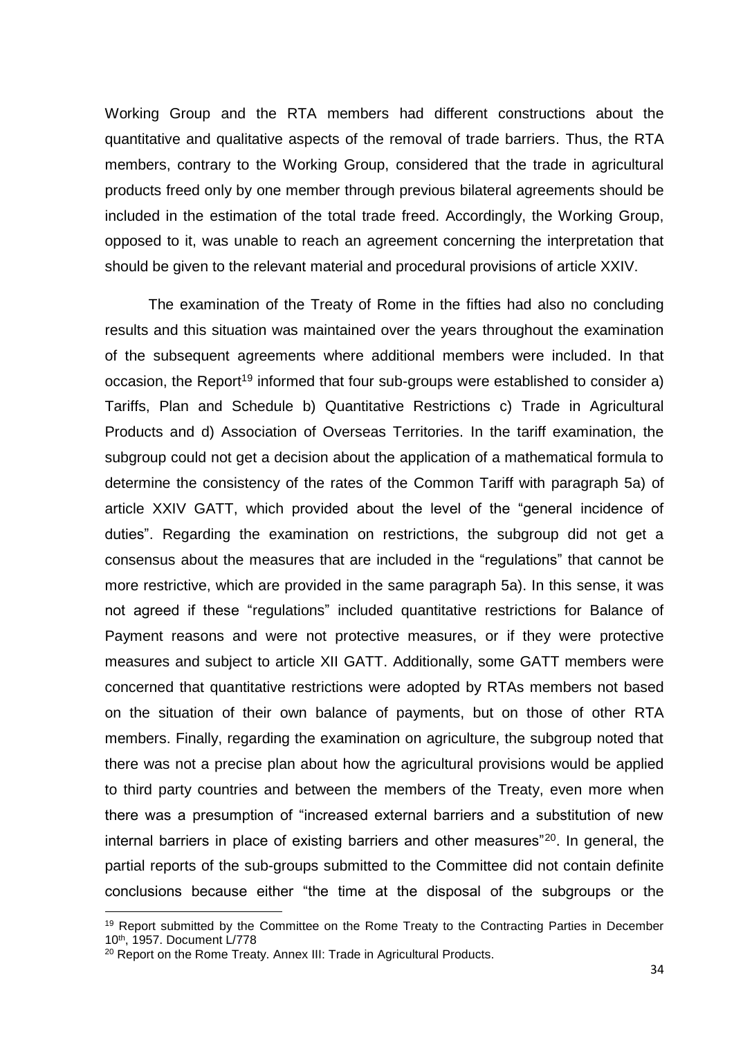Working Group and the RTA members had different constructions about the quantitative and qualitative aspects of the removal of trade barriers. Thus, the RTA members, contrary to the Working Group, considered that the trade in agricultural products freed only by one member through previous bilateral agreements should be included in the estimation of the total trade freed. Accordingly, the Working Group, opposed to it, was unable to reach an agreement concerning the interpretation that should be given to the relevant material and procedural provisions of article XXIV.

The examination of the Treaty of Rome in the fifties had also no concluding results and this situation was maintained over the years throughout the examination of the subsequent agreements where additional members were included. In that occasion, the Report[19] informed that four sub-groups were established to consider a) Tariffs, Plan and Schedule b) Quantitative Restrictions c) Trade in Agricultural Products and d) Association of Overseas Territories. In the tariff examination, the subgroup could not get a decision about the application of a mathematical formula to determine the consistency of the rates of the Common Tariff with paragraph 5a) of article XXIV GATT, which provided about the level of the "general incidence of duties". Regarding the examination on restrictions, the subgroup did not get a consensus about the measures that are included in the "regulations" that cannot be more restrictive, which are provided in the same paragraph 5a). In this sense, it was not agreed if these "regulations" included quantitative restrictions for Balance of Payment reasons and were not protective measures, or if they were protective measures and subject to article XII GATT. Additionally, some GATT members were concerned that quantitative restrictions were adopted by RTAs members not based on the situation of their own balance of payments, but on those of other RTA members. Finally, regarding the examination on agriculture, the subgroup noted that there was not a precise plan about how the agricultural provisions would be applied to third party countries and between the members of the Treaty, even more when there was a presumption of "increased external barriers and a substitution of new internal barriers in place of existing barriers and other measures"[20]. In general, the partial reports of the sub-groups submitted to the Committee did not contain definite conclusions because either "the time at the disposal of the subgroups or the

---

[19] Report submitted by the Committee on the Rome Treaty to the Contracting Parties in December 10th, 1957. Document L/778

[20] Report on the Rome Treaty. Annex III: Trade in Agricultural Products.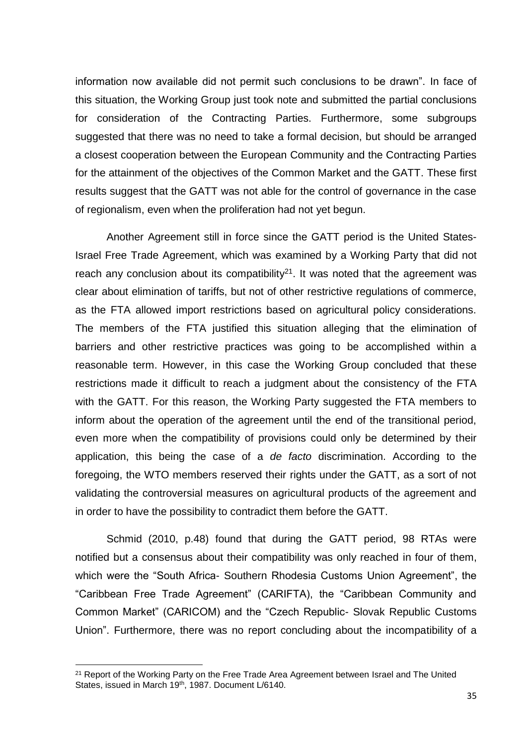information now available did not permit such conclusions to be drawn". In face of this situation, the Working Group just took note and submitted the partial conclusions for consideration of the Contracting Parties. Furthermore, some subgroups suggested that there was no need to take a formal decision, but should be arranged a closest cooperation between the European Community and the Contracting Parties for the attainment of the objectives of the Common Market and the GATT. These first results suggest that the GATT was not able for the control of governance in the case of regionalism, even when the proliferation had not yet begun.

Another Agreement still in force since the GATT period is the United States-Israel Free Trade Agreement, which was examined by a Working Party that did not reach any conclusion about its compatibility[21]. It was noted that the agreement was clear about elimination of tariffs, but not of other restrictive regulations of commerce, as the FTA allowed import restrictions based on agricultural policy considerations. The members of the FTA justified this situation alleging that the elimination of barriers and other restrictive practices was going to be accomplished within a reasonable term. However, in this case the Working Group concluded that these restrictions made it difficult to reach a judgment about the consistency of the FTA with the GATT. For this reason, the Working Party suggested the FTA members to inform about the operation of the agreement until the end of the transitional period, even more when the compatibility of provisions could only be determined by their application, this being the case of a *de facto* discrimination. According to the foregoing, the WTO members reserved their rights under the GATT, as a sort of not validating the controversial measures on agricultural products of the agreement and in order to have the possibility to contradict them before the GATT.

Schmid (2010, p.48) found that during the GATT period, 98 RTAs were notified but a consensus about their compatibility was only reached in four of them, which were the "South Africa- Southern Rhodesia Customs Union Agreement", the "Caribbean Free Trade Agreement" (CARIFTA), the "Caribbean Community and Common Market" (CARICOM) and the "Czech Republic- Slovak Republic Customs Union". Furthermore, there was no report concluding about the incompatibility of a

[21] Report of the Working Party on the Free Trade Area Agreement between Israel and The United States, issued in March 19th, 1987. Document L/6140.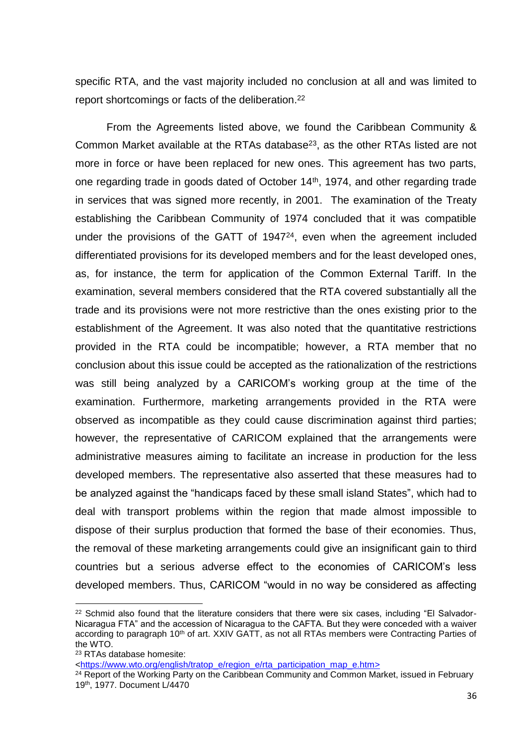specific RTA, and the vast majority included no conclusion at all and was limited to report shortcomings or facts of the deliberation.[22]

From the Agreements listed above, we found the Caribbean Community & Common Market available at the RTAs database[23], as the other RTAs listed are not more in force or have been replaced for new ones. This agreement has two parts, one regarding trade in goods dated of October 14th, 1974, and other regarding trade in services that was signed more recently, in 2001. The examination of the Treaty establishing the Caribbean Community of 1974 concluded that it was compatible under the provisions of the GATT of 1947[24], even when the agreement included differentiated provisions for its developed members and for the least developed ones, as, for instance, the term for application of the Common External Tariff. In the examination, several members considered that the RTA covered substantially all the trade and its provisions were not more restrictive than the ones existing prior to the establishment of the Agreement. It was also noted that the quantitative restrictions provided in the RTA could be incompatible; however, a RTA member that no conclusion about this issue could be accepted as the rationalization of the restrictions was still being analyzed by a CARICOM's working group at the time of the examination. Furthermore, marketing arrangements provided in the RTA were observed as incompatible as they could cause discrimination against third parties; however, the representative of CARICOM explained that the arrangements were administrative measures aiming to facilitate an increase in production for the less developed members. The representative also asserted that these measures had to be analyzed against the "handicaps faced by these small island States", which had to deal with transport problems within the region that made almost impossible to dispose of their surplus production that formed the base of their economies. Thus, the removal of these marketing arrangements could give an insignificant gain to third countries but a serious adverse effect to the economies of CARICOM's less developed members. Thus, CARICOM "would in no way be considered as affecting

---

[22] Schmid also found that the literature considers that there were six cases, including "El Salvador-Nicaragua FTA" and the accession of Nicaragua to the CAFTA. But they were conceded with a waiver according to paragraph 10th of art. XXIV GATT, as not all RTAs members were Contracting Parties of the WTO.

[23] RTAs database homesite: <https://www.wto.org/english/tratop_e/region_e/rta_participation_map_e.htm>

[24] Report of the Working Party on the Caribbean Community and Common Market, issued in February 19th, 1977. Document L/4470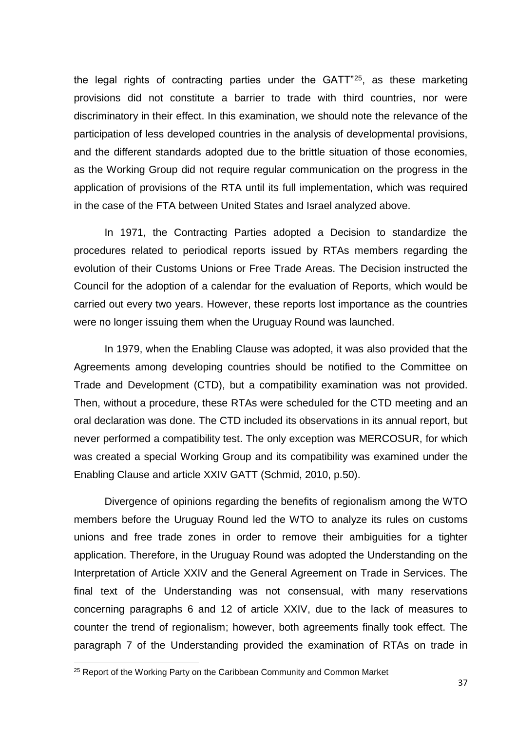the legal rights of contracting parties under the GATT"[25], as these marketing provisions did not constitute a barrier to trade with third countries, nor were discriminatory in their effect. In this examination, we should note the relevance of the participation of less developed countries in the analysis of developmental provisions, and the different standards adopted due to the brittle situation of those economies, as the Working Group did not require regular communication on the progress in the application of provisions of the RTA until its full implementation, which was required in the case of the FTA between United States and Israel analyzed above.

In 1971, the Contracting Parties adopted a Decision to standardize the procedures related to periodical reports issued by RTAs members regarding the evolution of their Customs Unions or Free Trade Areas. The Decision instructed the Council for the adoption of a calendar for the evaluation of Reports, which would be carried out every two years. However, these reports lost importance as the countries were no longer issuing them when the Uruguay Round was launched.

In 1979, when the Enabling Clause was adopted, it was also provided that the Agreements among developing countries should be notified to the Committee on Trade and Development (CTD), but a compatibility examination was not provided. Then, without a procedure, these RTAs were scheduled for the CTD meeting and an oral declaration was done. The CTD included its observations in its annual report, but never performed a compatibility test. The only exception was MERCOSUR, for which was created a special Working Group and its compatibility was examined under the Enabling Clause and article XXIV GATT (Schmid, 2010, p.50).

Divergence of opinions regarding the benefits of regionalism among the WTO members before the Uruguay Round led the WTO to analyze its rules on customs unions and free trade zones in order to remove their ambiguities for a tighter application. Therefore, in the Uruguay Round was adopted the Understanding on the Interpretation of Article XXIV and the General Agreement on Trade in Services. The final text of the Understanding was not consensual, with many reservations concerning paragraphs 6 and 12 of article XXIV, due to the lack of measures to counter the trend of regionalism; however, both agreements finally took effect. The paragraph 7 of the Understanding provided the examination of RTAs on trade in

[25] Report of the Working Party on the Caribbean Community and Common Market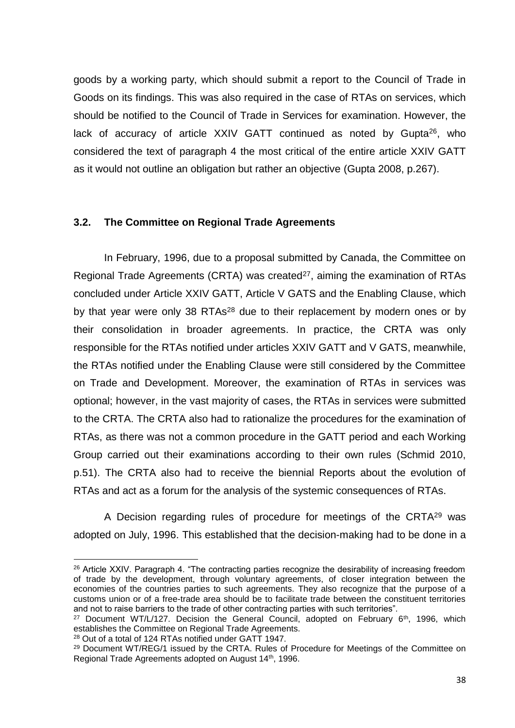goods by a working party, which should submit a report to the Council of Trade in Goods on its findings. This was also required in the case of RTAs on services, which should be notified to the Council of Trade in Services for examination. However, the lack of accuracy of article XXIV GATT continued as noted by Gupta[26], who considered the text of paragraph 4 the most critical of the entire article XXIV GATT as it would not outline an obligation but rather an objective (Gupta 2008, p.267).

### 3.2. The Committee on Regional Trade Agreements

In February, 1996, due to a proposal submitted by Canada, the Committee on Regional Trade Agreements (CRTA) was created[27], aiming the examination of RTAs concluded under Article XXIV GATT, Article V GATS and the Enabling Clause, which by that year were only 38 RTAs[28] due to their replacement by modern ones or by their consolidation in broader agreements. In practice, the CRTA was only responsible for the RTAs notified under articles XXIV GATT and V GATS, meanwhile, the RTAs notified under the Enabling Clause were still considered by the Committee on Trade and Development. Moreover, the examination of RTAs in services was optional; however, in the vast majority of cases, the RTAs in services were submitted to the CRTA. The CRTA also had to rationalize the procedures for the examination of RTAs, as there was not a common procedure in the GATT period and each Working Group carried out their examinations according to their own rules (Schmid 2010, p.51). The CRTA also had to receive the biennial Reports about the evolution of RTAs and act as a forum for the analysis of the systemic consequences of RTAs.

A Decision regarding rules of procedure for meetings of the CRTA[29] was adopted on July, 1996. This established that the decision-making had to be done in a

---

[26] Article XXIV. Paragraph 4. "The contracting parties recognize the desirability of increasing freedom of trade by the development, through voluntary agreements, of closer integration between the economies of the countries parties to such agreements. They also recognize that the purpose of a customs union or of a free-trade area should be to facilitate trade between the constituent territories and not to raise barriers to the trade of other contracting parties with such territories".

[27] Document WT/L/127. Decision the General Council, adopted on February 6th, 1996, which establishes the Committee on Regional Trade Agreements.

[28] Out of a total of 124 RTAs notified under GATT 1947.

[29] Document WT/REG/1 issued by the CRTA. Rules of Procedure for Meetings of the Committee on Regional Trade Agreements adopted on August 14th, 1996.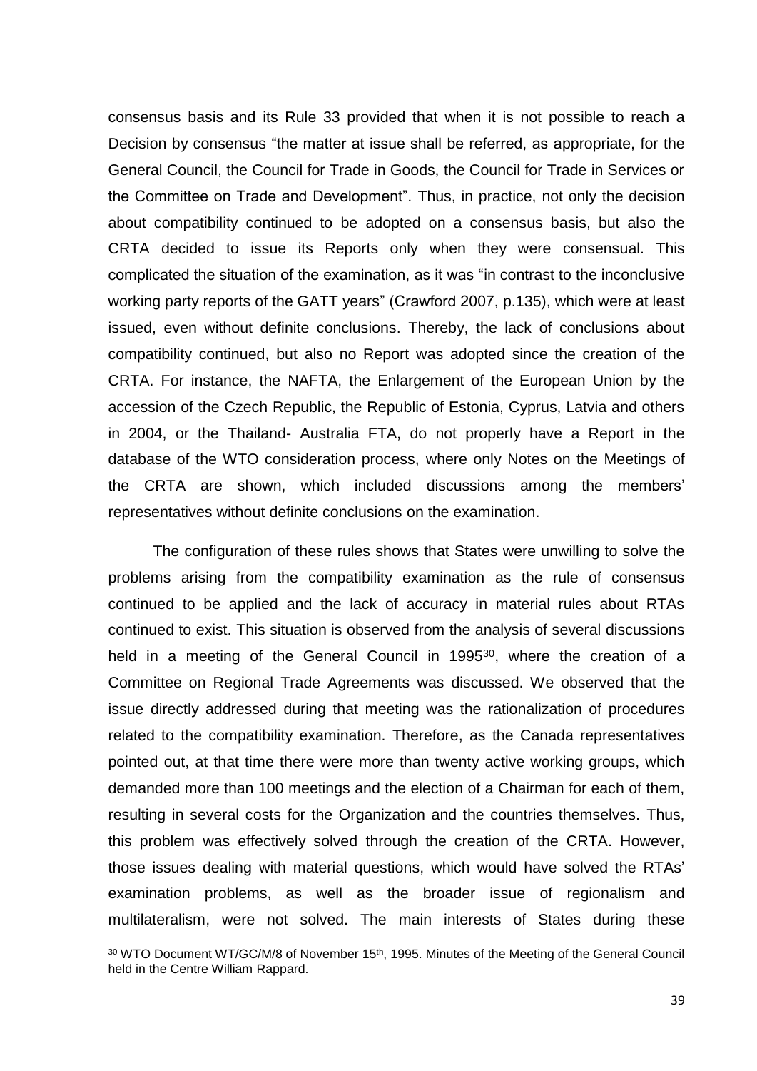consensus basis and its Rule 33 provided that when it is not possible to reach a Decision by consensus "the matter at issue shall be referred, as appropriate, for the General Council, the Council for Trade in Goods, the Council for Trade in Services or the Committee on Trade and Development". Thus, in practice, not only the decision about compatibility continued to be adopted on a consensus basis, but also the CRTA decided to issue its Reports only when they were consensual. This complicated the situation of the examination, as it was "in contrast to the inconclusive working party reports of the GATT years" (Crawford 2007, p.135), which were at least issued, even without definite conclusions. Thereby, the lack of conclusions about compatibility continued, but also no Report was adopted since the creation of the CRTA. For instance, the NAFTA, the Enlargement of the European Union by the accession of the Czech Republic, the Republic of Estonia, Cyprus, Latvia and others in 2004, or the Thailand- Australia FTA, do not properly have a Report in the database of the WTO consideration process, where only Notes on the Meetings of the CRTA are shown, which included discussions among the members' representatives without definite conclusions on the examination.

The configuration of these rules shows that States were unwilling to solve the problems arising from the compatibility examination as the rule of consensus continued to be applied and the lack of accuracy in material rules about RTAs continued to exist. This situation is observed from the analysis of several discussions held in a meeting of the General Council in 1995[30], where the creation of a Committee on Regional Trade Agreements was discussed. We observed that the issue directly addressed during that meeting was the rationalization of procedures related to the compatibility examination. Therefore, as the Canada representatives pointed out, at that time there were more than twenty active working groups, which demanded more than 100 meetings and the election of a Chairman for each of them, resulting in several costs for the Organization and the countries themselves. Thus, this problem was effectively solved through the creation of the CRTA. However, those issues dealing with material questions, which would have solved the RTAs' examination problems, as well as the broader issue of regionalism and multilateralism, were not solved. The main interests of States during these

[30] WTO Document WT/GC/M/8 of November 15th, 1995. Minutes of the Meeting of the General Council held in the Centre William Rappard.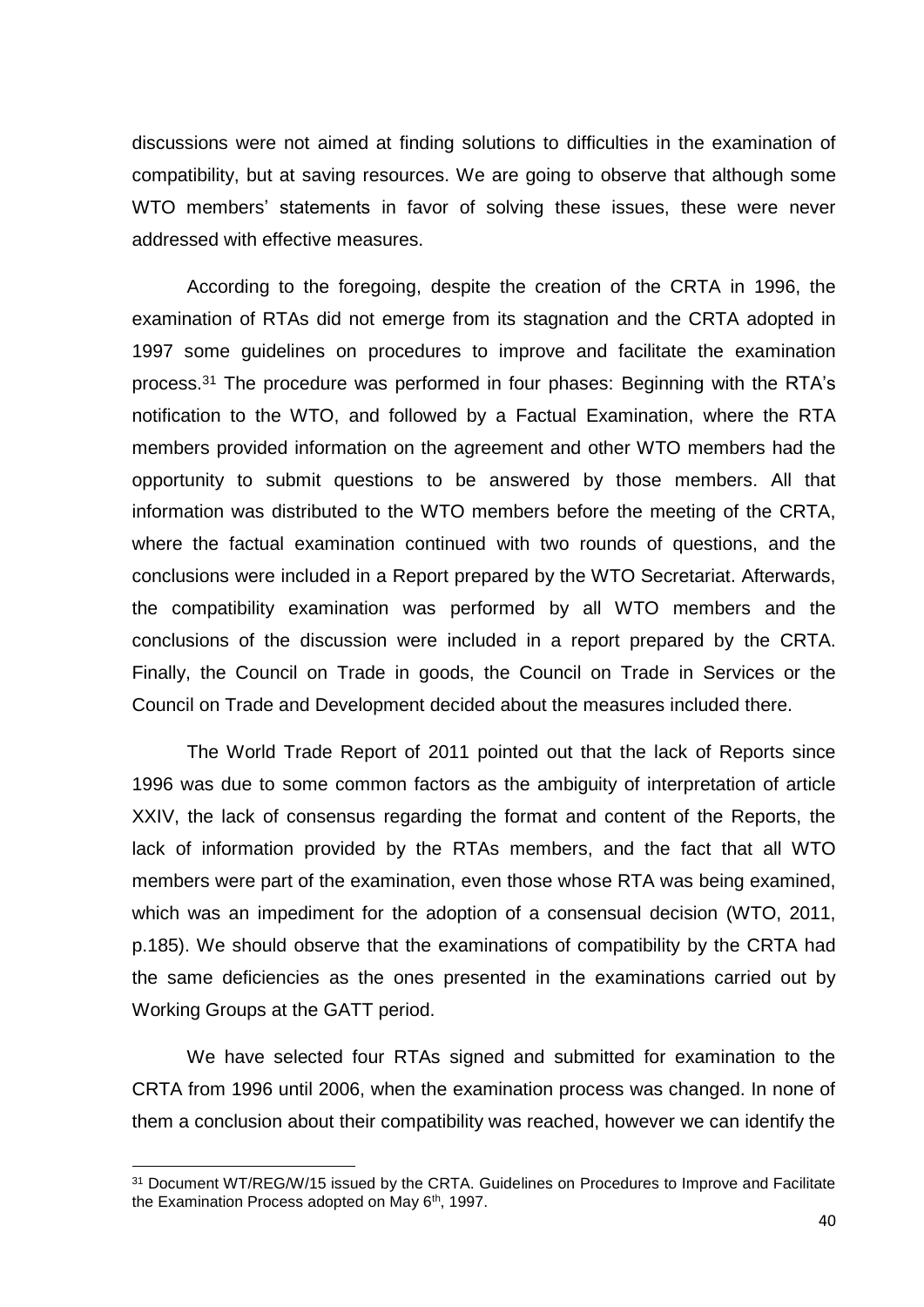discussions were not aimed at finding solutions to difficulties in the examination of compatibility, but at saving resources. We are going to observe that although some WTO members' statements in favor of solving these issues, these were never addressed with effective measures.

According to the foregoing, despite the creation of the CRTA in 1996, the examination of RTAs did not emerge from its stagnation and the CRTA adopted in 1997 some guidelines on procedures to improve and facilitate the examination process.[31] The procedure was performed in four phases: Beginning with the RTA's notification to the WTO, and followed by a Factual Examination, where the RTA members provided information on the agreement and other WTO members had the opportunity to submit questions to be answered by those members. All that information was distributed to the WTO members before the meeting of the CRTA, where the factual examination continued with two rounds of questions, and the conclusions were included in a Report prepared by the WTO Secretariat. Afterwards, the compatibility examination was performed by all WTO members and the conclusions of the discussion were included in a report prepared by the CRTA. Finally, the Council on Trade in goods, the Council on Trade in Services or the Council on Trade and Development decided about the measures included there.

The World Trade Report of 2011 pointed out that the lack of Reports since 1996 was due to some common factors as the ambiguity of interpretation of article XXIV, the lack of consensus regarding the format and content of the Reports, the lack of information provided by the RTAs members, and the fact that all WTO members were part of the examination, even those whose RTA was being examined, which was an impediment for the adoption of a consensual decision (WTO, 2011, p.185). We should observe that the examinations of compatibility by the CRTA had the same deficiencies as the ones presented in the examinations carried out by Working Groups at the GATT period.

We have selected four RTAs signed and submitted for examination to the CRTA from 1996 until 2006, when the examination process was changed. In none of them a conclusion about their compatibility was reached, however we can identify the

[31] Document WT/REG/W/15 issued by the CRTA. Guidelines on Procedures to Improve and Facilitate the Examination Process adopted on May 6th, 1997.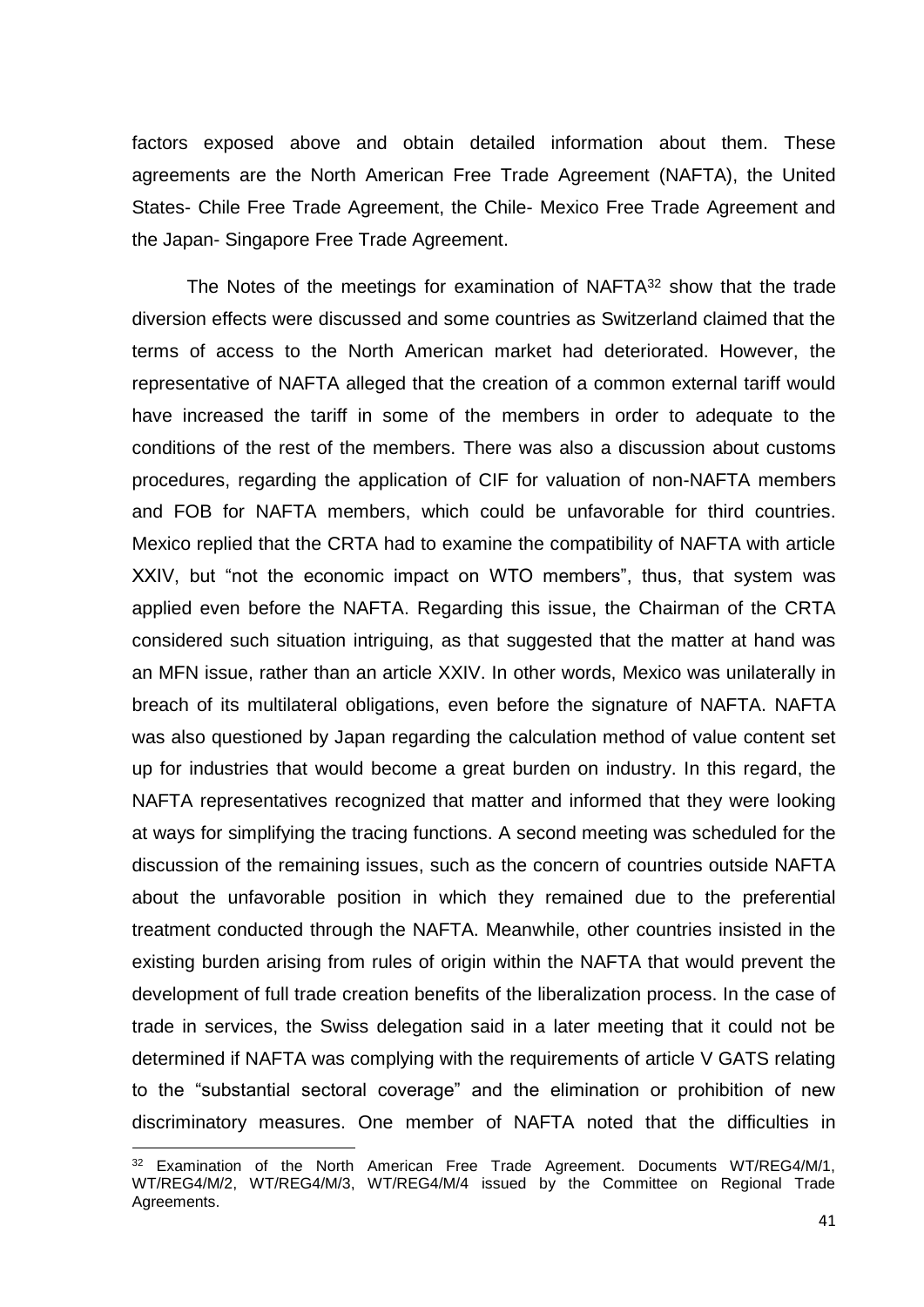factors exposed above and obtain detailed information about them. These agreements are the North American Free Trade Agreement (NAFTA), the United States- Chile Free Trade Agreement, the Chile- Mexico Free Trade Agreement and the Japan- Singapore Free Trade Agreement.

The Notes of the meetings for examination of NAFTA[32] show that the trade diversion effects were discussed and some countries as Switzerland claimed that the terms of access to the North American market had deteriorated. However, the representative of NAFTA alleged that the creation of a common external tariff would have increased the tariff in some of the members in order to adequate to the conditions of the rest of the members. There was also a discussion about customs procedures, regarding the application of CIF for valuation of non-NAFTA members and FOB for NAFTA members, which could be unfavorable for third countries. Mexico replied that the CRTA had to examine the compatibility of NAFTA with article XXIV, but "not the economic impact on WTO members", thus, that system was applied even before the NAFTA. Regarding this issue, the Chairman of the CRTA considered such situation intriguing, as that suggested that the matter at hand was an MFN issue, rather than an article XXIV. In other words, Mexico was unilaterally in breach of its multilateral obligations, even before the signature of NAFTA. NAFTA was also questioned by Japan regarding the calculation method of value content set up for industries that would become a great burden on industry. In this regard, the NAFTA representatives recognized that matter and informed that they were looking at ways for simplifying the tracing functions. A second meeting was scheduled for the discussion of the remaining issues, such as the concern of countries outside NAFTA about the unfavorable position in which they remained due to the preferential treatment conducted through the NAFTA. Meanwhile, other countries insisted in the existing burden arising from rules of origin within the NAFTA that would prevent the development of full trade creation benefits of the liberalization process. In the case of trade in services, the Swiss delegation said in a later meeting that it could not be determined if NAFTA was complying with the requirements of article V GATS relating to the "substantial sectoral coverage" and the elimination or prohibition of new discriminatory measures. One member of NAFTA noted that the difficulties in

[32] Examination of the North American Free Trade Agreement. Documents WT/REG4/M/1, WT/REG4/M/2, WT/REG4/M/3, WT/REG4/M/4 issued by the Committee on Regional Trade Agreements.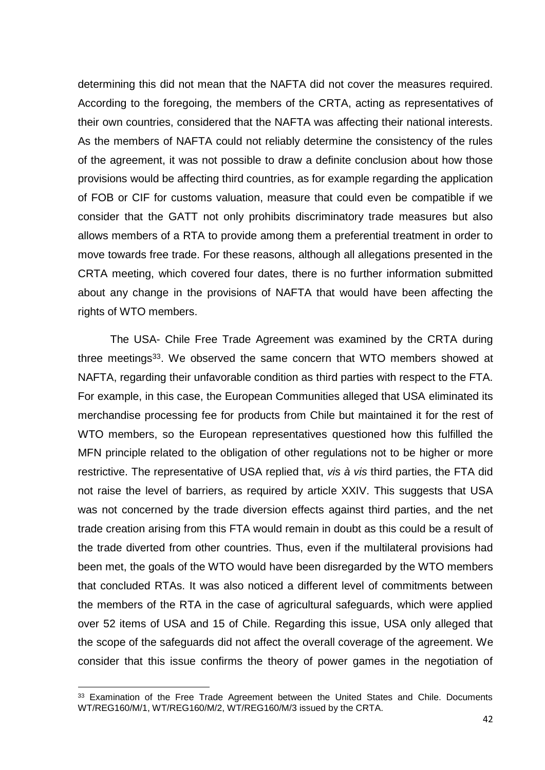determining this did not mean that the NAFTA did not cover the measures required. According to the foregoing, the members of the CRTA, acting as representatives of their own countries, considered that the NAFTA was affecting their national interests. As the members of NAFTA could not reliably determine the consistency of the rules of the agreement, it was not possible to draw a definite conclusion about how those provisions would be affecting third countries, as for example regarding the application of FOB or CIF for customs valuation, measure that could even be compatible if we consider that the GATT not only prohibits discriminatory trade measures but also allows members of a RTA to provide among them a preferential treatment in order to move towards free trade. For these reasons, although all allegations presented in the CRTA meeting, which covered four dates, there is no further information submitted about any change in the provisions of NAFTA that would have been affecting the rights of WTO members.

The USA- Chile Free Trade Agreement was examined by the CRTA during three meetings[33]. We observed the same concern that WTO members showed at NAFTA, regarding their unfavorable condition as third parties with respect to the FTA. For example, in this case, the European Communities alleged that USA eliminated its merchandise processing fee for products from Chile but maintained it for the rest of WTO members, so the European representatives questioned how this fulfilled the MFN principle related to the obligation of other regulations not to be higher or more restrictive. The representative of USA replied that, *vis à vis* third parties, the FTA did not raise the level of barriers, as required by article XXIV. This suggests that USA was not concerned by the trade diversion effects against third parties, and the net trade creation arising from this FTA would remain in doubt as this could be a result of the trade diverted from other countries. Thus, even if the multilateral provisions had been met, the goals of the WTO would have been disregarded by the WTO members that concluded RTAs. It was also noticed a different level of commitments between the members of the RTA in the case of agricultural safeguards, which were applied over 52 items of USA and 15 of Chile. Regarding this issue, USA only alleged that the scope of the safeguards did not affect the overall coverage of the agreement. We consider that this issue confirms the theory of power games in the negotiation of

[33] Examination of the Free Trade Agreement between the United States and Chile. Documents WT/REG160/M/1, WT/REG160/M/2, WT/REG160/M/3 issued by the CRTA.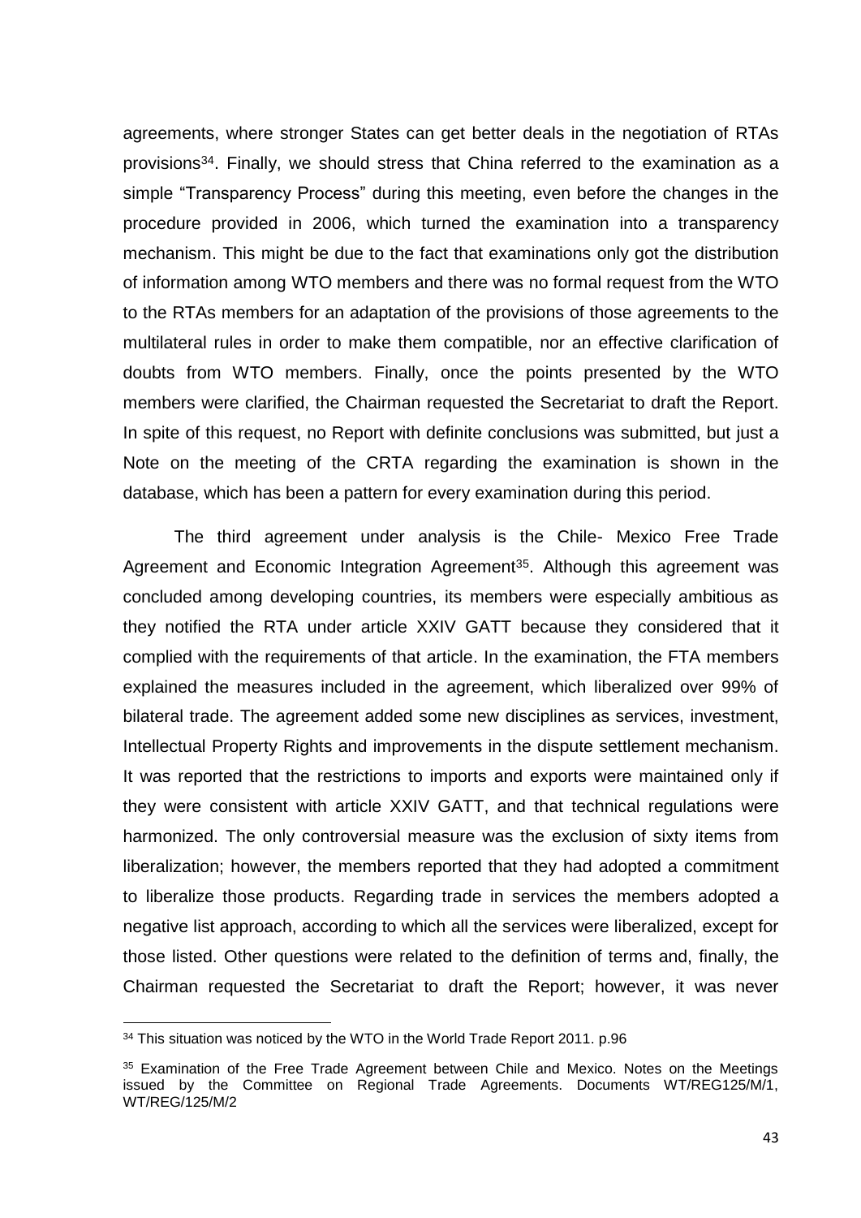agreements, where stronger States can get better deals in the negotiation of RTAs provisions[34]. Finally, we should stress that China referred to the examination as a simple "Transparency Process" during this meeting, even before the changes in the procedure provided in 2006, which turned the examination into a transparency mechanism. This might be due to the fact that examinations only got the distribution of information among WTO members and there was no formal request from the WTO to the RTAs members for an adaptation of the provisions of those agreements to the multilateral rules in order to make them compatible, nor an effective clarification of doubts from WTO members. Finally, once the points presented by the WTO members were clarified, the Chairman requested the Secretariat to draft the Report. In spite of this request, no Report with definite conclusions was submitted, but just a Note on the meeting of the CRTA regarding the examination is shown in the database, which has been a pattern for every examination during this period.

The third agreement under analysis is the Chile- Mexico Free Trade Agreement and Economic Integration Agreement[35]. Although this agreement was concluded among developing countries, its members were especially ambitious as they notified the RTA under article XXIV GATT because they considered that it complied with the requirements of that article. In the examination, the FTA members explained the measures included in the agreement, which liberalized over 99% of bilateral trade. The agreement added some new disciplines as services, investment, Intellectual Property Rights and improvements in the dispute settlement mechanism. It was reported that the restrictions to imports and exports were maintained only if they were consistent with article XXIV GATT, and that technical regulations were harmonized. The only controversial measure was the exclusion of sixty items from liberalization; however, the members reported that they had adopted a commitment to liberalize those products. Regarding trade in services the members adopted a negative list approach, according to which all the services were liberalized, except for those listed. Other questions were related to the definition of terms and, finally, the Chairman requested the Secretariat to draft the Report; however, it was never

---

[34] This situation was noticed by the WTO in the World Trade Report 2011. p.96

[35] Examination of the Free Trade Agreement between Chile and Mexico. Notes on the Meetings issued by the Committee on Regional Trade Agreements. Documents WT/REG125/M/1, WT/REG/125/M/2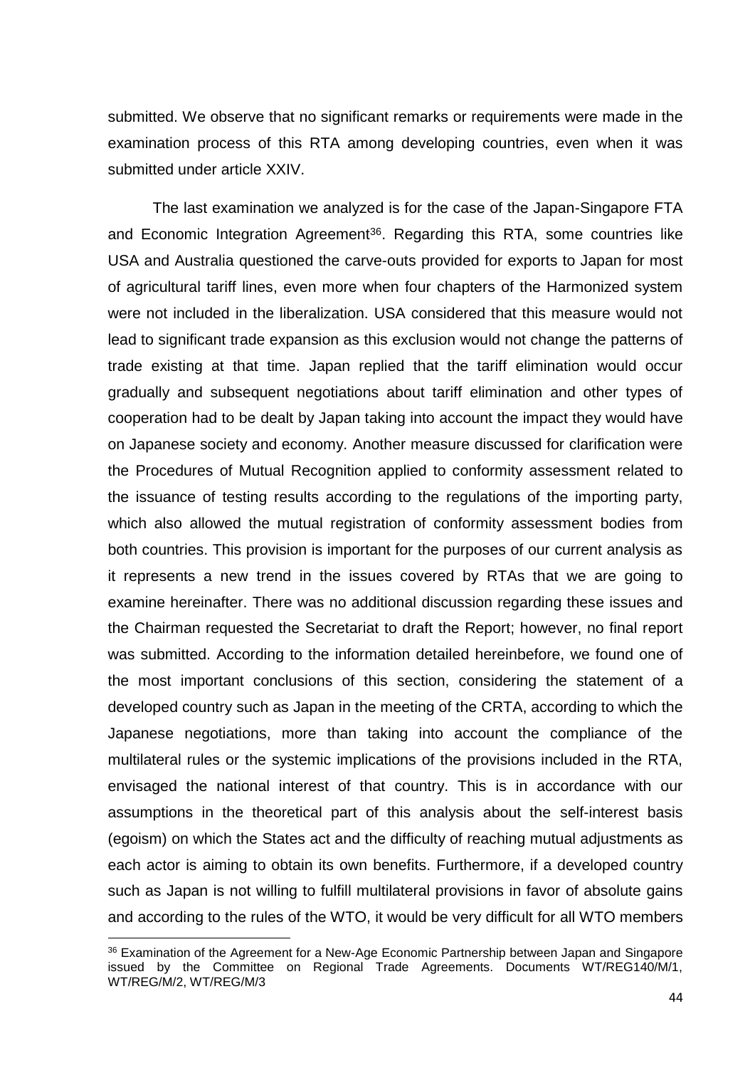submitted. We observe that no significant remarks or requirements were made in the examination process of this RTA among developing countries, even when it was submitted under article XXIV.

The last examination we analyzed is for the case of the Japan-Singapore FTA and Economic Integration Agreement[36]. Regarding this RTA, some countries like USA and Australia questioned the carve-outs provided for exports to Japan for most of agricultural tariff lines, even more when four chapters of the Harmonized system were not included in the liberalization. USA considered that this measure would not lead to significant trade expansion as this exclusion would not change the patterns of trade existing at that time. Japan replied that the tariff elimination would occur gradually and subsequent negotiations about tariff elimination and other types of cooperation had to be dealt by Japan taking into account the impact they would have on Japanese society and economy. Another measure discussed for clarification were the Procedures of Mutual Recognition applied to conformity assessment related to the issuance of testing results according to the regulations of the importing party, which also allowed the mutual registration of conformity assessment bodies from both countries. This provision is important for the purposes of our current analysis as it represents a new trend in the issues covered by RTAs that we are going to examine hereinafter. There was no additional discussion regarding these issues and the Chairman requested the Secretariat to draft the Report; however, no final report was submitted. According to the information detailed hereinbefore, we found one of the most important conclusions of this section, considering the statement of a developed country such as Japan in the meeting of the CRTA, according to which the Japanese negotiations, more than taking into account the compliance of the multilateral rules or the systemic implications of the provisions included in the RTA, envisaged the national interest of that country. This is in accordance with our assumptions in the theoretical part of this analysis about the self-interest basis (egoism) on which the States act and the difficulty of reaching mutual adjustments as each actor is aiming to obtain its own benefits. Furthermore, if a developed country such as Japan is not willing to fulfill multilateral provisions in favor of absolute gains and according to the rules of the WTO, it would be very difficult for all WTO members

[36] Examination of the Agreement for a New-Age Economic Partnership between Japan and Singapore issued by the Committee on Regional Trade Agreements. Documents WT/REG140/M/1, WT/REG/M/2, WT/REG/M/3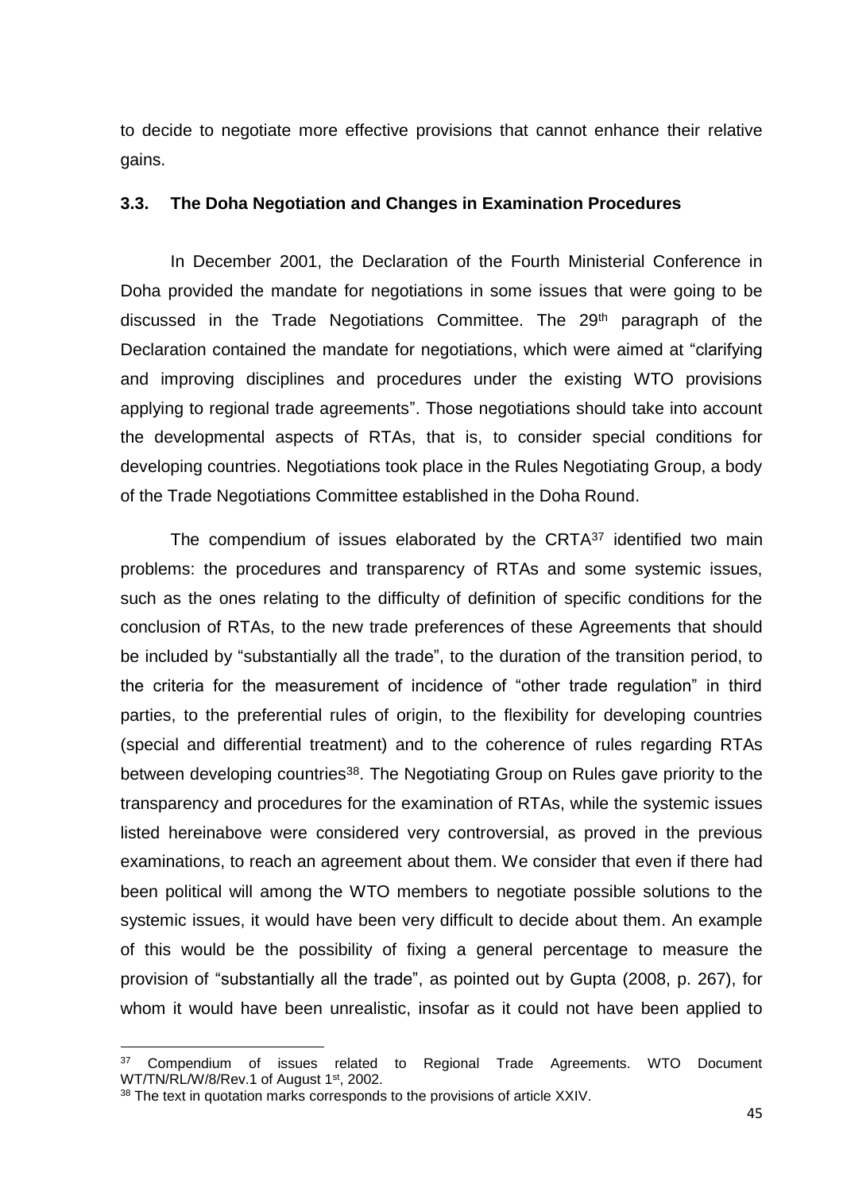to decide to negotiate more effective provisions that cannot enhance their relative gains.

### 3.3. The Doha Negotiation and Changes in Examination Procedures

In December 2001, the Declaration of the Fourth Ministerial Conference in Doha provided the mandate for negotiations in some issues that were going to be discussed in the Trade Negotiations Committee. The 29th paragraph of the Declaration contained the mandate for negotiations, which were aimed at "clarifying and improving disciplines and procedures under the existing WTO provisions applying to regional trade agreements". Those negotiations should take into account the developmental aspects of RTAs, that is, to consider special conditions for developing countries. Negotiations took place in the Rules Negotiating Group, a body of the Trade Negotiations Committee established in the Doha Round.

The compendium of issues elaborated by the CRTA[37] identified two main problems: the procedures and transparency of RTAs and some systemic issues, such as the ones relating to the difficulty of definition of specific conditions for the conclusion of RTAs, to the new trade preferences of these Agreements that should be included by "substantially all the trade", to the duration of the transition period, to the criteria for the measurement of incidence of "other trade regulation" in third parties, to the preferential rules of origin, to the flexibility for developing countries (special and differential treatment) and to the coherence of rules regarding RTAs between developing countries[38]. The Negotiating Group on Rules gave priority to the transparency and procedures for the examination of RTAs, while the systemic issues listed hereinabove were considered very controversial, as proved in the previous examinations, to reach an agreement about them. We consider that even if there had been political will among the WTO members to negotiate possible solutions to the systemic issues, it would have been very difficult to decide about them. An example of this would be the possibility of fixing a general percentage to measure the provision of "substantially all the trade", as pointed out by Gupta (2008, p. 267), for whom it would have been unrealistic, insofar as it could not have been applied to

---

[37] Compendium of issues related to Regional Trade Agreements. WTO Document WT/TN/RL/W/8/Rev.1 of August 1st, 2002.

[38] The text in quotation marks corresponds to the provisions of article XXIV.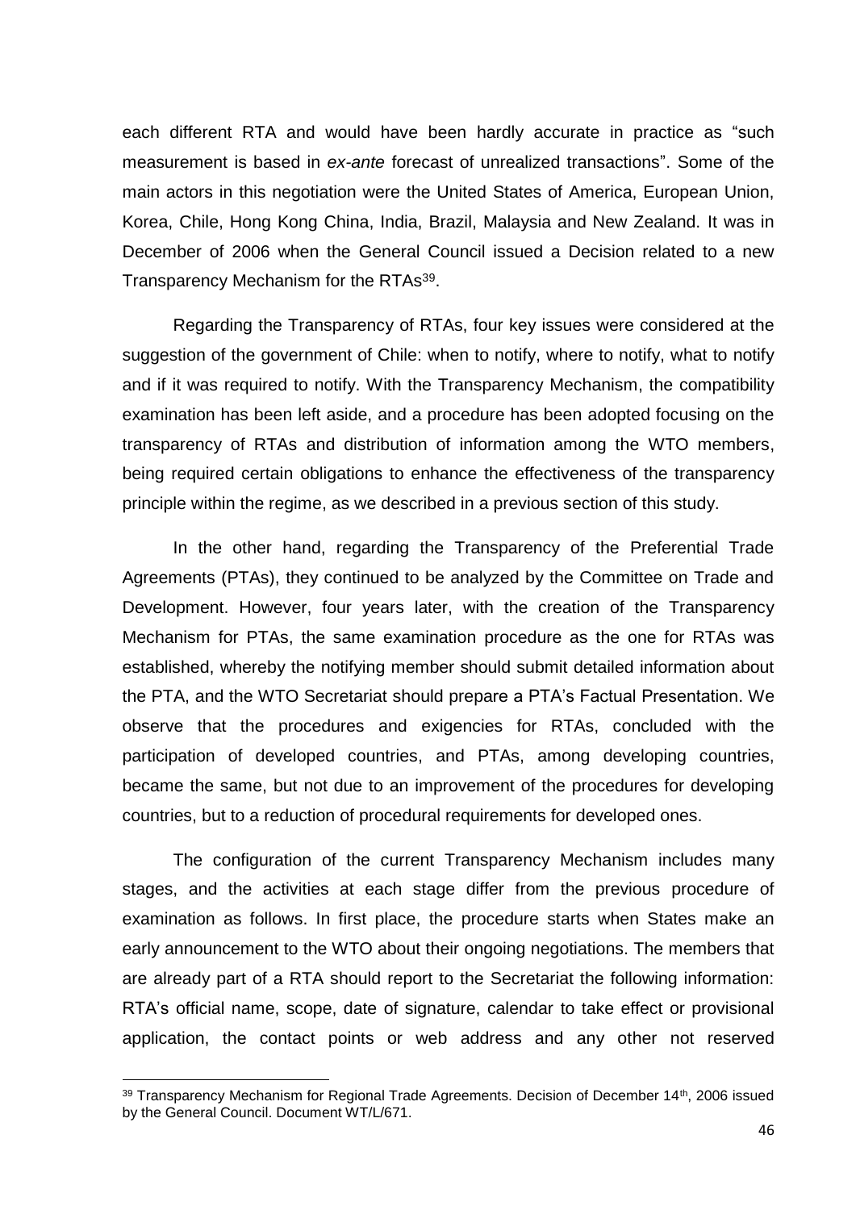each different RTA and would have been hardly accurate in practice as "such measurement is based in *ex-ante* forecast of unrealized transactions". Some of the main actors in this negotiation were the United States of America, European Union, Korea, Chile, Hong Kong China, India, Brazil, Malaysia and New Zealand. It was in December of 2006 when the General Council issued a Decision related to a new Transparency Mechanism for the RTAs[39].

Regarding the Transparency of RTAs, four key issues were considered at the suggestion of the government of Chile: when to notify, where to notify, what to notify and if it was required to notify. With the Transparency Mechanism, the compatibility examination has been left aside, and a procedure has been adopted focusing on the transparency of RTAs and distribution of information among the WTO members, being required certain obligations to enhance the effectiveness of the transparency principle within the regime, as we described in a previous section of this study.

In the other hand, regarding the Transparency of the Preferential Trade Agreements (PTAs), they continued to be analyzed by the Committee on Trade and Development. However, four years later, with the creation of the Transparency Mechanism for PTAs, the same examination procedure as the one for RTAs was established, whereby the notifying member should submit detailed information about the PTA, and the WTO Secretariat should prepare a PTA's Factual Presentation. We observe that the procedures and exigencies for RTAs, concluded with the participation of developed countries, and PTAs, among developing countries, became the same, but not due to an improvement of the procedures for developing countries, but to a reduction of procedural requirements for developed ones.

The configuration of the current Transparency Mechanism includes many stages, and the activities at each stage differ from the previous procedure of examination as follows. In first place, the procedure starts when States make an early announcement to the WTO about their ongoing negotiations. The members that are already part of a RTA should report to the Secretariat the following information: RTA's official name, scope, date of signature, calendar to take effect or provisional application, the contact points or web address and any other not reserved

[39] Transparency Mechanism for Regional Trade Agreements. Decision of December 14th, 2006 issued by the General Council. Document WT/L/671.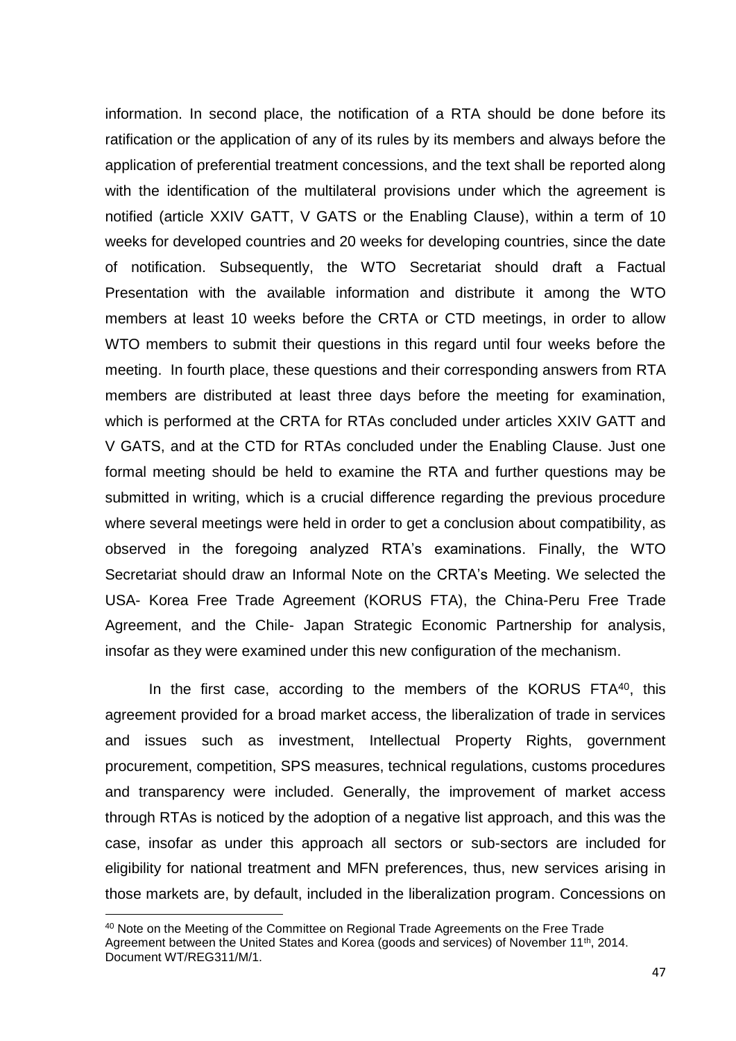information. In second place, the notification of a RTA should be done before its ratification or the application of any of its rules by its members and always before the application of preferential treatment concessions, and the text shall be reported along with the identification of the multilateral provisions under which the agreement is notified (article XXIV GATT, V GATS or the Enabling Clause), within a term of 10 weeks for developed countries and 20 weeks for developing countries, since the date of notification. Subsequently, the WTO Secretariat should draft a Factual Presentation with the available information and distribute it among the WTO members at least 10 weeks before the CRTA or CTD meetings, in order to allow WTO members to submit their questions in this regard until four weeks before the meeting. In fourth place, these questions and their corresponding answers from RTA members are distributed at least three days before the meeting for examination, which is performed at the CRTA for RTAs concluded under articles XXIV GATT and V GATS, and at the CTD for RTAs concluded under the Enabling Clause. Just one formal meeting should be held to examine the RTA and further questions may be submitted in writing, which is a crucial difference regarding the previous procedure where several meetings were held in order to get a conclusion about compatibility, as observed in the foregoing analyzed RTA's examinations. Finally, the WTO Secretariat should draw an Informal Note on the CRTA's Meeting. We selected the USA- Korea Free Trade Agreement (KORUS FTA), the China-Peru Free Trade Agreement, and the Chile- Japan Strategic Economic Partnership for analysis, insofar as they were examined under this new configuration of the mechanism.

In the first case, according to the members of the KORUS FTA[40], this agreement provided for a broad market access, the liberalization of trade in services and issues such as investment, Intellectual Property Rights, government procurement, competition, SPS measures, technical regulations, customs procedures and transparency were included. Generally, the improvement of market access through RTAs is noticed by the adoption of a negative list approach, and this was the case, insofar as under this approach all sectors or sub-sectors are included for eligibility for national treatment and MFN preferences, thus, new services arising in those markets are, by default, included in the liberalization program. Concessions on

---

[40] Note on the Meeting of the Committee on Regional Trade Agreements on the Free Trade Agreement between the United States and Korea (goods and services) of November 11th, 2014. Document WT/REG311/M/1.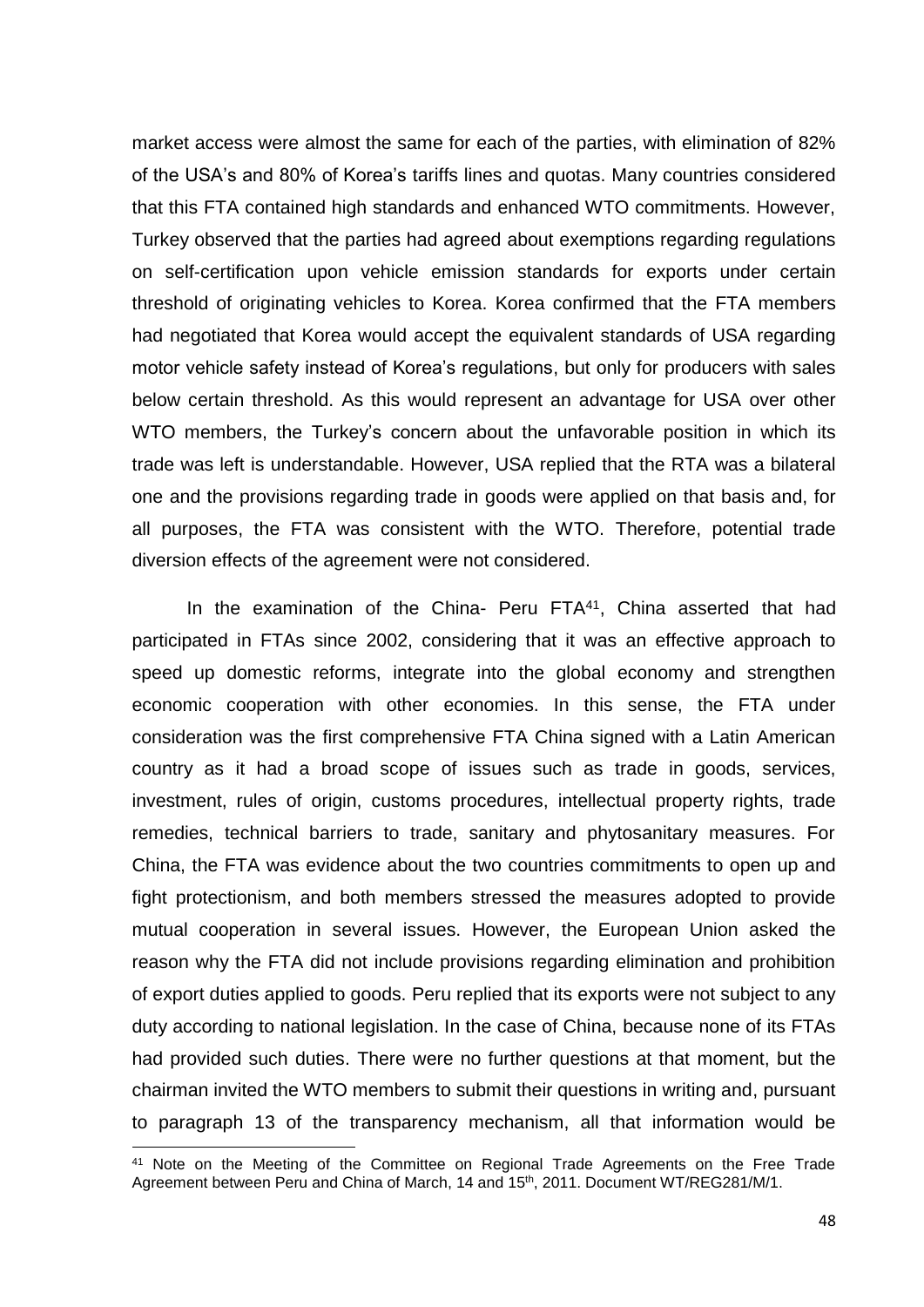market access were almost the same for each of the parties, with elimination of 82% of the USA's and 80% of Korea's tariffs lines and quotas. Many countries considered that this FTA contained high standards and enhanced WTO commitments. However, Turkey observed that the parties had agreed about exemptions regarding regulations on self-certification upon vehicle emission standards for exports under certain threshold of originating vehicles to Korea. Korea confirmed that the FTA members had negotiated that Korea would accept the equivalent standards of USA regarding motor vehicle safety instead of Korea's regulations, but only for producers with sales below certain threshold. As this would represent an advantage for USA over other WTO members, the Turkey's concern about the unfavorable position in which its trade was left is understandable. However, USA replied that the RTA was a bilateral one and the provisions regarding trade in goods were applied on that basis and, for all purposes, the FTA was consistent with the WTO. Therefore, potential trade diversion effects of the agreement were not considered.

In the examination of the China- Peru FTA[41], China asserted that had participated in FTAs since 2002, considering that it was an effective approach to speed up domestic reforms, integrate into the global economy and strengthen economic cooperation with other economies. In this sense, the FTA under consideration was the first comprehensive FTA China signed with a Latin American country as it had a broad scope of issues such as trade in goods, services, investment, rules of origin, customs procedures, intellectual property rights, trade remedies, technical barriers to trade, sanitary and phytosanitary measures. For China, the FTA was evidence about the two countries commitments to open up and fight protectionism, and both members stressed the measures adopted to provide mutual cooperation in several issues. However, the European Union asked the reason why the FTA did not include provisions regarding elimination and prohibition of export duties applied to goods. Peru replied that its exports were not subject to any duty according to national legislation. In the case of China, because none of its FTAs had provided such duties. There were no further questions at that moment, but the chairman invited the WTO members to submit their questions in writing and, pursuant to paragraph 13 of the transparency mechanism, all that information would be

---

[41] Note on the Meeting of the Committee on Regional Trade Agreements on the Free Trade Agreement between Peru and China of March, 14 and 15th, 2011. Document WT/REG281/M/1.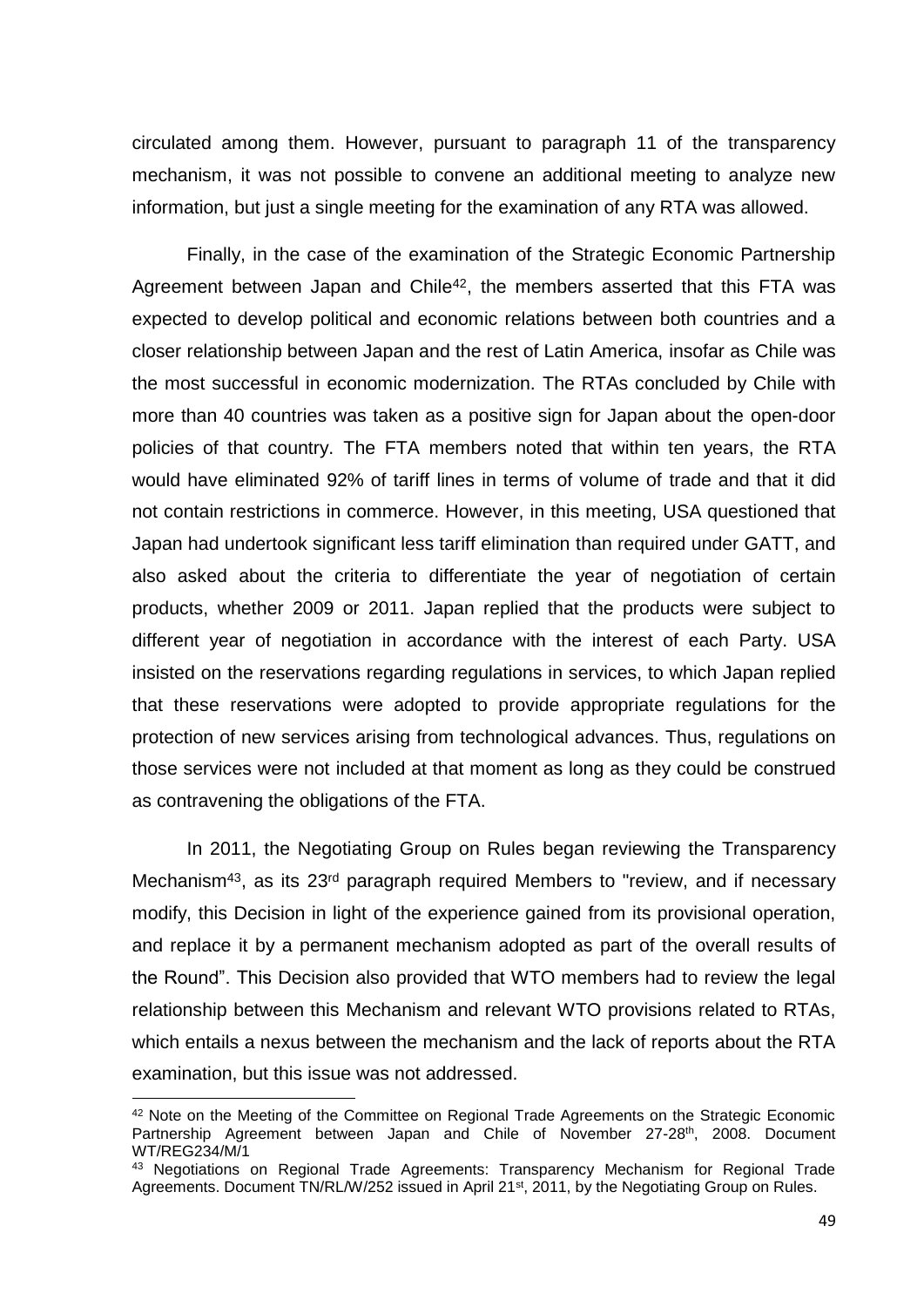circulated among them. However, pursuant to paragraph 11 of the transparency mechanism, it was not possible to convene an additional meeting to analyze new information, but just a single meeting for the examination of any RTA was allowed.

Finally, in the case of the examination of the Strategic Economic Partnership Agreement between Japan and Chile[42], the members asserted that this FTA was expected to develop political and economic relations between both countries and a closer relationship between Japan and the rest of Latin America, insofar as Chile was the most successful in economic modernization. The RTAs concluded by Chile with more than 40 countries was taken as a positive sign for Japan about the open-door policies of that country. The FTA members noted that within ten years, the RTA would have eliminated 92% of tariff lines in terms of volume of trade and that it did not contain restrictions in commerce. However, in this meeting, USA questioned that Japan had undertook significant less tariff elimination than required under GATT, and also asked about the criteria to differentiate the year of negotiation of certain products, whether 2009 or 2011. Japan replied that the products were subject to different year of negotiation in accordance with the interest of each Party. USA insisted on the reservations regarding regulations in services, to which Japan replied that these reservations were adopted to provide appropriate regulations for the protection of new services arising from technological advances. Thus, regulations on those services were not included at that moment as long as they could be construed as contravening the obligations of the FTA.

In 2011, the Negotiating Group on Rules began reviewing the Transparency Mechanism[43], as its 23rd paragraph required Members to "review, and if necessary modify, this Decision in light of the experience gained from its provisional operation, and replace it by a permanent mechanism adopted as part of the overall results of the Round". This Decision also provided that WTO members had to review the legal relationship between this Mechanism and relevant WTO provisions related to RTAs, which entails a nexus between the mechanism and the lack of reports about the RTA examination, but this issue was not addressed.

---

[42] Note on the Meeting of the Committee on Regional Trade Agreements on the Strategic Economic Partnership Agreement between Japan and Chile of November 27-28th, 2008. Document WT/REG234/M/1

[43] Negotiations on Regional Trade Agreements: Transparency Mechanism for Regional Trade Agreements. Document TN/RL/W/252 issued in April 21st, 2011, by the Negotiating Group on Rules.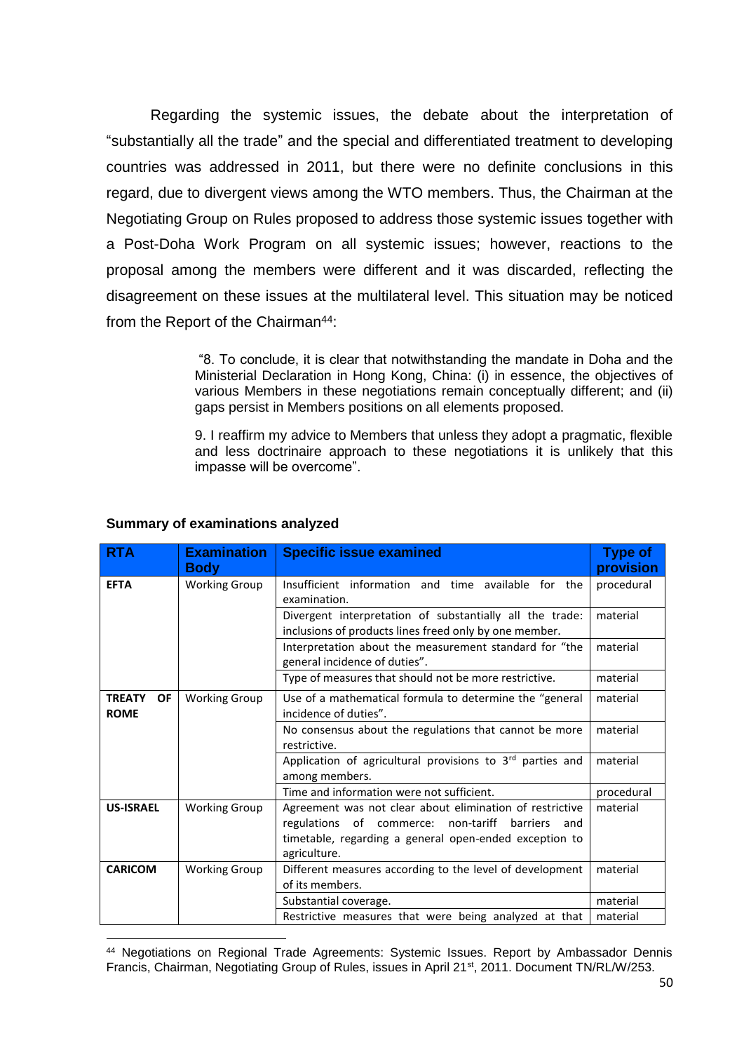Regarding the systemic issues, the debate about the interpretation of "substantially all the trade" and the special and differentiated treatment to developing countries was addressed in 2011, but there were no definite conclusions in this regard, due to divergent views among the WTO members. Thus, the Chairman at the Negotiating Group on Rules proposed to address those systemic issues together with a Post-Doha Work Program on all systemic issues; however, reactions to the proposal among the members were different and it was discarded, reflecting the disagreement on these issues at the multilateral level. This situation may be noticed from the Report of the Chairman[44]:

> "8. To conclude, it is clear that notwithstanding the mandate in Doha and the Ministerial Declaration in Hong Kong, China: (i) in essence, the objectives of various Members in these negotiations remain conceptually different; and (ii) gaps persist in Members positions on all elements proposed.
>
> 9. I reaffirm my advice to Members that unless they adopt a pragmatic, flexible and less doctrinaire approach to these negotiations it is unlikely that this impasse will be overcome".

**Summary of examinations analyzed**

| RTA | Examination Body | Specific issue examined | Type of provision |
|---|---|---|---|
| **EFTA** | Working Group | Insufficient information and time available for the examination. | procedural |
| | | Divergent interpretation of substantially all the trade: inclusions of products lines freed only by one member. | material |
| | | Interpretation about the measurement standard for "the general incidence of duties". | material |
| | | Type of measures that should not be more restrictive. | material |
| **TREATY OF ROME** | Working Group | Use of a mathematical formula to determine the "general incidence of duties". | material |
| | | No consensus about the regulations that cannot be more restrictive. | material |
| | | Application of agricultural provisions to 3rd parties and among members. | material |
| | | Time and information were not sufficient. | procedural |
| **US-ISRAEL** | Working Group | Agreement was not clear about elimination of restrictive regulations of commerce: non-tariff barriers and timetable, regarding a general open-ended exception to agriculture. | material |
| **CARICOM** | Working Group | Different measures according to the level of development of its members. | material |
| | | Substantial coverage. | material |
| | | Restrictive measures that were being analyzed at that | material |

[44] Negotiations on Regional Trade Agreements: Systemic Issues. Report by Ambassador Dennis Francis, Chairman, Negotiating Group of Rules, issues in April 21st, 2011. Document TN/RL/W/253.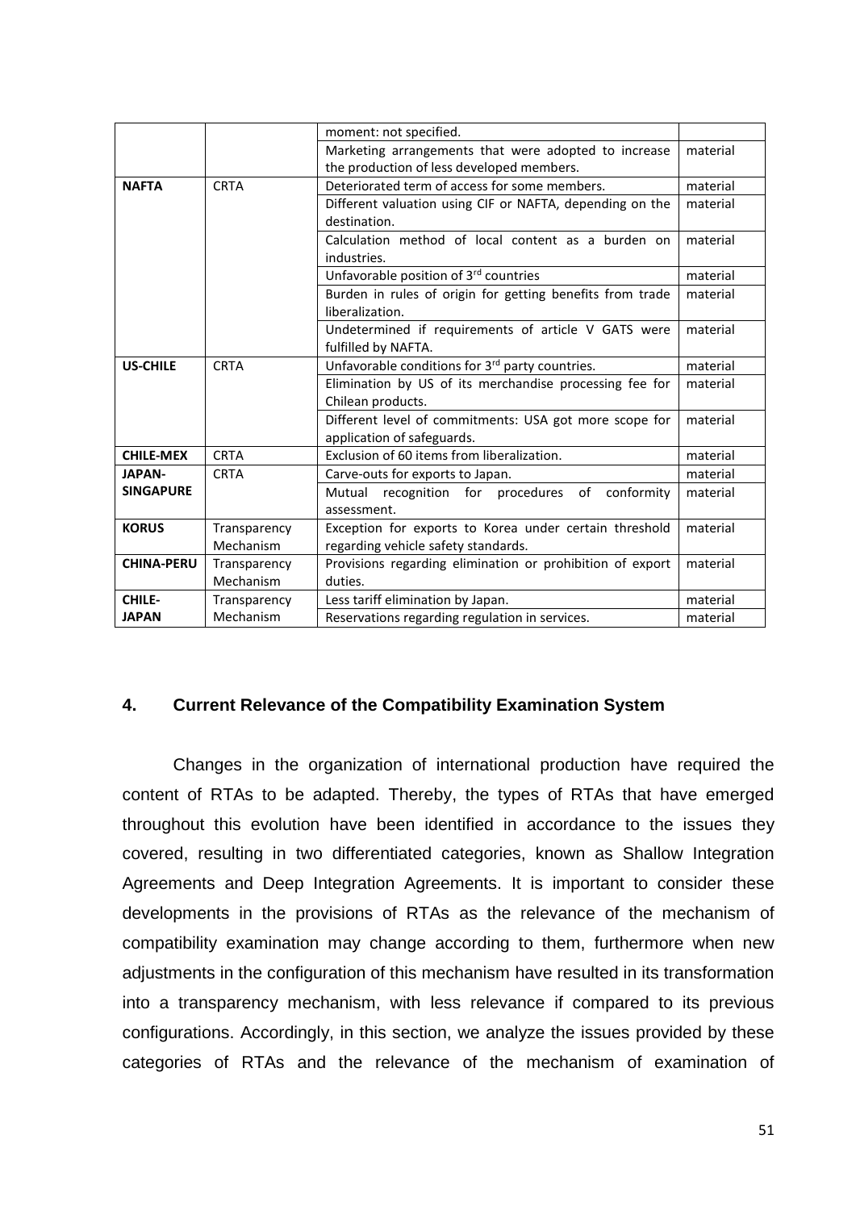| | | moment: not specified. | |
|---|---|---|---|
| | | Marketing arrangements that were adopted to increase the production of less developed members. | material |
| **NAFTA** | CRTA | Deteriorated term of access for some members. | material |
| | | Different valuation using CIF or NAFTA, depending on the destination. | material |
| | | Calculation method of local content as a burden on industries. | material |
| | | Unfavorable position of 3rd countries | material |
| | | Burden in rules of origin for getting benefits from trade liberalization. | material |
| | | Undetermined if requirements of article V GATS were fulfilled by NAFTA. | material |
| **US-CHILE** | CRTA | Unfavorable conditions for 3rd party countries. | material |
| | | Elimination by US of its merchandise processing fee for Chilean products. | material |
| | | Different level of commitments: USA got more scope for application of safeguards. | material |
| **CHILE-MEX** | CRTA | Exclusion of 60 items from liberalization. | material |
| **JAPAN-SINGAPURE** | CRTA | Carve-outs for exports to Japan. | material |
| | | Mutual recognition for procedures of conformity assessment. | material |
| **KORUS** | Transparency Mechanism | Exception for exports to Korea under certain threshold regarding vehicle safety standards. | material |
| **CHINA-PERU** | Transparency Mechanism | Provisions regarding elimination or prohibition of export duties. | material |
| **CHILE-JAPAN** | Transparency Mechanism | Less tariff elimination by Japan. | material |
| | | Reservations regarding regulation in services. | material |

## 4. Current Relevance of the Compatibility Examination System

Changes in the organization of international production have required the content of RTAs to be adapted. Thereby, the types of RTAs that have emerged throughout this evolution have been identified in accordance to the issues they covered, resulting in two differentiated categories, known as Shallow Integration Agreements and Deep Integration Agreements. It is important to consider these developments in the provisions of RTAs as the relevance of the mechanism of compatibility examination may change according to them, furthermore when new adjustments in the configuration of this mechanism have resulted in its transformation into a transparency mechanism, with less relevance if compared to its previous configurations. Accordingly, in this section, we analyze the issues provided by these categories of RTAs and the relevance of the mechanism of examination of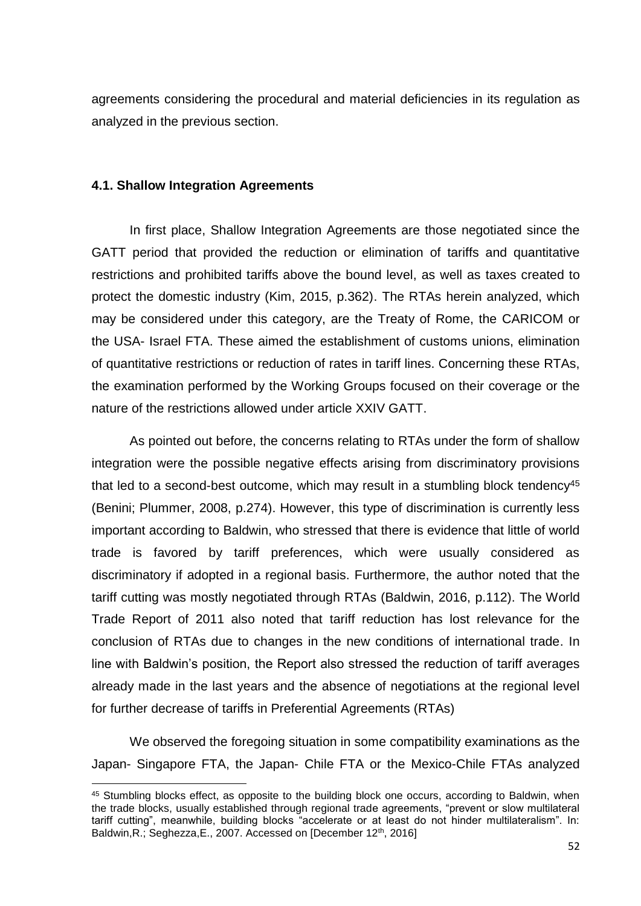agreements considering the procedural and material deficiencies in its regulation as analyzed in the previous section.

### 4.1. Shallow Integration Agreements

In first place, Shallow Integration Agreements are those negotiated since the GATT period that provided the reduction or elimination of tariffs and quantitative restrictions and prohibited tariffs above the bound level, as well as taxes created to protect the domestic industry (Kim, 2015, p.362). The RTAs herein analyzed, which may be considered under this category, are the Treaty of Rome, the CARICOM or the USA- Israel FTA. These aimed the establishment of customs unions, elimination of quantitative restrictions or reduction of rates in tariff lines. Concerning these RTAs, the examination performed by the Working Groups focused on their coverage or the nature of the restrictions allowed under article XXIV GATT.

As pointed out before, the concerns relating to RTAs under the form of shallow integration were the possible negative effects arising from discriminatory provisions that led to a second-best outcome, which may result in a stumbling block tendency[45] (Benini; Plummer, 2008, p.274). However, this type of discrimination is currently less important according to Baldwin, who stressed that there is evidence that little of world trade is favored by tariff preferences, which were usually considered as discriminatory if adopted in a regional basis. Furthermore, the author noted that the tariff cutting was mostly negotiated through RTAs (Baldwin, 2016, p.112). The World Trade Report of 2011 also noted that tariff reduction has lost relevance for the conclusion of RTAs due to changes in the new conditions of international trade. In line with Baldwin's position, the Report also stressed the reduction of tariff averages already made in the last years and the absence of negotiations at the regional level for further decrease of tariffs in Preferential Agreements (RTAs)

We observed the foregoing situation in some compatibility examinations as the Japan- Singapore FTA, the Japan- Chile FTA or the Mexico-Chile FTAs analyzed

---

[45] Stumbling blocks effect, as opposite to the building block one occurs, according to Baldwin, when the trade blocks, usually established through regional trade agreements, "prevent or slow multilateral tariff cutting", meanwhile, building blocks "accelerate or at least do not hinder multilateralism". In: Baldwin,R.; Seghezza,E., 2007. Accessed on [December 12th, 2016]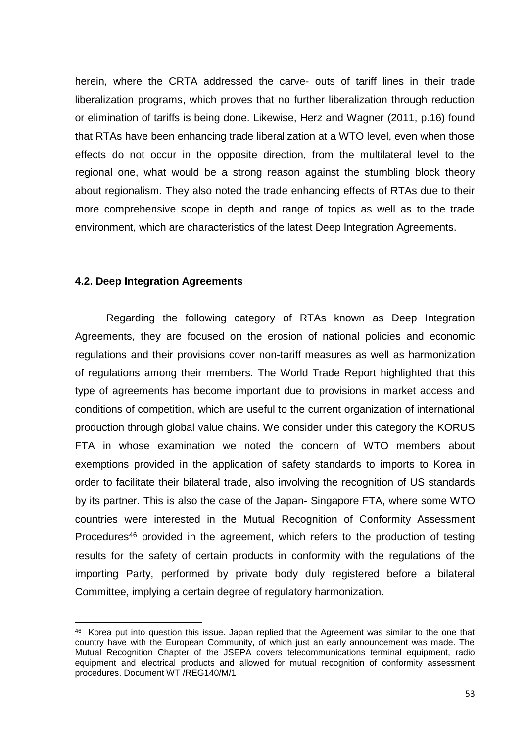herein, where the CRTA addressed the carve- outs of tariff lines in their trade liberalization programs, which proves that no further liberalization through reduction or elimination of tariffs is being done. Likewise, Herz and Wagner (2011, p.16) found that RTAs have been enhancing trade liberalization at a WTO level, even when those effects do not occur in the opposite direction, from the multilateral level to the regional one, what would be a strong reason against the stumbling block theory about regionalism. They also noted the trade enhancing effects of RTAs due to their more comprehensive scope in depth and range of topics as well as to the trade environment, which are characteristics of the latest Deep Integration Agreements.

### 4.2. Deep Integration Agreements

Regarding the following category of RTAs known as Deep Integration Agreements, they are focused on the erosion of national policies and economic regulations and their provisions cover non-tariff measures as well as harmonization of regulations among their members. The World Trade Report highlighted that this type of agreements has become important due to provisions in market access and conditions of competition, which are useful to the current organization of international production through global value chains. We consider under this category the KORUS FTA in whose examination we noted the concern of WTO members about exemptions provided in the application of safety standards to imports to Korea in order to facilitate their bilateral trade, also involving the recognition of US standards by its partner. This is also the case of the Japan- Singapore FTA, where some WTO countries were interested in the Mutual Recognition of Conformity Assessment Procedures[46] provided in the agreement, which refers to the production of testing results for the safety of certain products in conformity with the regulations of the importing Party, performed by private body duly registered before a bilateral Committee, implying a certain degree of regulatory harmonization.

[46] Korea put into question this issue. Japan replied that the Agreement was similar to the one that country have with the European Community, of which just an early announcement was made. The Mutual Recognition Chapter of the JSEPA covers telecommunications terminal equipment, radio equipment and electrical products and allowed for mutual recognition of conformity assessment procedures. Document WT /REG140/M/1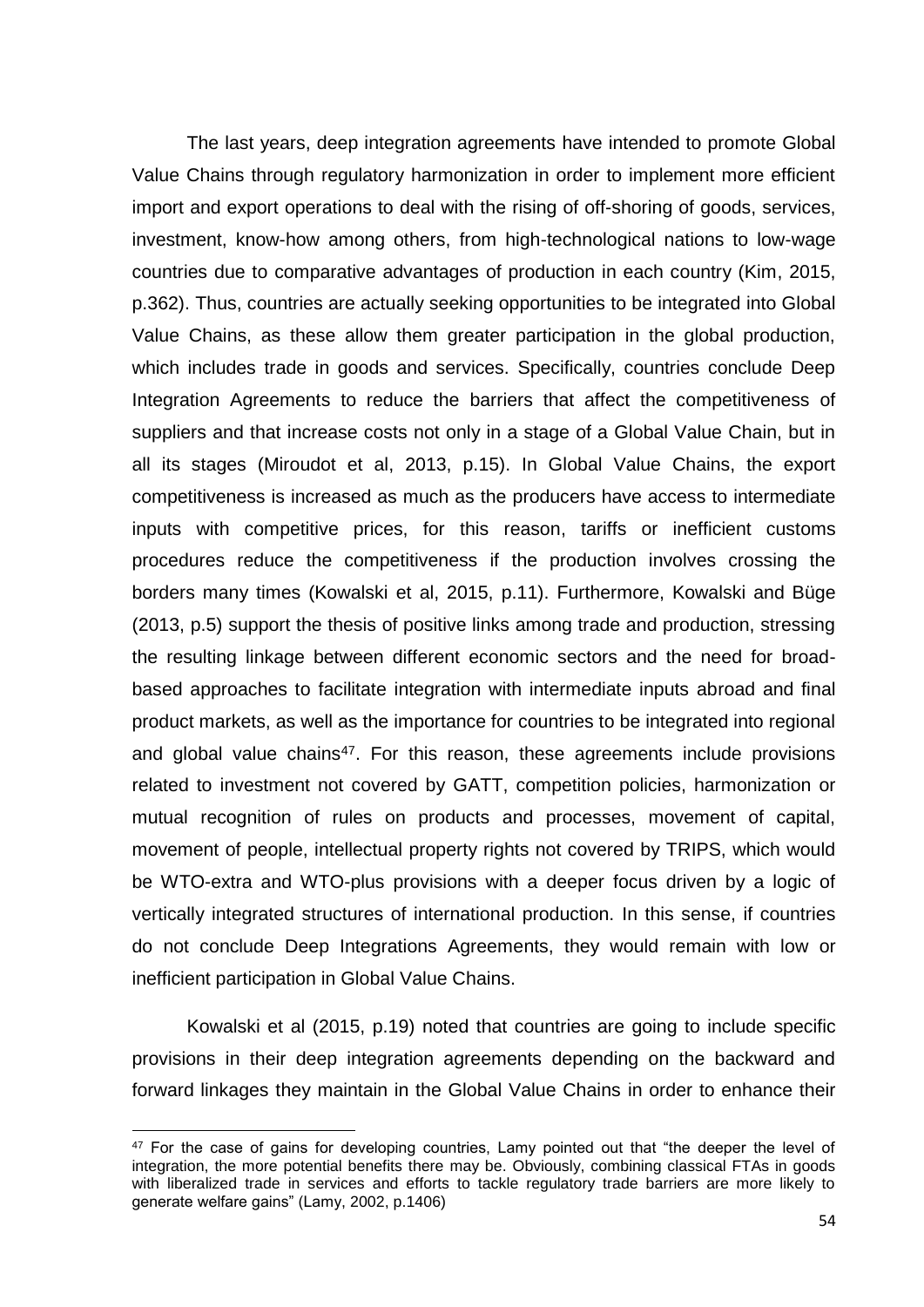The last years, deep integration agreements have intended to promote Global Value Chains through regulatory harmonization in order to implement more efficient import and export operations to deal with the rising of off-shoring of goods, services, investment, know-how among others, from high-technological nations to low-wage countries due to comparative advantages of production in each country (Kim, 2015, p.362). Thus, countries are actually seeking opportunities to be integrated into Global Value Chains, as these allow them greater participation in the global production, which includes trade in goods and services. Specifically, countries conclude Deep Integration Agreements to reduce the barriers that affect the competitiveness of suppliers and that increase costs not only in a stage of a Global Value Chain, but in all its stages (Miroudot et al, 2013, p.15). In Global Value Chains, the export competitiveness is increased as much as the producers have access to intermediate inputs with competitive prices, for this reason, tariffs or inefficient customs procedures reduce the competitiveness if the production involves crossing the borders many times (Kowalski et al, 2015, p.11). Furthermore, Kowalski and Büge (2013, p.5) support the thesis of positive links among trade and production, stressing the resulting linkage between different economic sectors and the need for broad-based approaches to facilitate integration with intermediate inputs abroad and final product markets, as well as the importance for countries to be integrated into regional and global value chains[47]. For this reason, these agreements include provisions related to investment not covered by GATT, competition policies, harmonization or mutual recognition of rules on products and processes, movement of capital, movement of people, intellectual property rights not covered by TRIPS, which would be WTO-extra and WTO-plus provisions with a deeper focus driven by a logic of vertically integrated structures of international production. In this sense, if countries do not conclude Deep Integrations Agreements, they would remain with low or inefficient participation in Global Value Chains.

Kowalski et al (2015, p.19) noted that countries are going to include specific provisions in their deep integration agreements depending on the backward and forward linkages they maintain in the Global Value Chains in order to enhance their

[47] For the case of gains for developing countries, Lamy pointed out that "the deeper the level of integration, the more potential benefits there may be. Obviously, combining classical FTAs in goods with liberalized trade in services and efforts to tackle regulatory trade barriers are more likely to generate welfare gains" (Lamy, 2002, p.1406)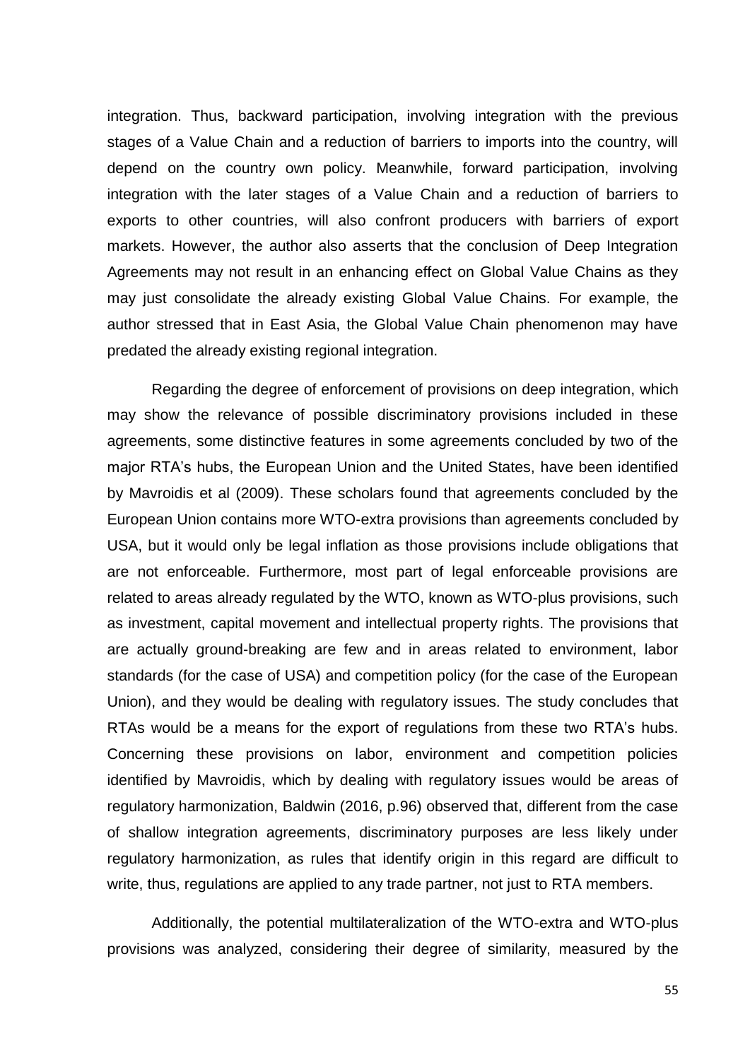integration. Thus, backward participation, involving integration with the previous stages of a Value Chain and a reduction of barriers to imports into the country, will depend on the country own policy. Meanwhile, forward participation, involving integration with the later stages of a Value Chain and a reduction of barriers to exports to other countries, will also confront producers with barriers of export markets. However, the author also asserts that the conclusion of Deep Integration Agreements may not result in an enhancing effect on Global Value Chains as they may just consolidate the already existing Global Value Chains. For example, the author stressed that in East Asia, the Global Value Chain phenomenon may have predated the already existing regional integration.

Regarding the degree of enforcement of provisions on deep integration, which may show the relevance of possible discriminatory provisions included in these agreements, some distinctive features in some agreements concluded by two of the major RTA's hubs, the European Union and the United States, have been identified by Mavroidis et al (2009). These scholars found that agreements concluded by the European Union contains more WTO-extra provisions than agreements concluded by USA, but it would only be legal inflation as those provisions include obligations that are not enforceable. Furthermore, most part of legal enforceable provisions are related to areas already regulated by the WTO, known as WTO-plus provisions, such as investment, capital movement and intellectual property rights. The provisions that are actually ground-breaking are few and in areas related to environment, labor standards (for the case of USA) and competition policy (for the case of the European Union), and they would be dealing with regulatory issues. The study concludes that RTAs would be a means for the export of regulations from these two RTA's hubs. Concerning these provisions on labor, environment and competition policies identified by Mavroidis, which by dealing with regulatory issues would be areas of regulatory harmonization, Baldwin (2016, p.96) observed that, different from the case of shallow integration agreements, discriminatory purposes are less likely under regulatory harmonization, as rules that identify origin in this regard are difficult to write, thus, regulations are applied to any trade partner, not just to RTA members.

Additionally, the potential multilateralization of the WTO-extra and WTO-plus provisions was analyzed, considering their degree of similarity, measured by the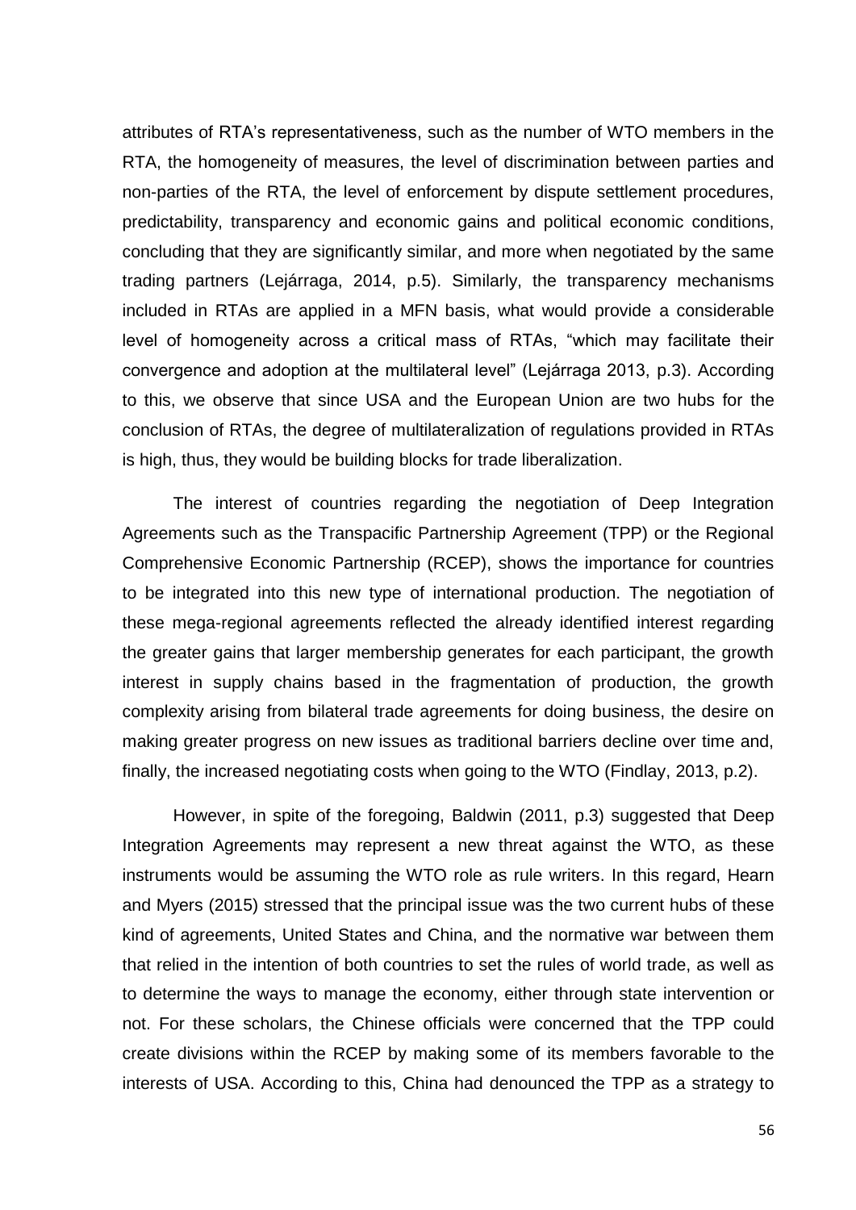attributes of RTA's representativeness, such as the number of WTO members in the RTA, the homogeneity of measures, the level of discrimination between parties and non-parties of the RTA, the level of enforcement by dispute settlement procedures, predictability, transparency and economic gains and political economic conditions, concluding that they are significantly similar, and more when negotiated by the same trading partners (Lejárraga, 2014, p.5). Similarly, the transparency mechanisms included in RTAs are applied in a MFN basis, what would provide a considerable level of homogeneity across a critical mass of RTAs, "which may facilitate their convergence and adoption at the multilateral level" (Lejárraga 2013, p.3). According to this, we observe that since USA and the European Union are two hubs for the conclusion of RTAs, the degree of multilateralization of regulations provided in RTAs is high, thus, they would be building blocks for trade liberalization.

The interest of countries regarding the negotiation of Deep Integration Agreements such as the Transpacific Partnership Agreement (TPP) or the Regional Comprehensive Economic Partnership (RCEP), shows the importance for countries to be integrated into this new type of international production. The negotiation of these mega-regional agreements reflected the already identified interest regarding the greater gains that larger membership generates for each participant, the growth interest in supply chains based in the fragmentation of production, the growth complexity arising from bilateral trade agreements for doing business, the desire on making greater progress on new issues as traditional barriers decline over time and, finally, the increased negotiating costs when going to the WTO (Findlay, 2013, p.2).

However, in spite of the foregoing, Baldwin (2011, p.3) suggested that Deep Integration Agreements may represent a new threat against the WTO, as these instruments would be assuming the WTO role as rule writers. In this regard, Hearn and Myers (2015) stressed that the principal issue was the two current hubs of these kind of agreements, United States and China, and the normative war between them that relied in the intention of both countries to set the rules of world trade, as well as to determine the ways to manage the economy, either through state intervention or not. For these scholars, the Chinese officials were concerned that the TPP could create divisions within the RCEP by making some of its members favorable to the interests of USA. According to this, China had denounced the TPP as a strategy to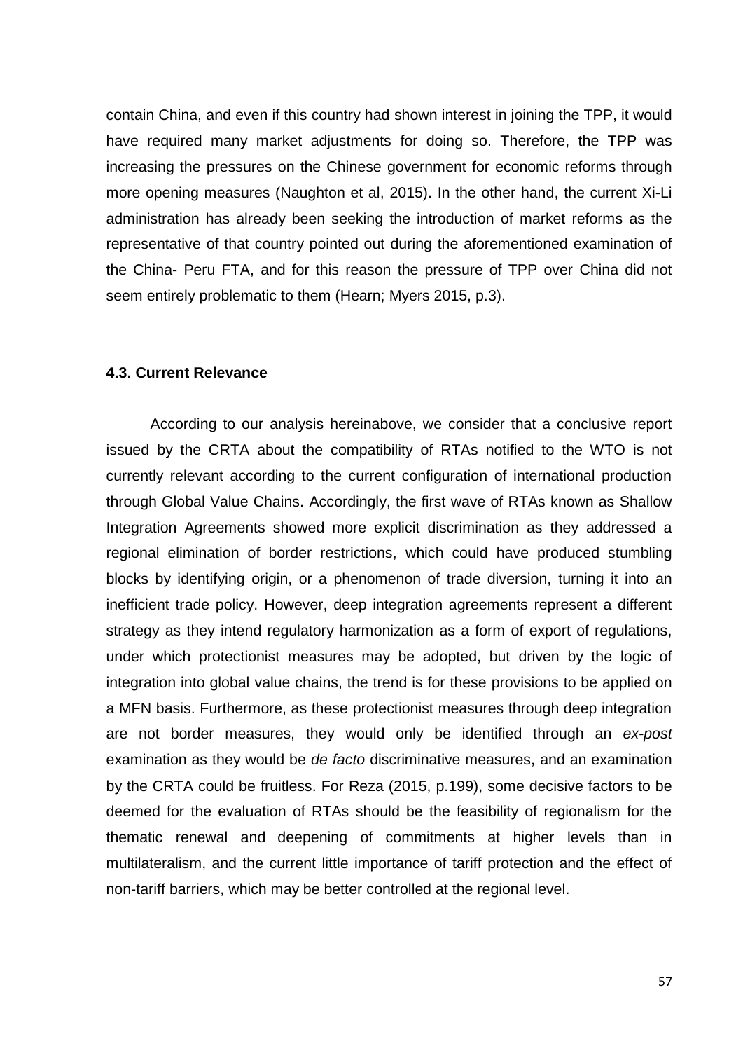contain China, and even if this country had shown interest in joining the TPP, it would have required many market adjustments for doing so. Therefore, the TPP was increasing the pressures on the Chinese government for economic reforms through more opening measures (Naughton et al, 2015). In the other hand, the current Xi-Li administration has already been seeking the introduction of market reforms as the representative of that country pointed out during the aforementioned examination of the China- Peru FTA, and for this reason the pressure of TPP over China did not seem entirely problematic to them (Hearn; Myers 2015, p.3).

### 4.3. Current Relevance

According to our analysis hereinabove, we consider that a conclusive report issued by the CRTA about the compatibility of RTAs notified to the WTO is not currently relevant according to the current configuration of international production through Global Value Chains. Accordingly, the first wave of RTAs known as Shallow Integration Agreements showed more explicit discrimination as they addressed a regional elimination of border restrictions, which could have produced stumbling blocks by identifying origin, or a phenomenon of trade diversion, turning it into an inefficient trade policy. However, deep integration agreements represent a different strategy as they intend regulatory harmonization as a form of export of regulations, under which protectionist measures may be adopted, but driven by the logic of integration into global value chains, the trend is for these provisions to be applied on a MFN basis. Furthermore, as these protectionist measures through deep integration are not border measures, they would only be identified through an *ex-post* examination as they would be *de facto* discriminative measures, and an examination by the CRTA could be fruitless. For Reza (2015, p.199), some decisive factors to be deemed for the evaluation of RTAs should be the feasibility of regionalism for the thematic renewal and deepening of commitments at higher levels than in multilateralism, and the current little importance of tariff protection and the effect of non-tariff barriers, which may be better controlled at the regional level.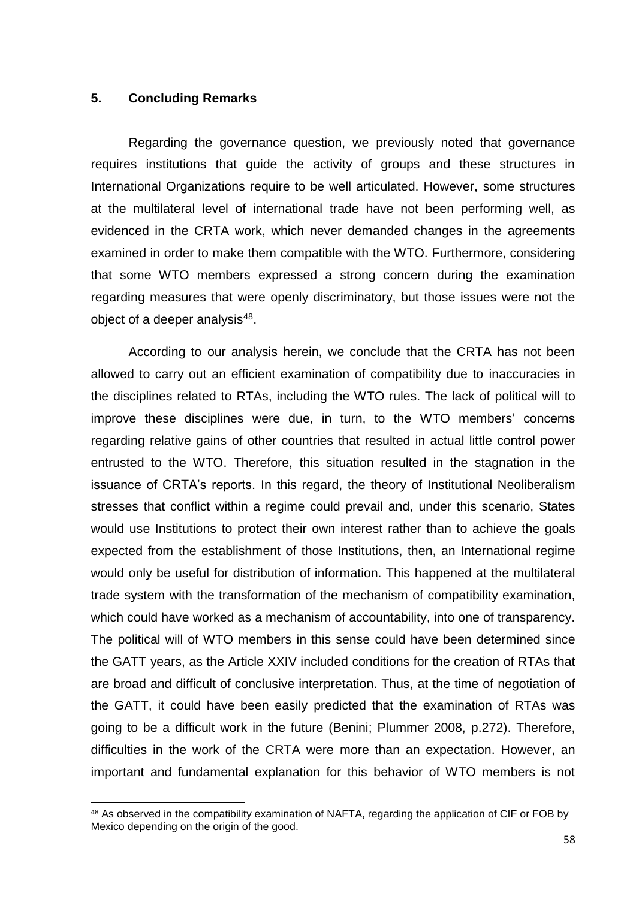## 5. Concluding Remarks

Regarding the governance question, we previously noted that governance requires institutions that guide the activity of groups and these structures in International Organizations require to be well articulated. However, some structures at the multilateral level of international trade have not been performing well, as evidenced in the CRTA work, which never demanded changes in the agreements examined in order to make them compatible with the WTO. Furthermore, considering that some WTO members expressed a strong concern during the examination regarding measures that were openly discriminatory, but those issues were not the object of a deeper analysis[48].

According to our analysis herein, we conclude that the CRTA has not been allowed to carry out an efficient examination of compatibility due to inaccuracies in the disciplines related to RTAs, including the WTO rules. The lack of political will to improve these disciplines were due, in turn, to the WTO members' concerns regarding relative gains of other countries that resulted in actual little control power entrusted to the WTO. Therefore, this situation resulted in the stagnation in the issuance of CRTA's reports. In this regard, the theory of Institutional Neoliberalism stresses that conflict within a regime could prevail and, under this scenario, States would use Institutions to protect their own interest rather than to achieve the goals expected from the establishment of those Institutions, then, an International regime would only be useful for distribution of information. This happened at the multilateral trade system with the transformation of the mechanism of compatibility examination, which could have worked as a mechanism of accountability, into one of transparency. The political will of WTO members in this sense could have been determined since the GATT years, as the Article XXIV included conditions for the creation of RTAs that are broad and difficult of conclusive interpretation. Thus, at the time of negotiation of the GATT, it could have been easily predicted that the examination of RTAs was going to be a difficult work in the future (Benini; Plummer 2008, p.272). Therefore, difficulties in the work of the CRTA were more than an expectation. However, an important and fundamental explanation for this behavior of WTO members is not

---

[48] As observed in the compatibility examination of NAFTA, regarding the application of CIF or FOB by Mexico depending on the origin of the good.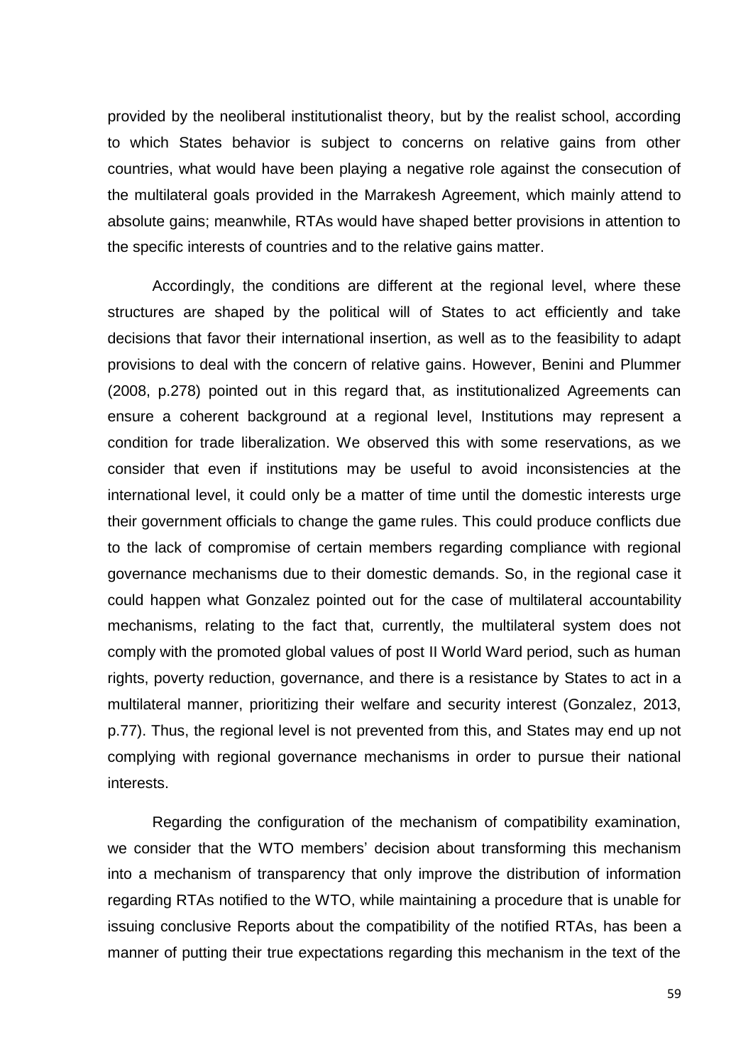provided by the neoliberal institutionalist theory, but by the realist school, according to which States behavior is subject to concerns on relative gains from other countries, what would have been playing a negative role against the consecution of the multilateral goals provided in the Marrakesh Agreement, which mainly attend to absolute gains; meanwhile, RTAs would have shaped better provisions in attention to the specific interests of countries and to the relative gains matter.

Accordingly, the conditions are different at the regional level, where these structures are shaped by the political will of States to act efficiently and take decisions that favor their international insertion, as well as to the feasibility to adapt provisions to deal with the concern of relative gains. However, Benini and Plummer (2008, p.278) pointed out in this regard that, as institutionalized Agreements can ensure a coherent background at a regional level, Institutions may represent a condition for trade liberalization. We observed this with some reservations, as we consider that even if institutions may be useful to avoid inconsistencies at the international level, it could only be a matter of time until the domestic interests urge their government officials to change the game rules. This could produce conflicts due to the lack of compromise of certain members regarding compliance with regional governance mechanisms due to their domestic demands. So, in the regional case it could happen what Gonzalez pointed out for the case of multilateral accountability mechanisms, relating to the fact that, currently, the multilateral system does not comply with the promoted global values of post II World Ward period, such as human rights, poverty reduction, governance, and there is a resistance by States to act in a multilateral manner, prioritizing their welfare and security interest (Gonzalez, 2013, p.77). Thus, the regional level is not prevented from this, and States may end up not complying with regional governance mechanisms in order to pursue their national interests.

Regarding the configuration of the mechanism of compatibility examination, we consider that the WTO members' decision about transforming this mechanism into a mechanism of transparency that only improve the distribution of information regarding RTAs notified to the WTO, while maintaining a procedure that is unable for issuing conclusive Reports about the compatibility of the notified RTAs, has been a manner of putting their true expectations regarding this mechanism in the text of the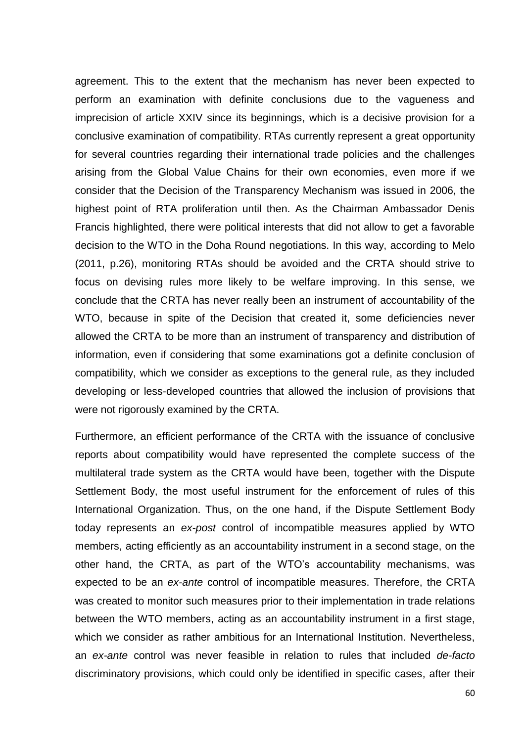agreement. This to the extent that the mechanism has never been expected to perform an examination with definite conclusions due to the vagueness and imprecision of article XXIV since its beginnings, which is a decisive provision for a conclusive examination of compatibility. RTAs currently represent a great opportunity for several countries regarding their international trade policies and the challenges arising from the Global Value Chains for their own economies, even more if we consider that the Decision of the Transparency Mechanism was issued in 2006, the highest point of RTA proliferation until then. As the Chairman Ambassador Denis Francis highlighted, there were political interests that did not allow to get a favorable decision to the WTO in the Doha Round negotiations. In this way, according to Melo (2011, p.26), monitoring RTAs should be avoided and the CRTA should strive to focus on devising rules more likely to be welfare improving. In this sense, we conclude that the CRTA has never really been an instrument of accountability of the WTO, because in spite of the Decision that created it, some deficiencies never allowed the CRTA to be more than an instrument of transparency and distribution of information, even if considering that some examinations got a definite conclusion of compatibility, which we consider as exceptions to the general rule, as they included developing or less-developed countries that allowed the inclusion of provisions that were not rigorously examined by the CRTA.

Furthermore, an efficient performance of the CRTA with the issuance of conclusive reports about compatibility would have represented the complete success of the multilateral trade system as the CRTA would have been, together with the Dispute Settlement Body, the most useful instrument for the enforcement of rules of this International Organization. Thus, on the one hand, if the Dispute Settlement Body today represents an *ex-post* control of incompatible measures applied by WTO members, acting efficiently as an accountability instrument in a second stage, on the other hand, the CRTA, as part of the WTO's accountability mechanisms, was expected to be an *ex-ante* control of incompatible measures. Therefore, the CRTA was created to monitor such measures prior to their implementation in trade relations between the WTO members, acting as an accountability instrument in a first stage, which we consider as rather ambitious for an International Institution. Nevertheless, an *ex-ante* control was never feasible in relation to rules that included *de-facto* discriminatory provisions, which could only be identified in specific cases, after their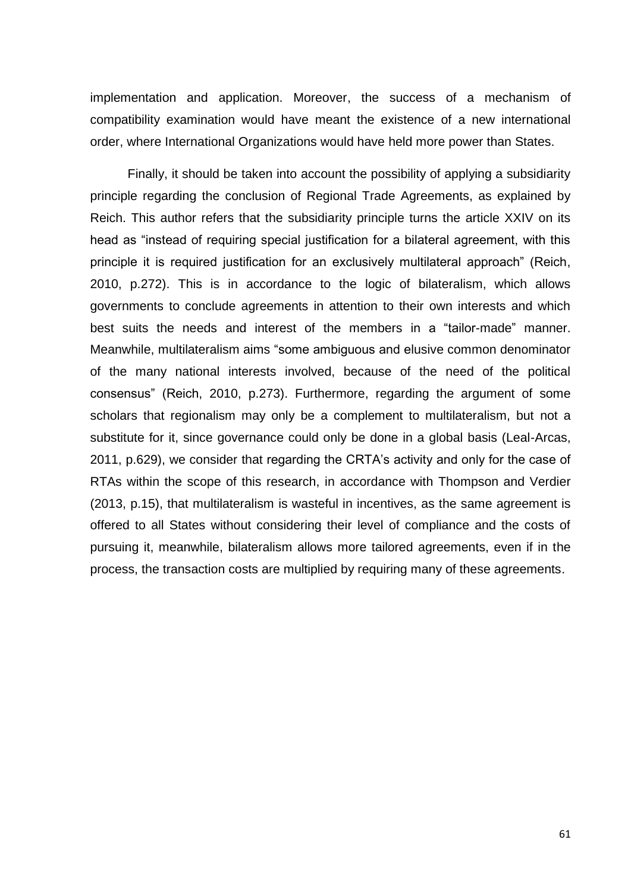implementation and application. Moreover, the success of a mechanism of compatibility examination would have meant the existence of a new international order, where International Organizations would have held more power than States.

Finally, it should be taken into account the possibility of applying a subsidiarity principle regarding the conclusion of Regional Trade Agreements, as explained by Reich. This author refers that the subsidiarity principle turns the article XXIV on its head as "instead of requiring special justification for a bilateral agreement, with this principle it is required justification for an exclusively multilateral approach" (Reich, 2010, p.272). This is in accordance to the logic of bilateralism, which allows governments to conclude agreements in attention to their own interests and which best suits the needs and interest of the members in a "tailor-made" manner. Meanwhile, multilateralism aims "some ambiguous and elusive common denominator of the many national interests involved, because of the need of the political consensus" (Reich, 2010, p.273). Furthermore, regarding the argument of some scholars that regionalism may only be a complement to multilateralism, but not a substitute for it, since governance could only be done in a global basis (Leal-Arcas, 2011, p.629), we consider that regarding the CRTA's activity and only for the case of RTAs within the scope of this research, in accordance with Thompson and Verdier (2013, p.15), that multilateralism is wasteful in incentives, as the same agreement is offered to all States without considering their level of compliance and the costs of pursuing it, meanwhile, bilateralism allows more tailored agreements, even if in the process, the transaction costs are multiplied by requiring many of these agreements.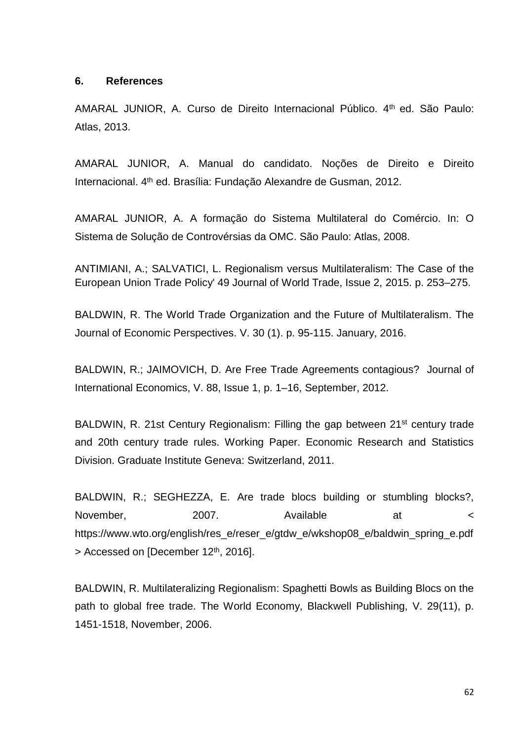## 6. References

AMARAL JUNIOR, A. Curso de Direito Internacional Público. 4th ed. São Paulo: Atlas, 2013.

AMARAL JUNIOR, A. Manual do candidato. Noções de Direito e Direito Internacional. 4th ed. Brasília: Fundação Alexandre de Gusman, 2012.

AMARAL JUNIOR, A. A formação do Sistema Multilateral do Comércio. In: O Sistema de Solução de Controvérsias da OMC. São Paulo: Atlas, 2008.

ANTIMIANI, A.; SALVATICI, L. Regionalism versus Multilateralism: The Case of the European Union Trade Policy' 49 Journal of World Trade, Issue 2, 2015. p. 253–275.

BALDWIN, R. The World Trade Organization and the Future of Multilateralism. The Journal of Economic Perspectives. V. 30 (1). p. 95-115. January, 2016.

BALDWIN, R.; JAIMOVICH, D. Are Free Trade Agreements contagious? Journal of International Economics, V. 88, Issue 1, p. 1–16, September, 2012.

BALDWIN, R. 21st Century Regionalism: Filling the gap between 21st century trade and 20th century trade rules. Working Paper. Economic Research and Statistics Division. Graduate Institute Geneva: Switzerland, 2011.

BALDWIN, R.; SEGHEZZA, E. Are trade blocs building or stumbling blocks?, November, 2007. Available at < https://www.wto.org/english/res_e/reser_e/gtdw_e/wkshop08_e/baldwin_spring_e.pdf > Accessed on [December 12th, 2016].

BALDWIN, R. Multilateralizing Regionalism: Spaghetti Bowls as Building Blocs on the path to global free trade. The World Economy, Blackwell Publishing, V. 29(11), p. 1451-1518, November, 2006.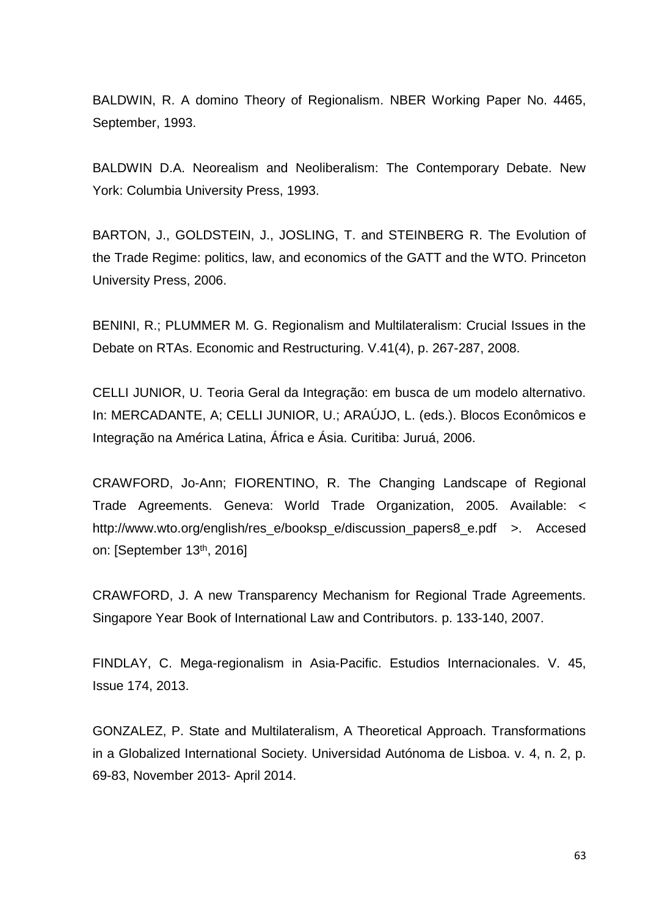BALDWIN, R. A domino Theory of Regionalism. NBER Working Paper No. 4465, September, 1993.

BALDWIN D.A. Neorealism and Neoliberalism: The Contemporary Debate. New York: Columbia University Press, 1993.

BARTON, J., GOLDSTEIN, J., JOSLING, T. and STEINBERG R. The Evolution of the Trade Regime: politics, law, and economics of the GATT and the WTO. Princeton University Press, 2006.

BENINI, R.; PLUMMER M. G. Regionalism and Multilateralism: Crucial Issues in the Debate on RTAs. Economic and Restructuring. V.41(4), p. 267-287, 2008.

CELLI JUNIOR, U. Teoria Geral da Integração: em busca de um modelo alternativo. In: MERCADANTE, A; CELLI JUNIOR, U.; ARAÚJO, L. (eds.). Blocos Econômicos e Integração na América Latina, África e Ásia. Curitiba: Juruá, 2006.

CRAWFORD, Jo-Ann; FIORENTINO, R. The Changing Landscape of Regional Trade Agreements. Geneva: World Trade Organization, 2005. Available: < http://www.wto.org/english/res_e/booksp_e/discussion_papers8_e.pdf >. Accesed on: [September 13th, 2016]

CRAWFORD, J. A new Transparency Mechanism for Regional Trade Agreements. Singapore Year Book of International Law and Contributors. p. 133-140, 2007.

FINDLAY, C. Mega-regionalism in Asia-Pacific. Estudios Internacionales. V. 45, Issue 174, 2013.

GONZALEZ, P. State and Multilateralism, A Theoretical Approach. Transformations in a Globalized International Society. Universidad Autónoma de Lisboa. v. 4, n. 2, p. 69-83, November 2013- April 2014.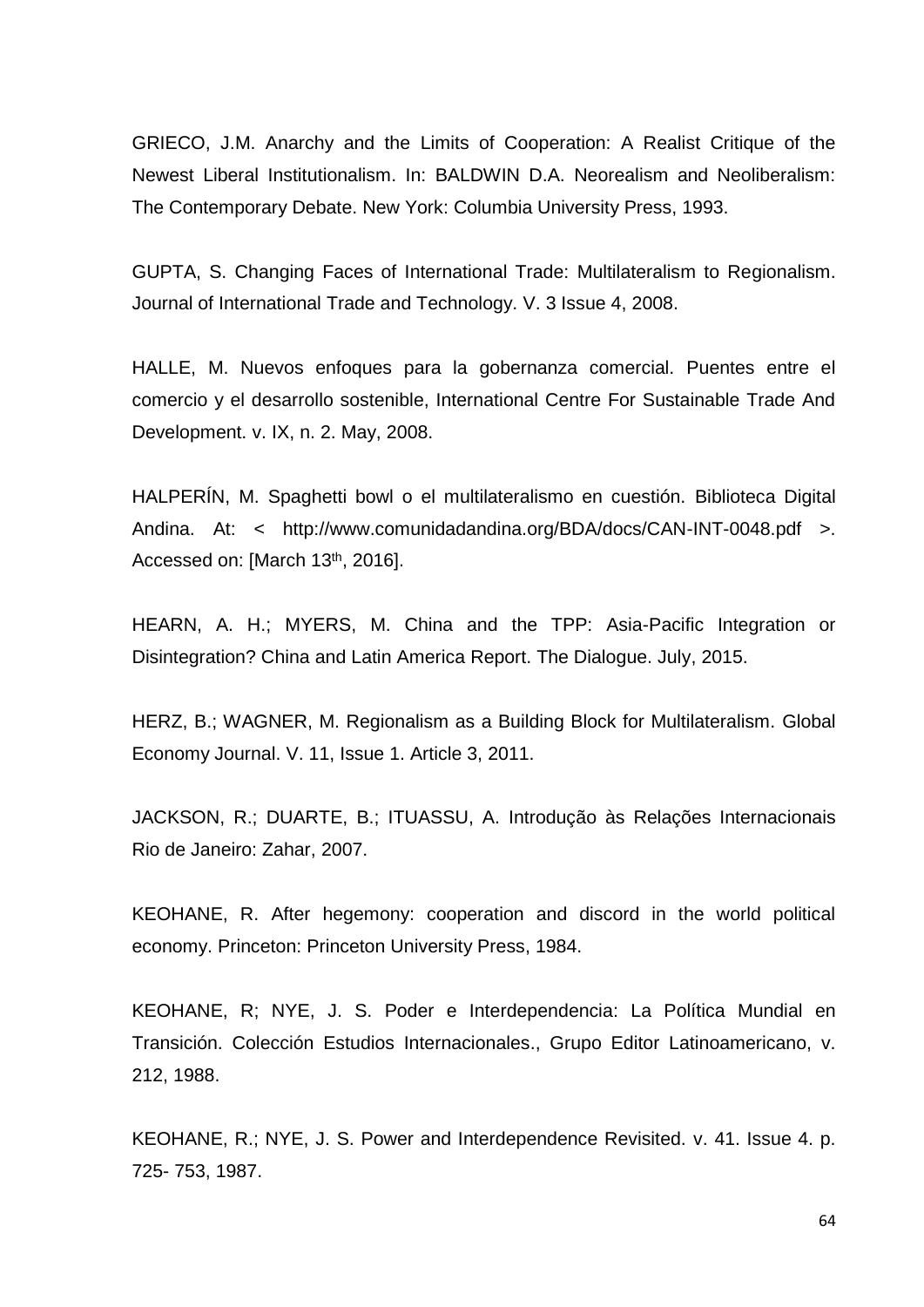GRIECO, J.M. Anarchy and the Limits of Cooperation: A Realist Critique of the Newest Liberal Institutionalism. In: BALDWIN D.A. Neorealism and Neoliberalism: The Contemporary Debate. New York: Columbia University Press, 1993.

GUPTA, S. Changing Faces of International Trade: Multilateralism to Regionalism. Journal of International Trade and Technology. V. 3 Issue 4, 2008.

HALLE, M. Nuevos enfoques para la gobernanza comercial. Puentes entre el comercio y el desarrollo sostenible, International Centre For Sustainable Trade And Development. v. IX, n. 2. May, 2008.

HALPERÍN, M. Spaghetti bowl o el multilateralismo en cuestión. Biblioteca Digital Andina. At: < http://www.comunidadandina.org/BDA/docs/CAN-INT-0048.pdf >. Accessed on: [March 13th, 2016].

HEARN, A. H.; MYERS, M. China and the TPP: Asia-Pacific Integration or Disintegration? China and Latin America Report. The Dialogue. July, 2015.

HERZ, B.; WAGNER, M. Regionalism as a Building Block for Multilateralism. Global Economy Journal. V. 11, Issue 1. Article 3, 2011.

JACKSON, R.; DUARTE, B.; ITUASSU, A. Introdução às Relações Internacionais Rio de Janeiro: Zahar, 2007.

KEOHANE, R. After hegemony: cooperation and discord in the world political economy. Princeton: Princeton University Press, 1984.

KEOHANE, R; NYE, J. S. Poder e Interdependencia: La Política Mundial en Transición. Colección Estudios Internacionales., Grupo Editor Latinoamericano, v. 212, 1988.

KEOHANE, R.; NYE, J. S. Power and Interdependence Revisited. v. 41. Issue 4. p. 725- 753, 1987.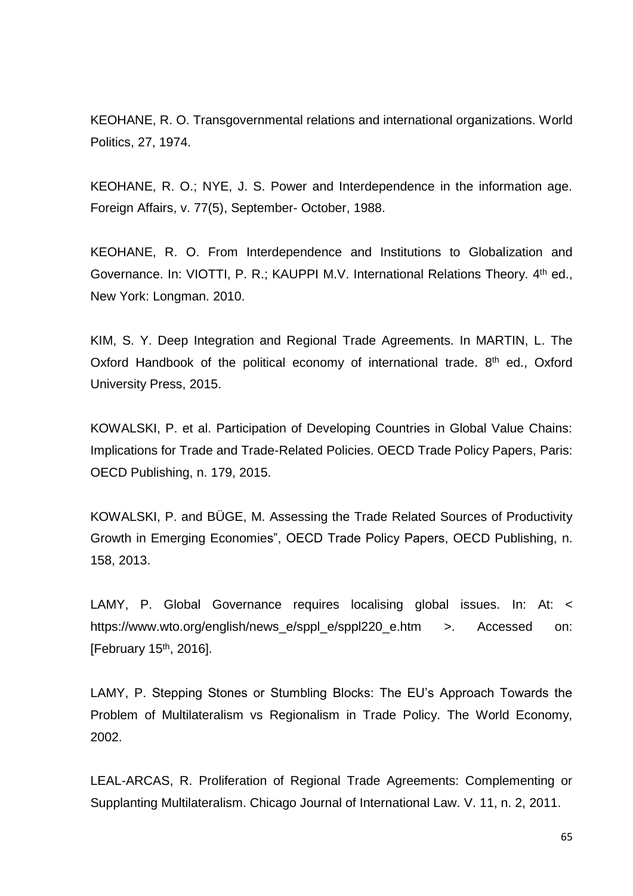KEOHANE, R. O. Transgovernmental relations and international organizations. World Politics, 27, 1974.

KEOHANE, R. O.; NYE, J. S. Power and Interdependence in the information age. Foreign Affairs, v. 77(5), September- October, 1988.

KEOHANE, R. O. From Interdependence and Institutions to Globalization and Governance. In: VIOTTI, P. R.; KAUPPI M.V. International Relations Theory. 4th ed., New York: Longman. 2010.

KIM, S. Y. Deep Integration and Regional Trade Agreements. In MARTIN, L. The Oxford Handbook of the political economy of international trade. 8th ed., Oxford University Press, 2015.

KOWALSKI, P. et al. Participation of Developing Countries in Global Value Chains: Implications for Trade and Trade-Related Policies. OECD Trade Policy Papers, Paris: OECD Publishing, n. 179, 2015.

KOWALSKI, P. and BÜGE, M. Assessing the Trade Related Sources of Productivity Growth in Emerging Economies", OECD Trade Policy Papers, OECD Publishing, n. 158, 2013.

LAMY, P. Global Governance requires localising global issues. In: At: < https://www.wto.org/english/news_e/sppl_e/sppl220_e.htm >. Accessed on: [February 15th, 2016].

LAMY, P. Stepping Stones or Stumbling Blocks: The EU's Approach Towards the Problem of Multilateralism vs Regionalism in Trade Policy. The World Economy, 2002.

LEAL-ARCAS, R. Proliferation of Regional Trade Agreements: Complementing or Supplanting Multilateralism. Chicago Journal of International Law. V. 11, n. 2, 2011.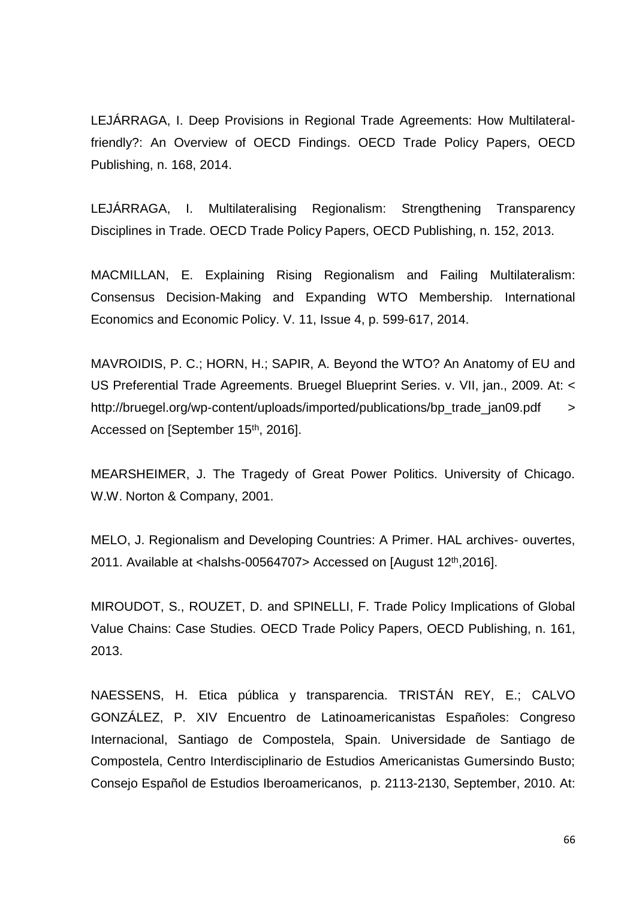LEJÁRRAGA, I. Deep Provisions in Regional Trade Agreements: How Multilateral-friendly?: An Overview of OECD Findings. OECD Trade Policy Papers, OECD Publishing, n. 168, 2014.

LEJÁRRAGA, I. Multilateralising Regionalism: Strengthening Transparency Disciplines in Trade. OECD Trade Policy Papers, OECD Publishing, n. 152, 2013.

MACMILLAN, E. Explaining Rising Regionalism and Failing Multilateralism: Consensus Decision-Making and Expanding WTO Membership. International Economics and Economic Policy. V. 11, Issue 4, p. 599-617, 2014.

MAVROIDIS, P. C.; HORN, H.; SAPIR, A. Beyond the WTO? An Anatomy of EU and US Preferential Trade Agreements. Bruegel Blueprint Series. v. VII, jan., 2009. At: < http://bruegel.org/wp-content/uploads/imported/publications/bp_trade_jan09.pdf > Accessed on [September 15th, 2016].

MEARSHEIMER, J. The Tragedy of Great Power Politics. University of Chicago. W.W. Norton & Company, 2001.

MELO, J. Regionalism and Developing Countries: A Primer. HAL archives- ouvertes, 2011. Available at <halshs-00564707> Accessed on [August 12th,2016].

MIROUDOT, S., ROUZET, D. and SPINELLI, F. Trade Policy Implications of Global Value Chains: Case Studies. OECD Trade Policy Papers, OECD Publishing, n. 161, 2013.

NAESSENS, H. Etica pública y transparencia. TRISTÁN REY, E.; CALVO GONZÁLEZ, P. XIV Encuentro de Latinoamericanistas Españoles: Congreso Internacional, Santiago de Compostela, Spain. Universidade de Santiago de Compostela, Centro Interdisciplinario de Estudios Americanistas Gumersindo Busto; Consejo Español de Estudios Iberoamericanos, p. 2113-2130, September, 2010. At: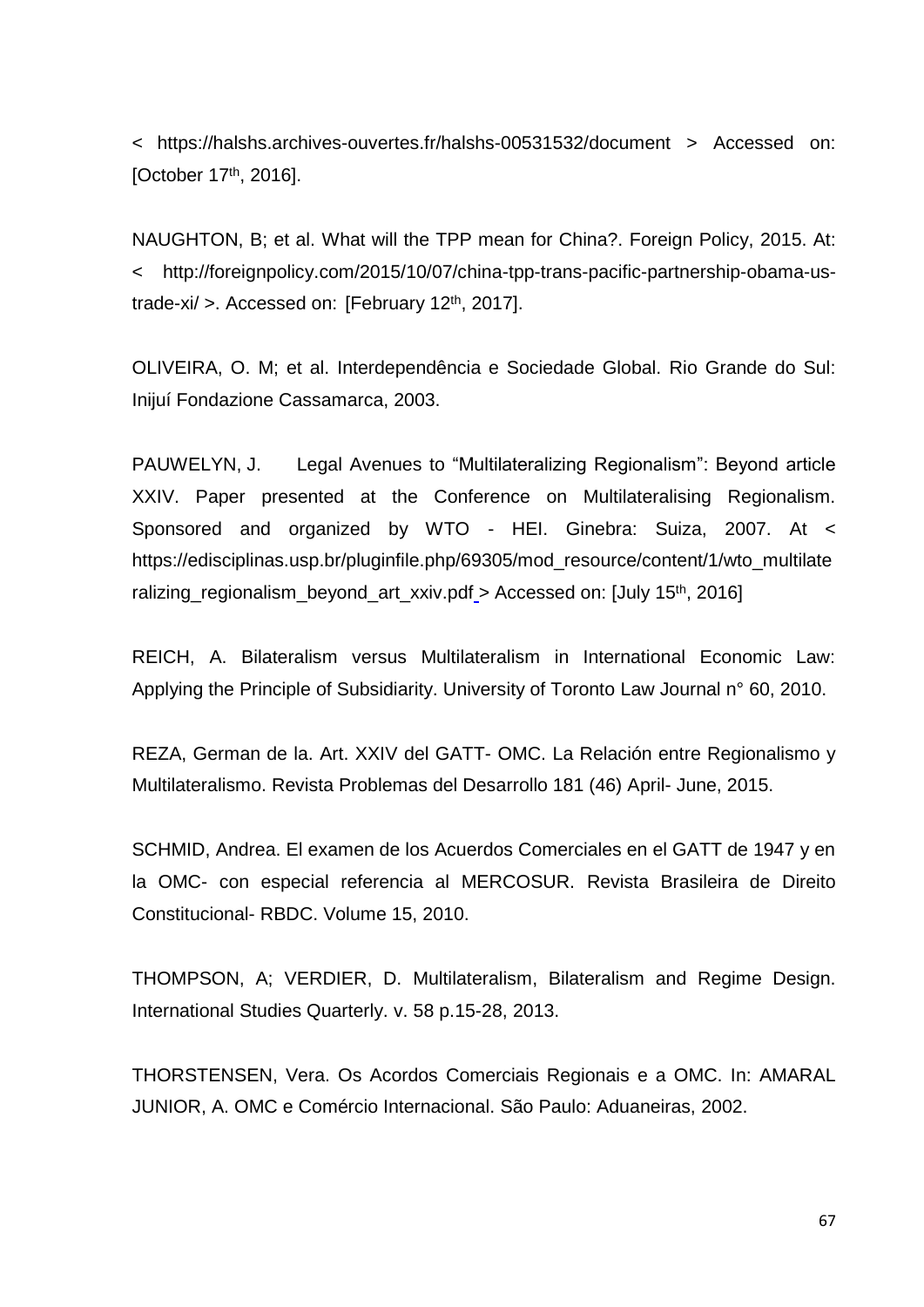< https://halshs.archives-ouvertes.fr/halshs-00531532/document > Accessed on: [October 17th, 2016].

NAUGHTON, B; et al. What will the TPP mean for China?. Foreign Policy, 2015. At: < http://foreignpolicy.com/2015/10/07/china-tpp-trans-pacific-partnership-obama-us-trade-xi/ >. Accessed on: [February 12th, 2017].

OLIVEIRA, O. M; et al. Interdependência e Sociedade Global. Rio Grande do Sul: Injuí Fondazione Cassamarca, 2003.

PAUWELYN, J. Legal Avenues to "Multilateralizing Regionalism": Beyond article XXIV. Paper presented at the Conference on Multilateralising Regionalism. Sponsored and organized by WTO - HEI. Ginebra: Suiza, 2007. At < https://edisciplinas.usp.br/pluginfile.php/69305/mod_resource/content/1/wto_multilateralizing_regionalism_beyond_art_xxiv.pdf > Accessed on: [July 15th, 2016]

REICH, A. Bilateralism versus Multilateralism in International Economic Law: Applying the Principle of Subsidiarity. University of Toronto Law Journal n° 60, 2010.

REZA, German de la. Art. XXIV del GATT- OMC. La Relación entre Regionalismo y Multilateralismo. Revista Problemas del Desarrollo 181 (46) April- June, 2015.

SCHMID, Andrea. El examen de los Acuerdos Comerciales en el GATT de 1947 y en la OMC- con especial referencia al MERCOSUR. Revista Brasileira de Direito Constitucional- RBDC. Volume 15, 2010.

THOMPSON, A; VERDIER, D. Multilateralism, Bilateralism and Regime Design. International Studies Quarterly. v. 58 p.15-28, 2013.

THORSTENSEN, Vera. Os Acordos Comerciais Regionais e a OMC. In: AMARAL JUNIOR, A. OMC e Comércio Internacional. São Paulo: Aduaneiras, 2002.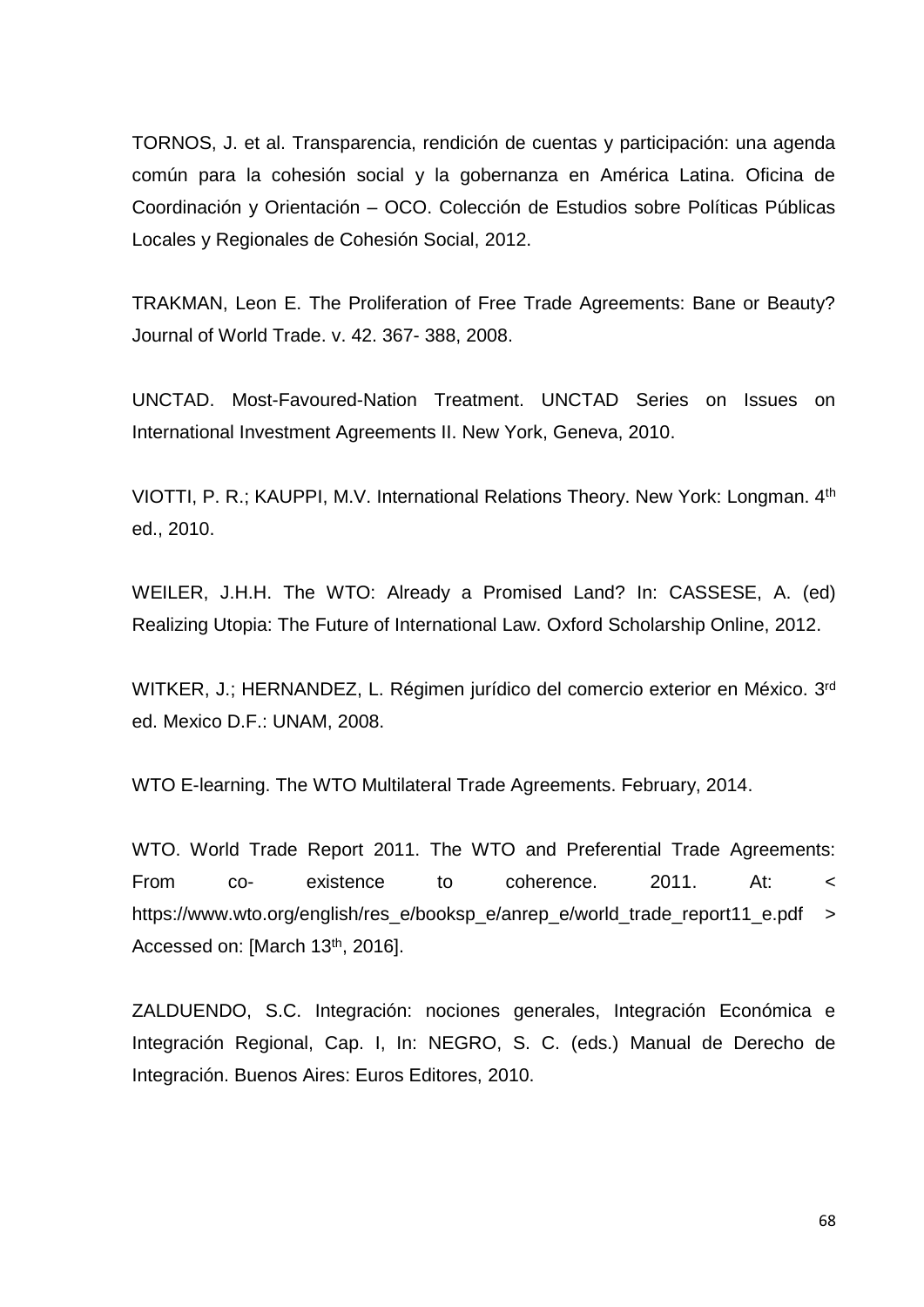TORNOS, J. et al. Transparencia, rendición de cuentas y participación: una agenda común para la cohesión social y la gobernanza en América Latina. Oficina de Coordinación y Orientación – OCO. Colección de Estudios sobre Políticas Públicas Locales y Regionales de Cohesión Social, 2012.

TRAKMAN, Leon E. The Proliferation of Free Trade Agreements: Bane or Beauty? Journal of World Trade. v. 42. 367- 388, 2008.

UNCTAD. Most-Favoured-Nation Treatment. UNCTAD Series on Issues on International Investment Agreements II. New York, Geneva, 2010.

VIOTTI, P. R.; KAUPPI, M.V. International Relations Theory. New York: Longman. 4th ed., 2010.

WEILER, J.H.H. The WTO: Already a Promised Land? In: CASSESE, A. (ed) Realizing Utopia: The Future of International Law. Oxford Scholarship Online, 2012.

WITKER, J.; HERNANDEZ, L. Régimen jurídico del comercio exterior en México. 3rd ed. Mexico D.F.: UNAM, 2008.

WTO E-learning. The WTO Multilateral Trade Agreements. February, 2014.

WTO. World Trade Report 2011. The WTO and Preferential Trade Agreements: From co- existence to coherence. 2011. At: < https://www.wto.org/english/res_e/booksp_e/anrep_e/world_trade_report11_e.pdf > Accessed on: [March 13th, 2016].

ZALDUENDO, S.C. Integración: nociones generales, Integración Económica e Integración Regional, Cap. I, In: NEGRO, S. C. (eds.) Manual de Derecho de Integración. Buenos Aires: Euros Editores, 2010.